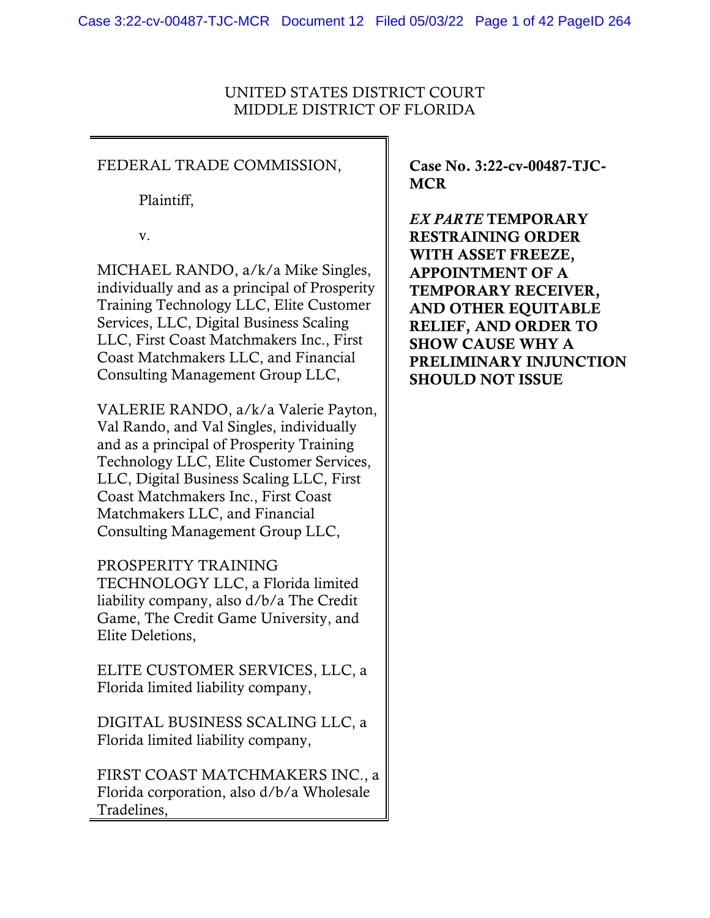UNITED STATES DISTRICT COURT
MIDDLE DISTRICT OF FLORIDA

FEDERAL TRADE COMMISSION,

Plaintiff,

v.

MICHAEL RANDO, a/k/a Mike Singles, individually and as a principal of Prosperity Training Technology LLC, Elite Customer Services, LLC, Digital Business Scaling LLC, First Coast Matchmakers Inc., First Coast Matchmakers LLC, and Financial Consulting Management Group LLC,

VALERIE RANDO, a/k/a Valerie Payton, Val Rando, and Val Singles, individually and as a principal of Prosperity Training Technology LLC, Elite Customer Services, LLC, Digital Business Scaling LLC, First Coast Matchmakers Inc., First Coast Matchmakers LLC, and Financial Consulting Management Group LLC,

PROSPERITY TRAINING TECHNOLOGY LLC, a Florida limited liability company, also d/b/a The Credit Game, The Credit Game University, and Elite Deletions,

ELITE CUSTOMER SERVICES, LLC, a Florida limited liability company,

DIGITAL BUSINESS SCALING LLC, a Florida limited liability company,

FIRST COAST MATCHMAKERS INC., a Florida corporation, also d/b/a Wholesale Tradelines,

**Case No. 3:22-cv-00487-TJC-MCR**

***EX PARTE* TEMPORARY RESTRAINING ORDER WITH ASSET FREEZE, APPOINTMENT OF A TEMPORARY RECEIVER, AND OTHER EQUITABLE RELIEF, AND ORDER TO SHOW CAUSE WHY A PRELIMINARY INJUNCTION SHOULD NOT ISSUE**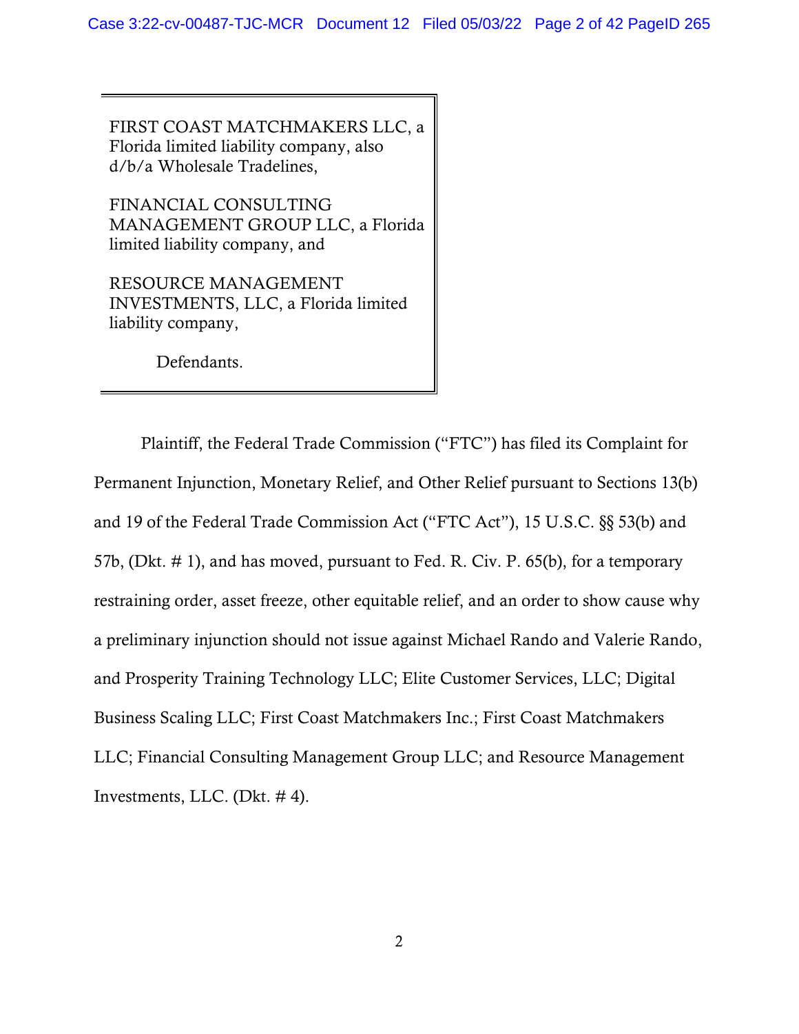FIRST COAST MATCHMAKERS LLC, a Florida limited liability company, also d/b/a Wholesale Tradelines,

FINANCIAL CONSULTING MANAGEMENT GROUP LLC, a Florida limited liability company, and

RESOURCE MANAGEMENT INVESTMENTS, LLC, a Florida limited liability company,

Defendants.

Plaintiff, the Federal Trade Commission ("FTC") has filed its Complaint for Permanent Injunction, Monetary Relief, and Other Relief pursuant to Sections 13(b) and 19 of the Federal Trade Commission Act ("FTC Act"), 15 U.S.C. §§ 53(b) and 57b, (Dkt. # 1), and has moved, pursuant to Fed. R. Civ. P. 65(b), for a temporary restraining order, asset freeze, other equitable relief, and an order to show cause why a preliminary injunction should not issue against Michael Rando and Valerie Rando, and Prosperity Training Technology LLC; Elite Customer Services, LLC; Digital Business Scaling LLC; First Coast Matchmakers Inc.; First Coast Matchmakers LLC; Financial Consulting Management Group LLC; and Resource Management Investments, LLC. (Dkt. # 4).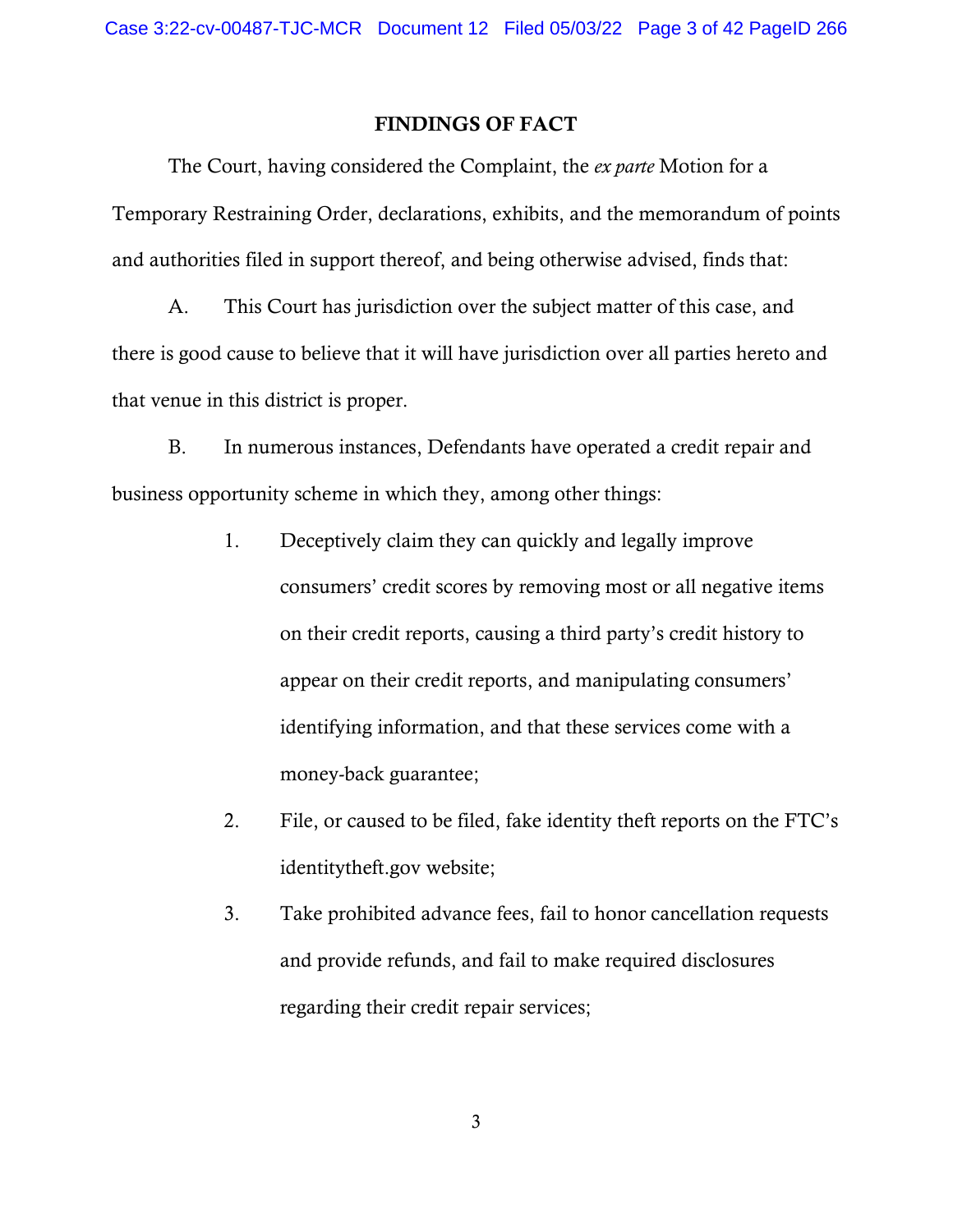## FINDINGS OF FACT

The Court, having considered the Complaint, the *ex parte* Motion for a Temporary Restraining Order, declarations, exhibits, and the memorandum of points and authorities filed in support thereof, and being otherwise advised, finds that:

A. This Court has jurisdiction over the subject matter of this case, and there is good cause to believe that it will have jurisdiction over all parties hereto and that venue in this district is proper.

B. In numerous instances, Defendants have operated a credit repair and business opportunity scheme in which they, among other things:

1. Deceptively claim they can quickly and legally improve consumers' credit scores by removing most or all negative items on their credit reports, causing a third party's credit history to appear on their credit reports, and manipulating consumers' identifying information, and that these services come with a money-back guarantee;

2. File, or caused to be filed, fake identity theft reports on the FTC's identitytheft.gov website;

3. Take prohibited advance fees, fail to honor cancellation requests and provide refunds, and fail to make required disclosures regarding their credit repair services;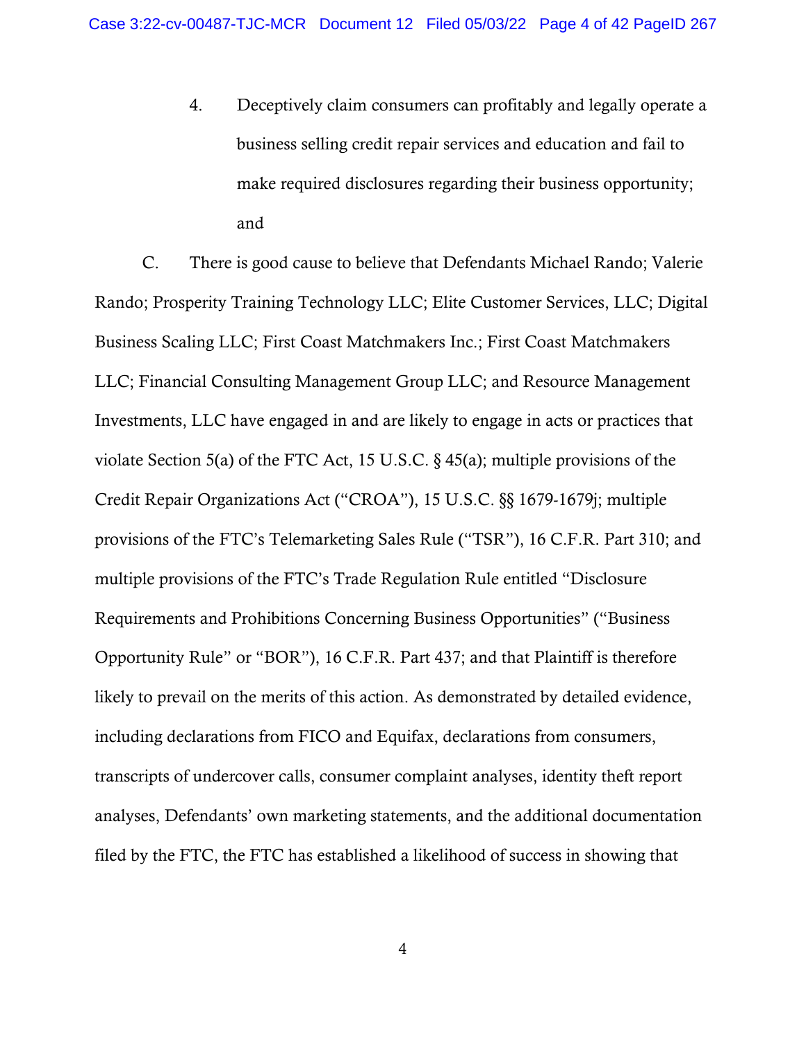4. Deceptively claim consumers can profitably and legally operate a business selling credit repair services and education and fail to make required disclosures regarding their business opportunity; and

C. There is good cause to believe that Defendants Michael Rando; Valerie Rando; Prosperity Training Technology LLC; Elite Customer Services, LLC; Digital Business Scaling LLC; First Coast Matchmakers Inc.; First Coast Matchmakers LLC; Financial Consulting Management Group LLC; and Resource Management Investments, LLC have engaged in and are likely to engage in acts or practices that violate Section 5(a) of the FTC Act, 15 U.S.C. § 45(a); multiple provisions of the Credit Repair Organizations Act ("CROA"), 15 U.S.C. §§ 1679-1679j; multiple provisions of the FTC's Telemarketing Sales Rule ("TSR"), 16 C.F.R. Part 310; and multiple provisions of the FTC's Trade Regulation Rule entitled "Disclosure Requirements and Prohibitions Concerning Business Opportunities" ("Business Opportunity Rule" or "BOR"), 16 C.F.R. Part 437; and that Plaintiff is therefore likely to prevail on the merits of this action. As demonstrated by detailed evidence, including declarations from FICO and Equifax, declarations from consumers, transcripts of undercover calls, consumer complaint analyses, identity theft report analyses, Defendants' own marketing statements, and the additional documentation filed by the FTC, the FTC has established a likelihood of success in showing that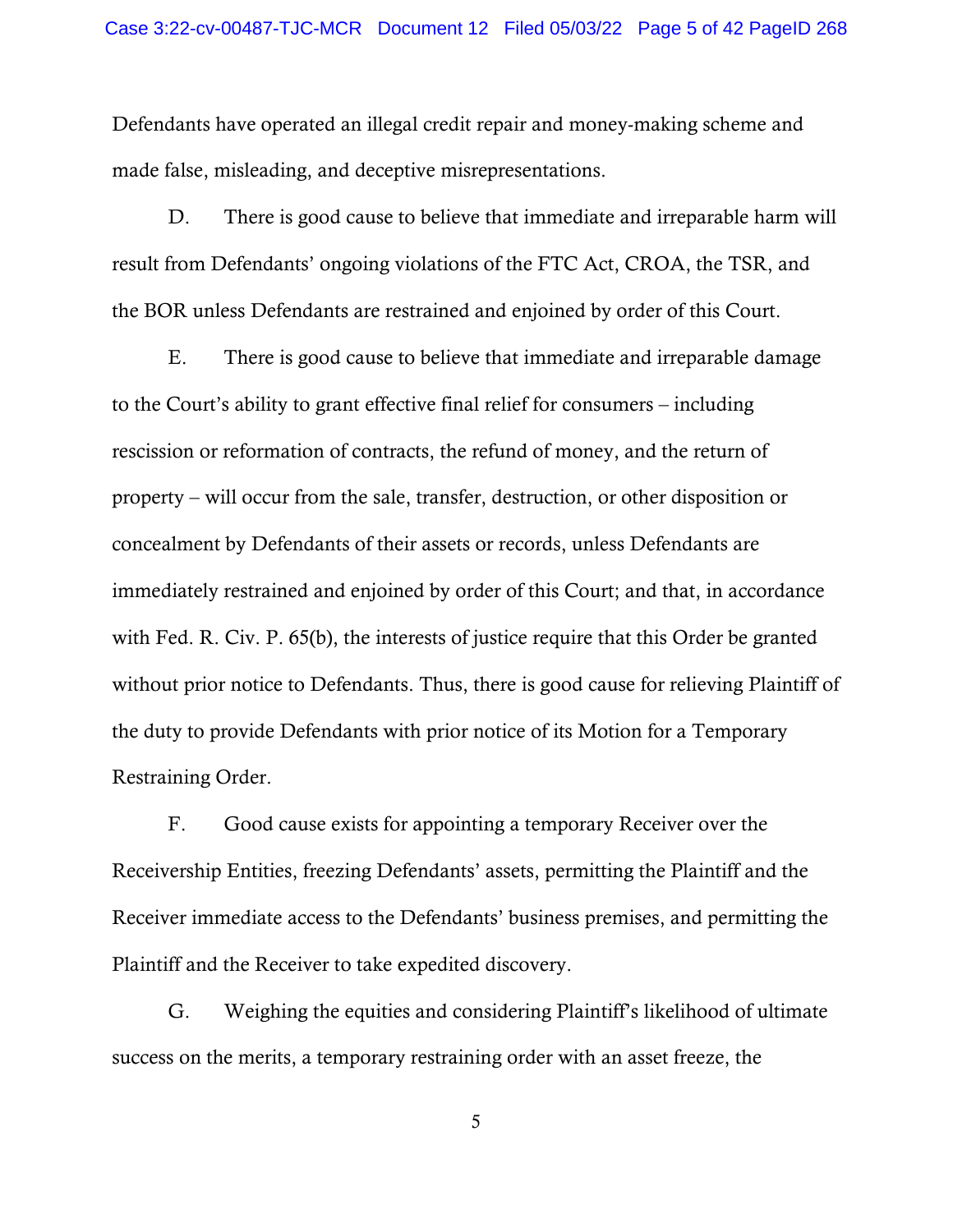Defendants have operated an illegal credit repair and money-making scheme and made false, misleading, and deceptive misrepresentations.

D. There is good cause to believe that immediate and irreparable harm will result from Defendants' ongoing violations of the FTC Act, CROA, the TSR, and the BOR unless Defendants are restrained and enjoined by order of this Court.

E. There is good cause to believe that immediate and irreparable damage to the Court's ability to grant effective final relief for consumers – including rescission or reformation of contracts, the refund of money, and the return of property – will occur from the sale, transfer, destruction, or other disposition or concealment by Defendants of their assets or records, unless Defendants are immediately restrained and enjoined by order of this Court; and that, in accordance with Fed. R. Civ. P. 65(b), the interests of justice require that this Order be granted without prior notice to Defendants. Thus, there is good cause for relieving Plaintiff of the duty to provide Defendants with prior notice of its Motion for a Temporary Restraining Order.

F. Good cause exists for appointing a temporary Receiver over the Receivership Entities, freezing Defendants' assets, permitting the Plaintiff and the Receiver immediate access to the Defendants' business premises, and permitting the Plaintiff and the Receiver to take expedited discovery.

G. Weighing the equities and considering Plaintiff's likelihood of ultimate success on the merits, a temporary restraining order with an asset freeze, the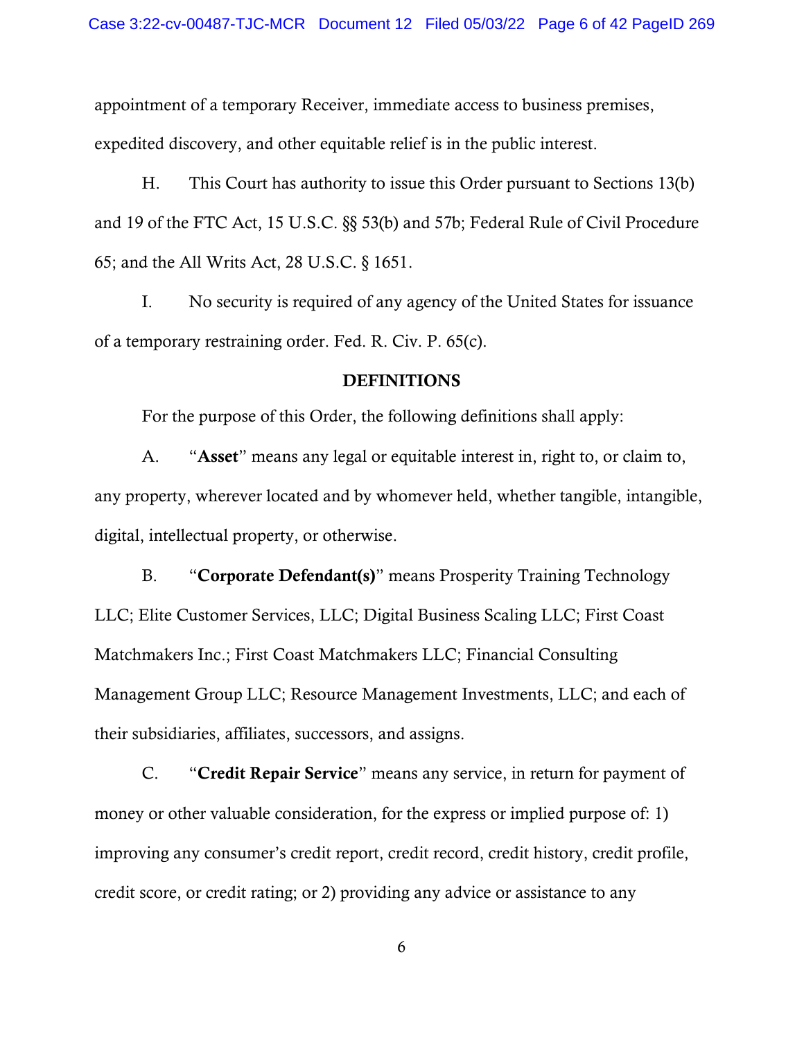appointment of a temporary Receiver, immediate access to business premises, expedited discovery, and other equitable relief is in the public interest.

H. This Court has authority to issue this Order pursuant to Sections 13(b) and 19 of the FTC Act, 15 U.S.C. §§ 53(b) and 57b; Federal Rule of Civil Procedure 65; and the All Writs Act, 28 U.S.C. § 1651.

I. No security is required of any agency of the United States for issuance of a temporary restraining order. Fed. R. Civ. P. 65(c).

## DEFINITIONS

For the purpose of this Order, the following definitions shall apply:

A. "**Asset**" means any legal or equitable interest in, right to, or claim to, any property, wherever located and by whomever held, whether tangible, intangible, digital, intellectual property, or otherwise.

B. "**Corporate Defendant(s)**" means Prosperity Training Technology LLC; Elite Customer Services, LLC; Digital Business Scaling LLC; First Coast Matchmakers Inc.; First Coast Matchmakers LLC; Financial Consulting Management Group LLC; Resource Management Investments, LLC; and each of their subsidiaries, affiliates, successors, and assigns.

C. "**Credit Repair Service**" means any service, in return for payment of money or other valuable consideration, for the express or implied purpose of: 1) improving any consumer's credit report, credit record, credit history, credit profile, credit score, or credit rating; or 2) providing any advice or assistance to any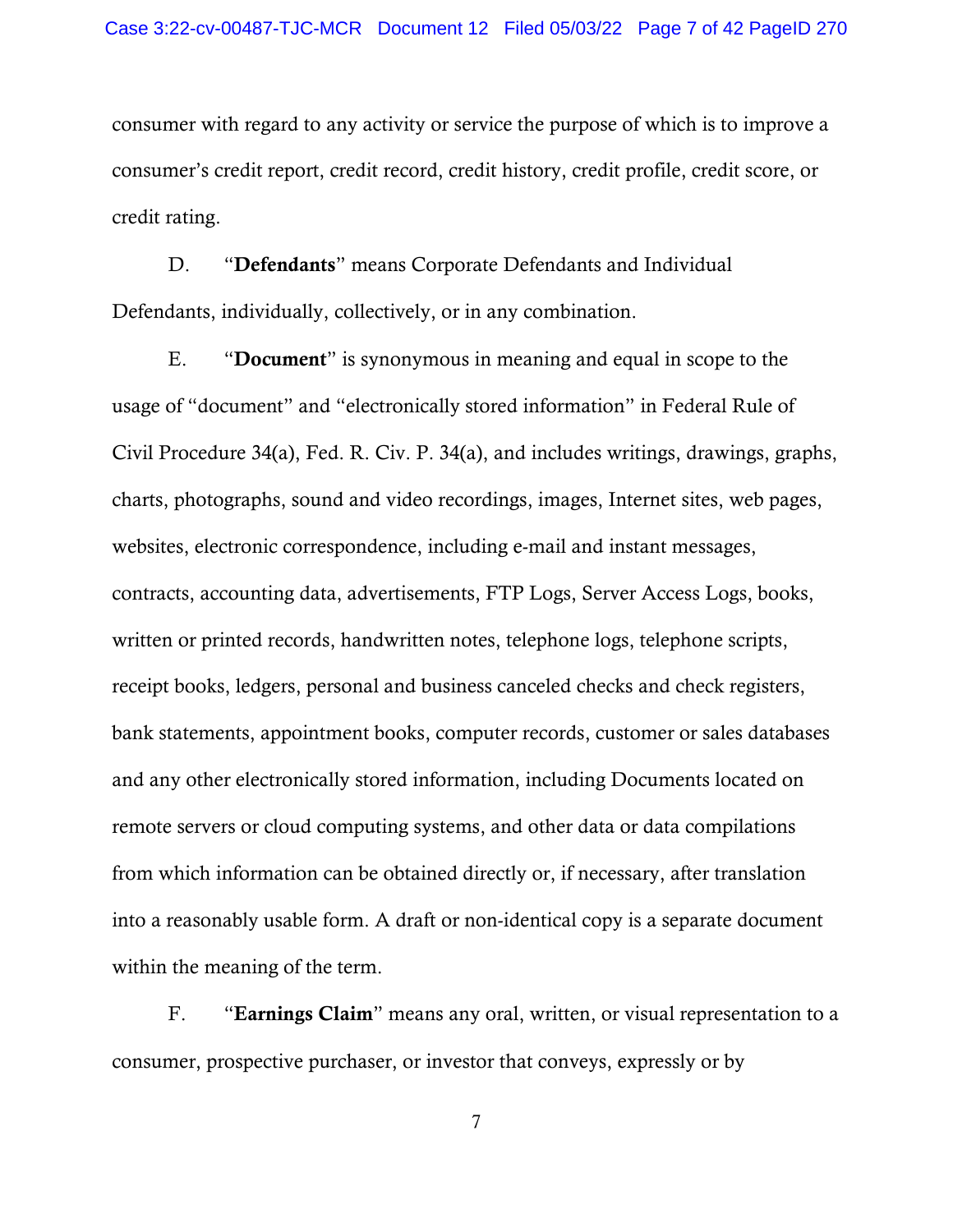consumer with regard to any activity or service the purpose of which is to improve a consumer's credit report, credit record, credit history, credit profile, credit score, or credit rating.

D. "**Defendants**" means Corporate Defendants and Individual Defendants, individually, collectively, or in any combination.

E. "**Document**" is synonymous in meaning and equal in scope to the usage of "document" and "electronically stored information" in Federal Rule of Civil Procedure 34(a), Fed. R. Civ. P. 34(a), and includes writings, drawings, graphs, charts, photographs, sound and video recordings, images, Internet sites, web pages, websites, electronic correspondence, including e-mail and instant messages, contracts, accounting data, advertisements, FTP Logs, Server Access Logs, books, written or printed records, handwritten notes, telephone logs, telephone scripts, receipt books, ledgers, personal and business canceled checks and check registers, bank statements, appointment books, computer records, customer or sales databases and any other electronically stored information, including Documents located on remote servers or cloud computing systems, and other data or data compilations from which information can be obtained directly or, if necessary, after translation into a reasonably usable form. A draft or non-identical copy is a separate document within the meaning of the term.

F. "**Earnings Claim**" means any oral, written, or visual representation to a consumer, prospective purchaser, or investor that conveys, expressly or by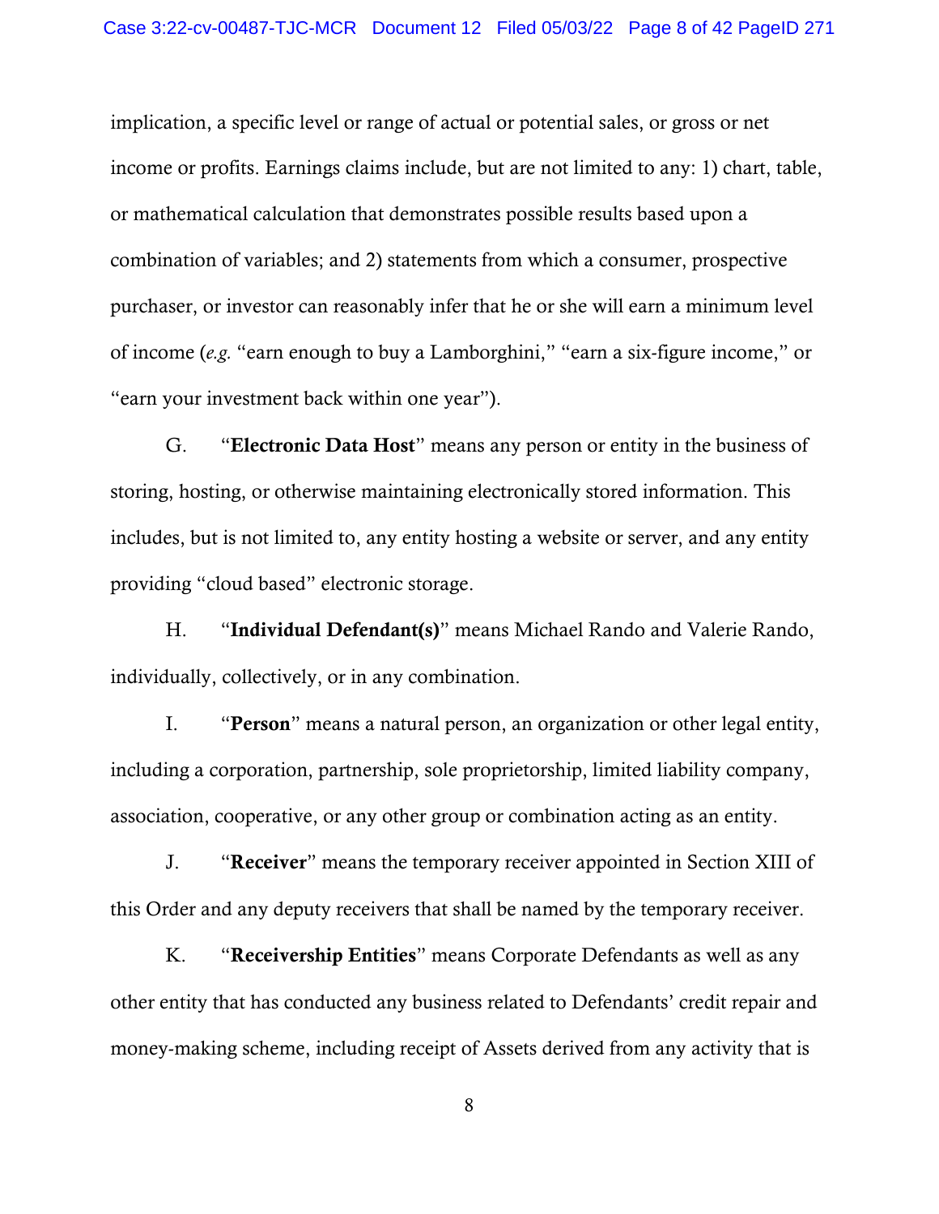implication, a specific level or range of actual or potential sales, or gross or net income or profits. Earnings claims include, but are not limited to any: 1) chart, table, or mathematical calculation that demonstrates possible results based upon a combination of variables; and 2) statements from which a consumer, prospective purchaser, or investor can reasonably infer that he or she will earn a minimum level of income (*e.g.* "earn enough to buy a Lamborghini," "earn a six-figure income," or "earn your investment back within one year").

G. "**Electronic Data Host**" means any person or entity in the business of storing, hosting, or otherwise maintaining electronically stored information. This includes, but is not limited to, any entity hosting a website or server, and any entity providing "cloud based" electronic storage.

H. "**Individual Defendant(s)**" means Michael Rando and Valerie Rando, individually, collectively, or in any combination.

I. "**Person**" means a natural person, an organization or other legal entity, including a corporation, partnership, sole proprietorship, limited liability company, association, cooperative, or any other group or combination acting as an entity.

J. "**Receiver**" means the temporary receiver appointed in Section XIII of this Order and any deputy receivers that shall be named by the temporary receiver.

K. "**Receivership Entities**" means Corporate Defendants as well as any other entity that has conducted any business related to Defendants' credit repair and money-making scheme, including receipt of Assets derived from any activity that is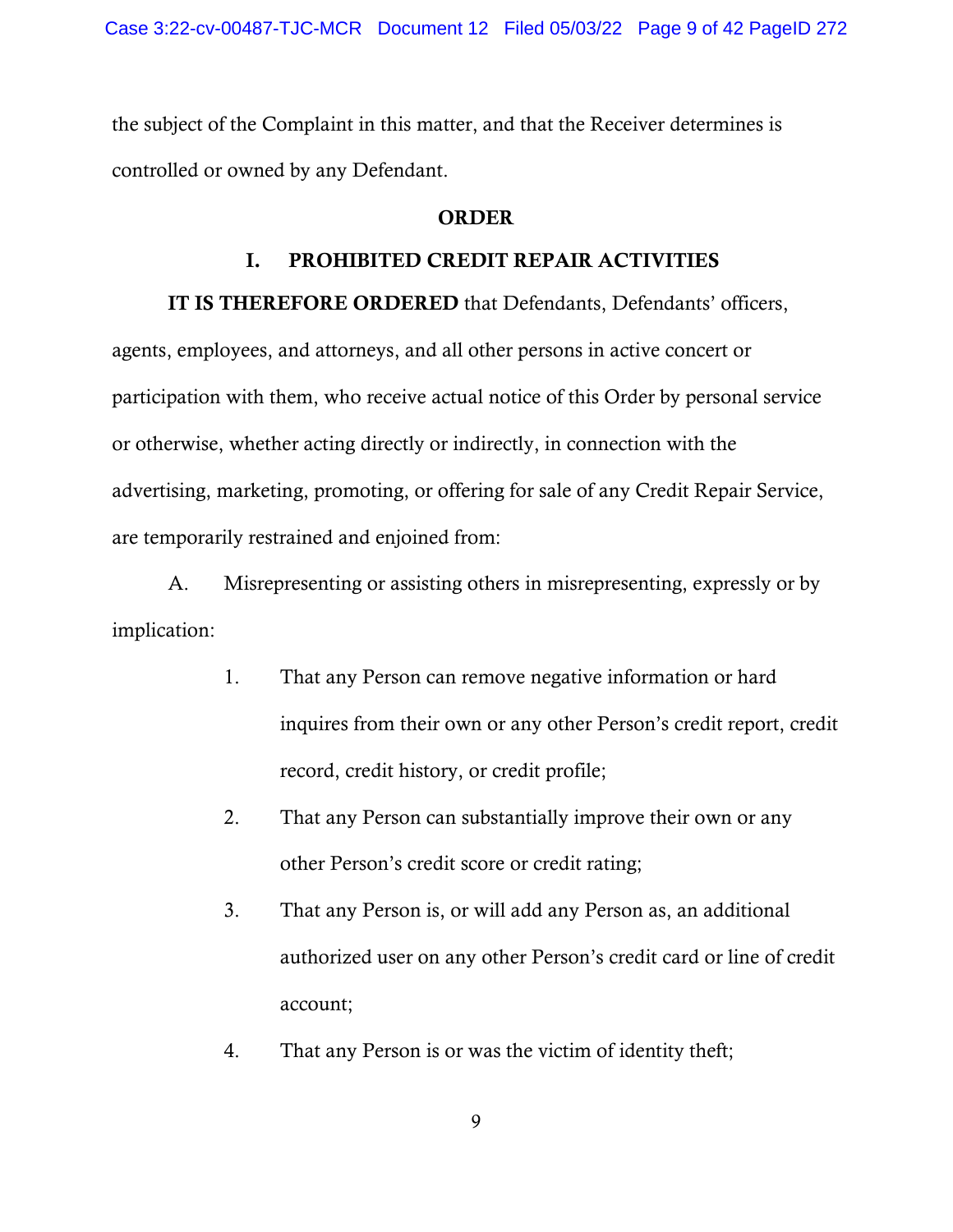the subject of the Complaint in this matter, and that the Receiver determines is controlled or owned by any Defendant.

## ORDER

### I. PROHIBITED CREDIT REPAIR ACTIVITIES

**IT IS THEREFORE ORDERED** that Defendants, Defendants' officers, agents, employees, and attorneys, and all other persons in active concert or participation with them, who receive actual notice of this Order by personal service or otherwise, whether acting directly or indirectly, in connection with the advertising, marketing, promoting, or offering for sale of any Credit Repair Service, are temporarily restrained and enjoined from:

A. Misrepresenting or assisting others in misrepresenting, expressly or by implication:

1. That any Person can remove negative information or hard inquires from their own or any other Person's credit report, credit record, credit history, or credit profile;
2. That any Person can substantially improve their own or any other Person's credit score or credit rating;
3. That any Person is, or will add any Person as, an additional authorized user on any other Person's credit card or line of credit account;
4. That any Person is or was the victim of identity theft;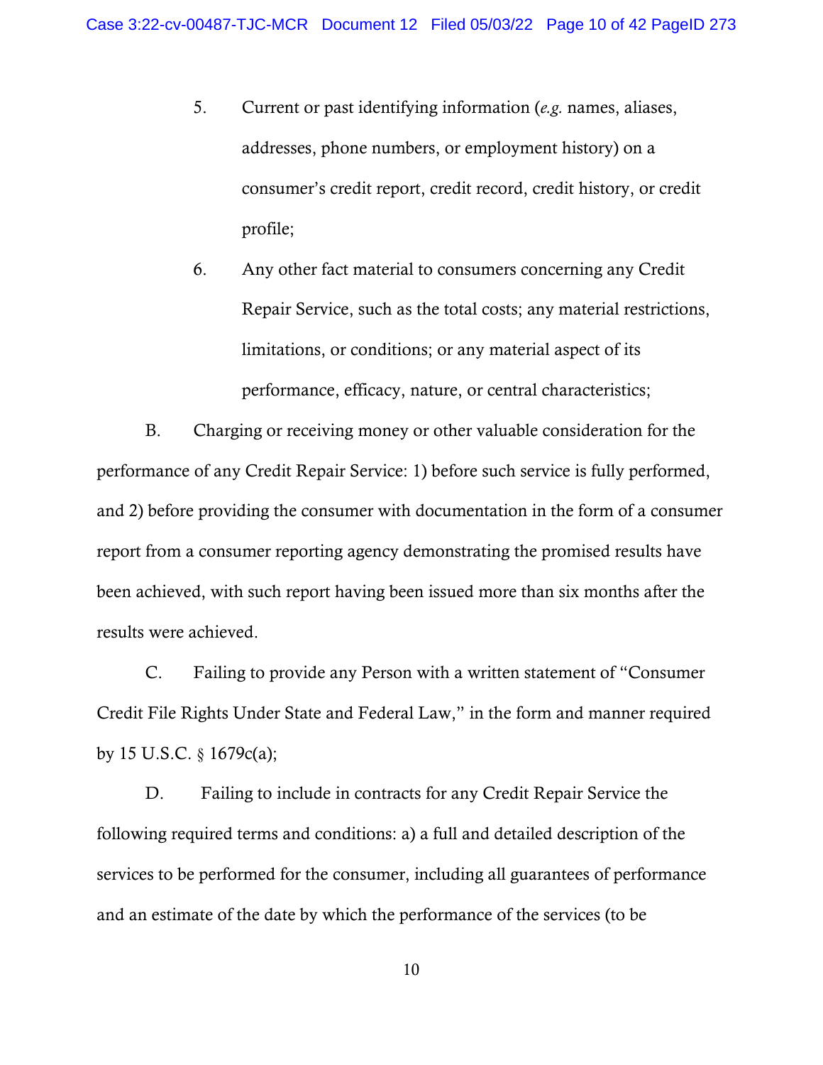5. Current or past identifying information (*e.g.* names, aliases, addresses, phone numbers, or employment history) on a consumer's credit report, credit record, credit history, or credit profile;

6. Any other fact material to consumers concerning any Credit Repair Service, such as the total costs; any material restrictions, limitations, or conditions; or any material aspect of its performance, efficacy, nature, or central characteristics;

B. Charging or receiving money or other valuable consideration for the performance of any Credit Repair Service: 1) before such service is fully performed, and 2) before providing the consumer with documentation in the form of a consumer report from a consumer reporting agency demonstrating the promised results have been achieved, with such report having been issued more than six months after the results were achieved.

C. Failing to provide any Person with a written statement of "Consumer Credit File Rights Under State and Federal Law," in the form and manner required by 15 U.S.C. § 1679c(a);

D. Failing to include in contracts for any Credit Repair Service the following required terms and conditions: a) a full and detailed description of the services to be performed for the consumer, including all guarantees of performance and an estimate of the date by which the performance of the services (to be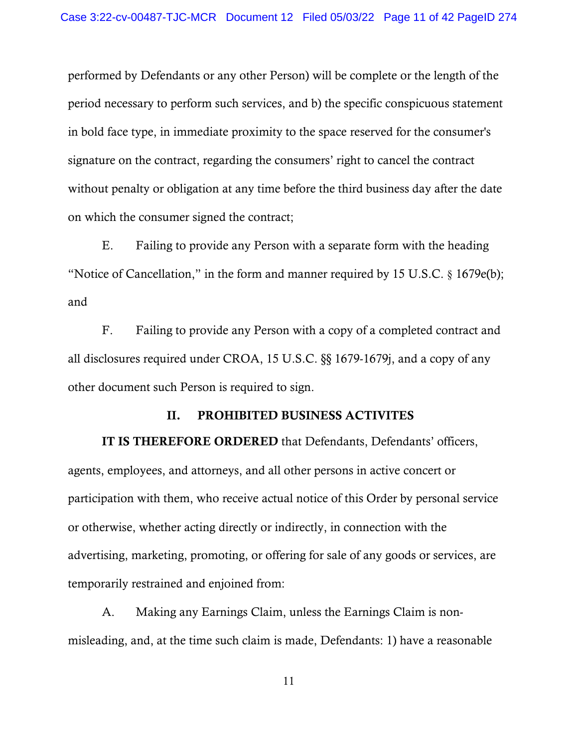performed by Defendants or any other Person) will be complete or the length of the period necessary to perform such services, and b) the specific conspicuous statement in bold face type, in immediate proximity to the space reserved for the consumer's signature on the contract, regarding the consumers' right to cancel the contract without penalty or obligation at any time before the third business day after the date on which the consumer signed the contract;

E. Failing to provide any Person with a separate form with the heading "Notice of Cancellation," in the form and manner required by 15 U.S.C. § 1679e(b); and

F. Failing to provide any Person with a copy of a completed contract and all disclosures required under CROA, 15 U.S.C. §§ 1679-1679j, and a copy of any other document such Person is required to sign.

## II. PROHIBITED BUSINESS ACTIVITES

**IT IS THEREFORE ORDERED** that Defendants, Defendants' officers, agents, employees, and attorneys, and all other persons in active concert or participation with them, who receive actual notice of this Order by personal service or otherwise, whether acting directly or indirectly, in connection with the advertising, marketing, promoting, or offering for sale of any goods or services, are temporarily restrained and enjoined from:

A. Making any Earnings Claim, unless the Earnings Claim is non-misleading, and, at the time such claim is made, Defendants: 1) have a reasonable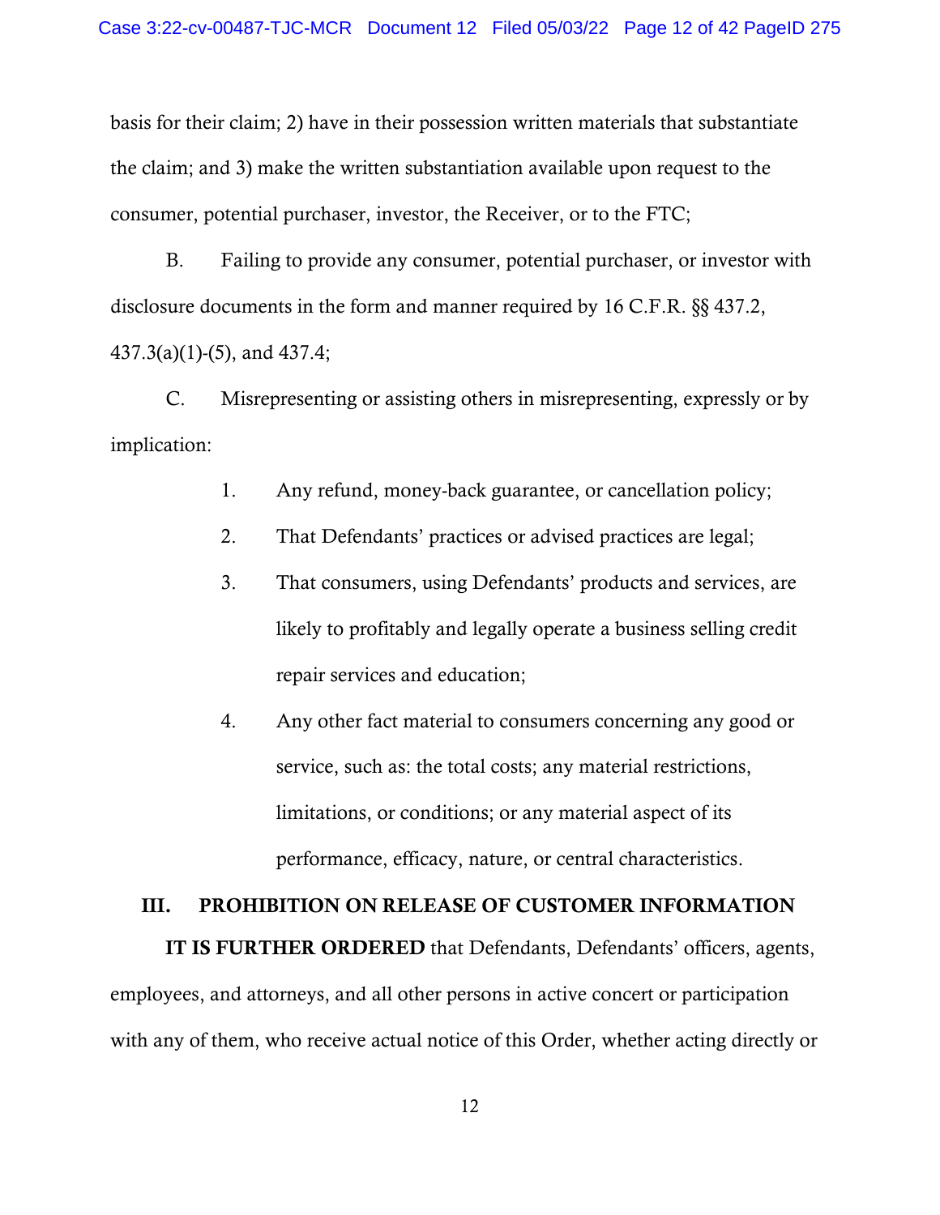basis for their claim; 2) have in their possession written materials that substantiate the claim; and 3) make the written substantiation available upon request to the consumer, potential purchaser, investor, the Receiver, or to the FTC;

B. Failing to provide any consumer, potential purchaser, or investor with disclosure documents in the form and manner required by 16 C.F.R. §§ 437.2, 437.3(a)(1)-(5), and 437.4;

C. Misrepresenting or assisting others in misrepresenting, expressly or by implication:

1. Any refund, money-back guarantee, or cancellation policy;
2. That Defendants' practices or advised practices are legal;
3. That consumers, using Defendants' products and services, are likely to profitably and legally operate a business selling credit repair services and education;
4. Any other fact material to consumers concerning any good or service, such as: the total costs; any material restrictions, limitations, or conditions; or any material aspect of its performance, efficacy, nature, or central characteristics.

## III. PROHIBITION ON RELEASE OF CUSTOMER INFORMATION

**IT IS FURTHER ORDERED** that Defendants, Defendants' officers, agents, employees, and attorneys, and all other persons in active concert or participation with any of them, who receive actual notice of this Order, whether acting directly or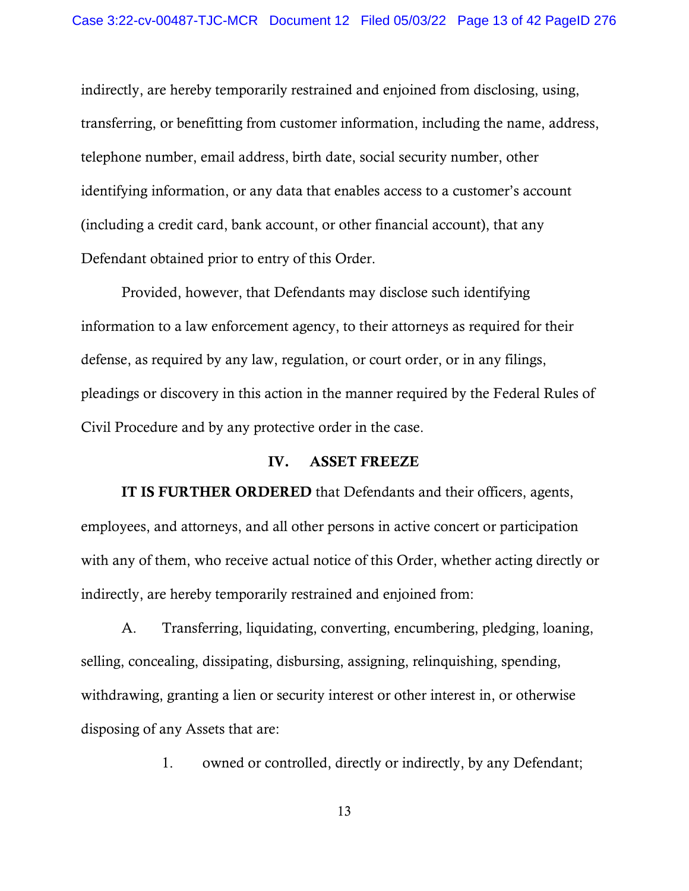indirectly, are hereby temporarily restrained and enjoined from disclosing, using, transferring, or benefitting from customer information, including the name, address, telephone number, email address, birth date, social security number, other identifying information, or any data that enables access to a customer's account (including a credit card, bank account, or other financial account), that any Defendant obtained prior to entry of this Order.

Provided, however, that Defendants may disclose such identifying information to a law enforcement agency, to their attorneys as required for their defense, as required by any law, regulation, or court order, or in any filings, pleadings or discovery in this action in the manner required by the Federal Rules of Civil Procedure and by any protective order in the case.

## IV. ASSET FREEZE

**IT IS FURTHER ORDERED** that Defendants and their officers, agents, employees, and attorneys, and all other persons in active concert or participation with any of them, who receive actual notice of this Order, whether acting directly or indirectly, are hereby temporarily restrained and enjoined from:

A. Transferring, liquidating, converting, encumbering, pledging, loaning, selling, concealing, dissipating, disbursing, assigning, relinquishing, spending, withdrawing, granting a lien or security interest or other interest in, or otherwise disposing of any Assets that are:

1. owned or controlled, directly or indirectly, by any Defendant;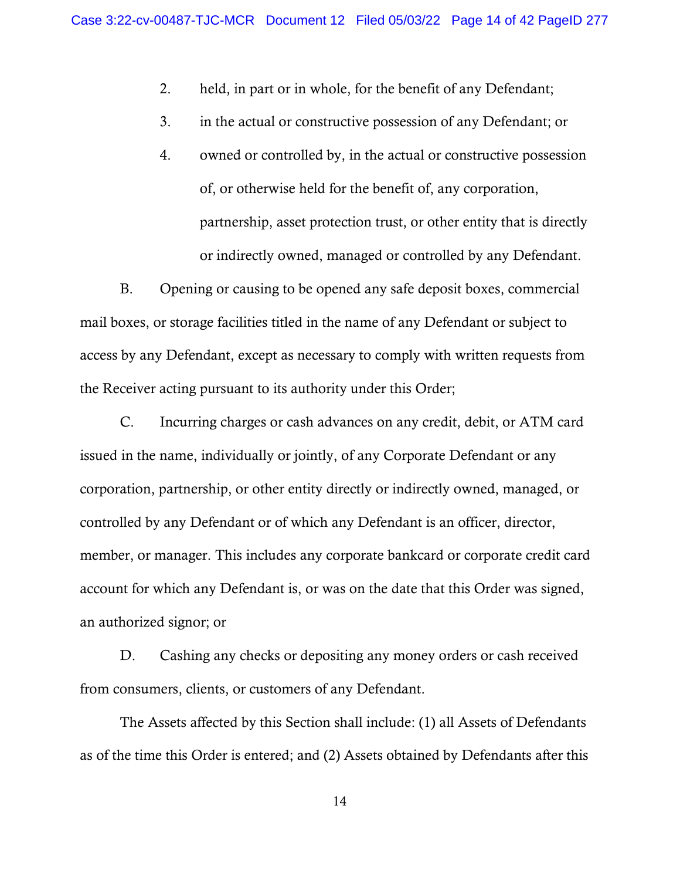2. held, in part or in whole, for the benefit of any Defendant;

3. in the actual or constructive possession of any Defendant; or

4. owned or controlled by, in the actual or constructive possession of, or otherwise held for the benefit of, any corporation, partnership, asset protection trust, or other entity that is directly or indirectly owned, managed or controlled by any Defendant.

B. Opening or causing to be opened any safe deposit boxes, commercial mail boxes, or storage facilities titled in the name of any Defendant or subject to access by any Defendant, except as necessary to comply with written requests from the Receiver acting pursuant to its authority under this Order;

C. Incurring charges or cash advances on any credit, debit, or ATM card issued in the name, individually or jointly, of any Corporate Defendant or any corporation, partnership, or other entity directly or indirectly owned, managed, or controlled by any Defendant or of which any Defendant is an officer, director, member, or manager. This includes any corporate bankcard or corporate credit card account for which any Defendant is, or was on the date that this Order was signed, an authorized signor; or

D. Cashing any checks or depositing any money orders or cash received from consumers, clients, or customers of any Defendant.

The Assets affected by this Section shall include: (1) all Assets of Defendants as of the time this Order is entered; and (2) Assets obtained by Defendants after this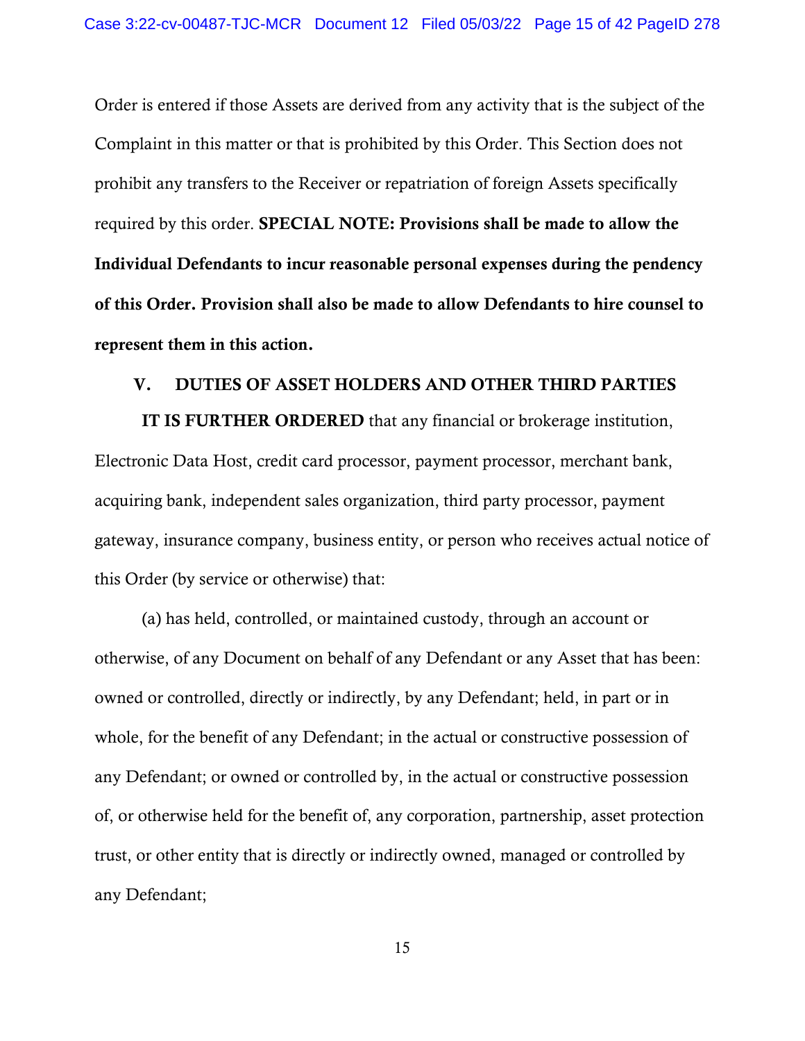Order is entered if those Assets are derived from any activity that is the subject of the Complaint in this matter or that is prohibited by this Order. This Section does not prohibit any transfers to the Receiver or repatriation of foreign Assets specifically required by this order. **SPECIAL NOTE: Provisions shall be made to allow the Individual Defendants to incur reasonable personal expenses during the pendency of this Order. Provision shall also be made to allow Defendants to hire counsel to represent them in this action.**

## V. DUTIES OF ASSET HOLDERS AND OTHER THIRD PARTIES

**IT IS FURTHER ORDERED** that any financial or brokerage institution, Electronic Data Host, credit card processor, payment processor, merchant bank, acquiring bank, independent sales organization, third party processor, payment gateway, insurance company, business entity, or person who receives actual notice of this Order (by service or otherwise) that:

(a) has held, controlled, or maintained custody, through an account or otherwise, of any Document on behalf of any Defendant or any Asset that has been: owned or controlled, directly or indirectly, by any Defendant; held, in part or in whole, for the benefit of any Defendant; in the actual or constructive possession of any Defendant; or owned or controlled by, in the actual or constructive possession of, or otherwise held for the benefit of, any corporation, partnership, asset protection trust, or other entity that is directly or indirectly owned, managed or controlled by any Defendant;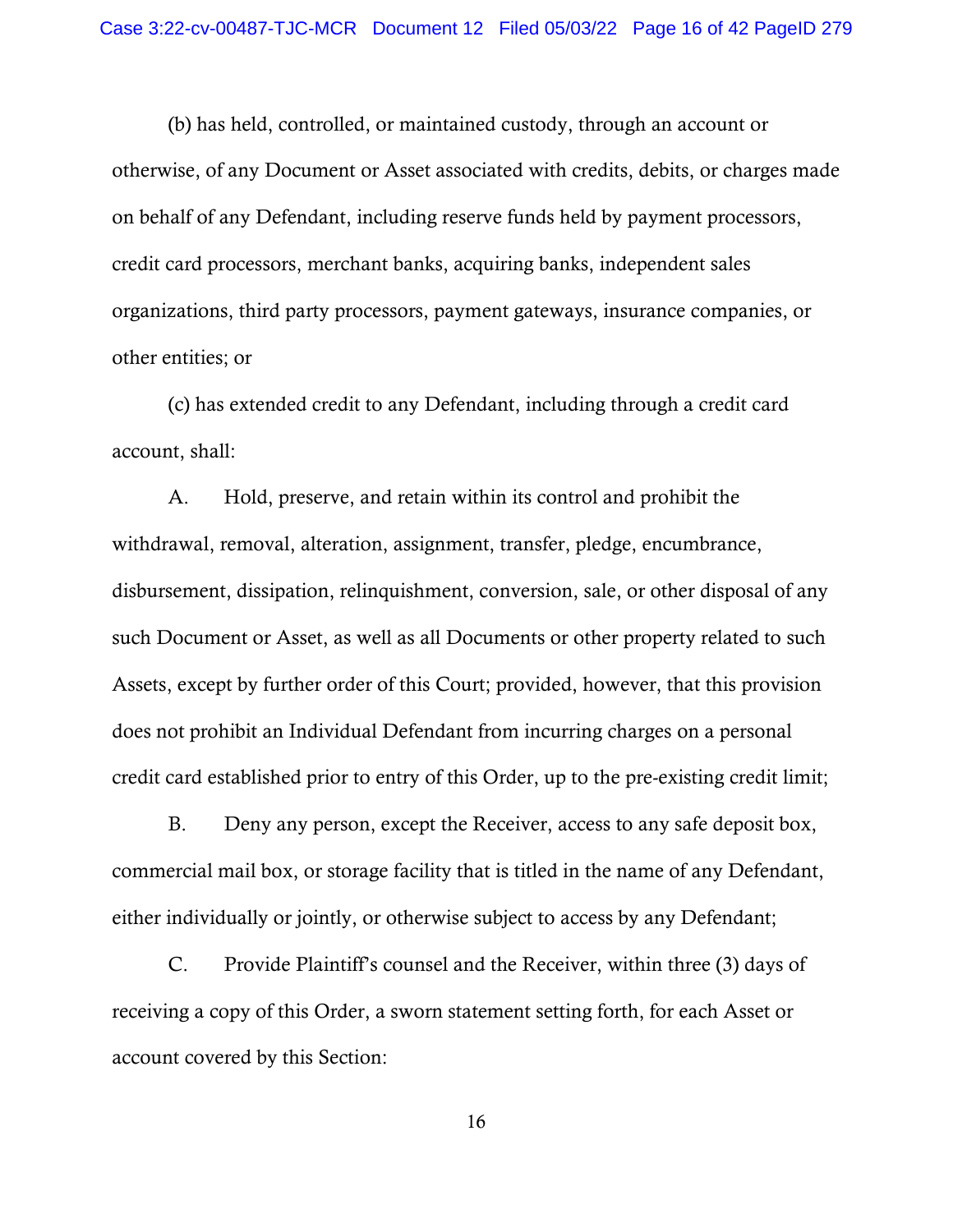(b) has held, controlled, or maintained custody, through an account or otherwise, of any Document or Asset associated with credits, debits, or charges made on behalf of any Defendant, including reserve funds held by payment processors, credit card processors, merchant banks, acquiring banks, independent sales organizations, third party processors, payment gateways, insurance companies, or other entities; or

(c) has extended credit to any Defendant, including through a credit card account, shall:

A. Hold, preserve, and retain within its control and prohibit the withdrawal, removal, alteration, assignment, transfer, pledge, encumbrance, disbursement, dissipation, relinquishment, conversion, sale, or other disposal of any such Document or Asset, as well as all Documents or other property related to such Assets, except by further order of this Court; provided, however, that this provision does not prohibit an Individual Defendant from incurring charges on a personal credit card established prior to entry of this Order, up to the pre-existing credit limit;

B. Deny any person, except the Receiver, access to any safe deposit box, commercial mail box, or storage facility that is titled in the name of any Defendant, either individually or jointly, or otherwise subject to access by any Defendant;

C. Provide Plaintiff's counsel and the Receiver, within three (3) days of receiving a copy of this Order, a sworn statement setting forth, for each Asset or account covered by this Section: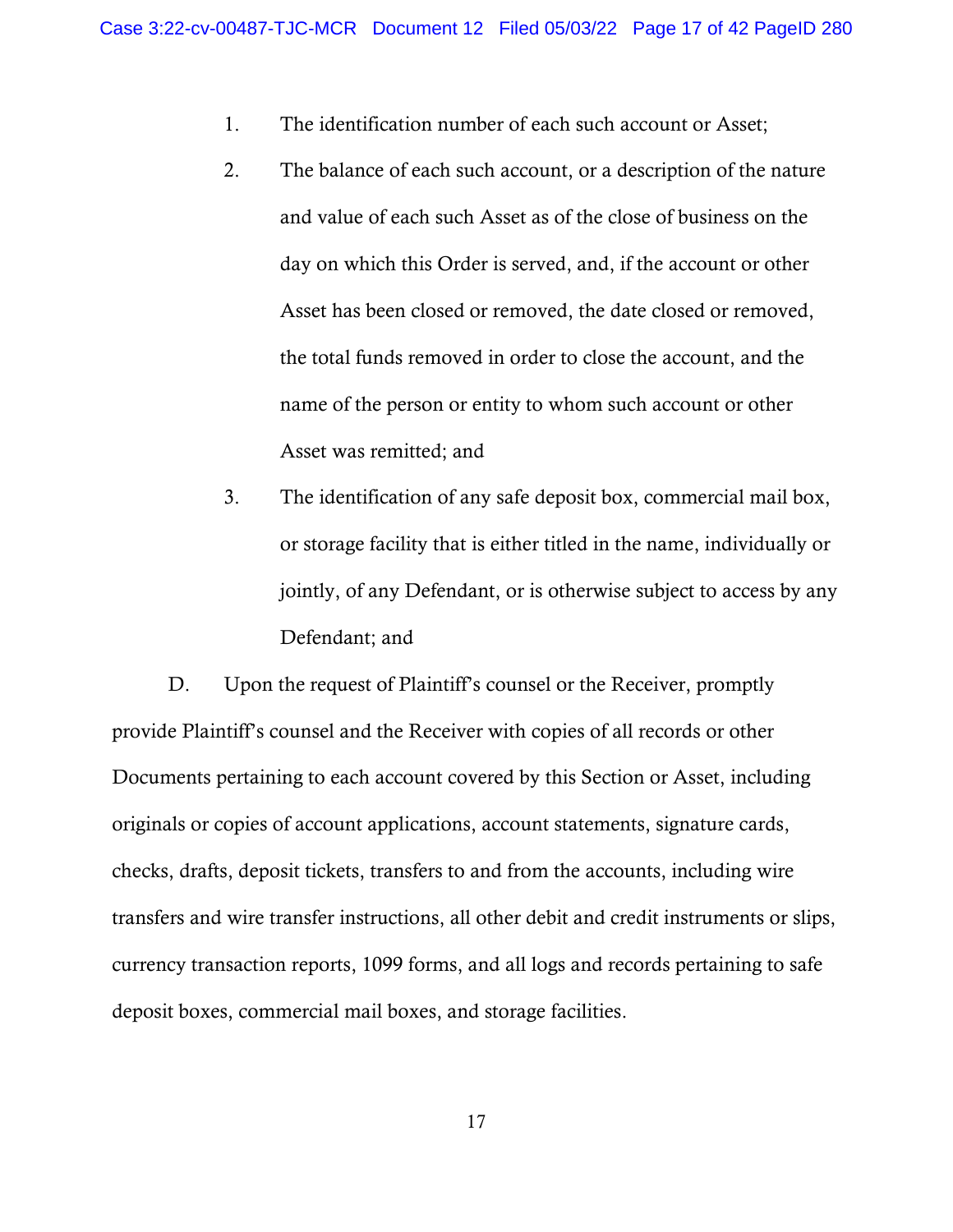1. The identification number of each such account or Asset;

2. The balance of each such account, or a description of the nature and value of each such Asset as of the close of business on the day on which this Order is served, and, if the account or other Asset has been closed or removed, the date closed or removed, the total funds removed in order to close the account, and the name of the person or entity to whom such account or other Asset was remitted; and

3. The identification of any safe deposit box, commercial mail box, or storage facility that is either titled in the name, individually or jointly, of any Defendant, or is otherwise subject to access by any Defendant; and

D. Upon the request of Plaintiff's counsel or the Receiver, promptly provide Plaintiff's counsel and the Receiver with copies of all records or other Documents pertaining to each account covered by this Section or Asset, including originals or copies of account applications, account statements, signature cards, checks, drafts, deposit tickets, transfers to and from the accounts, including wire transfers and wire transfer instructions, all other debit and credit instruments or slips, currency transaction reports, 1099 forms, and all logs and records pertaining to safe deposit boxes, commercial mail boxes, and storage facilities.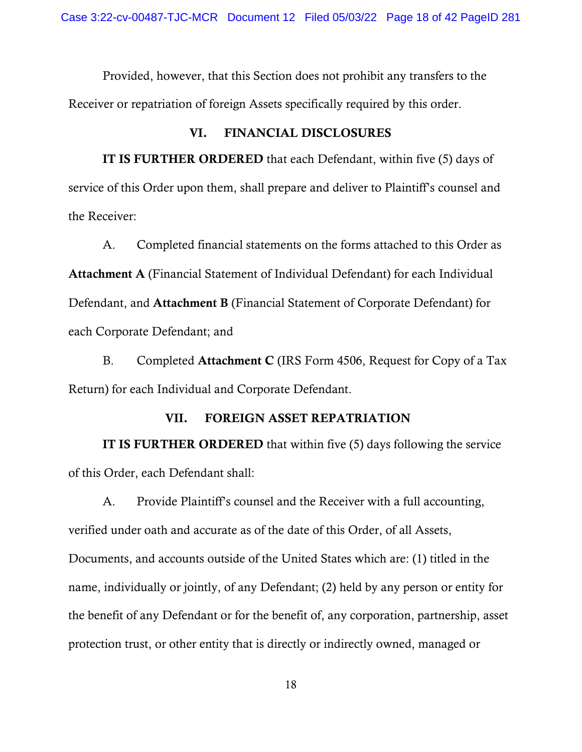Provided, however, that this Section does not prohibit any transfers to the Receiver or repatriation of foreign Assets specifically required by this order.

## VI. FINANCIAL DISCLOSURES

**IT IS FURTHER ORDERED** that each Defendant, within five (5) days of service of this Order upon them, shall prepare and deliver to Plaintiff's counsel and the Receiver:

A. Completed financial statements on the forms attached to this Order as **Attachment A** (Financial Statement of Individual Defendant) for each Individual Defendant, and **Attachment B** (Financial Statement of Corporate Defendant) for each Corporate Defendant; and

B. Completed **Attachment C** (IRS Form 4506, Request for Copy of a Tax Return) for each Individual and Corporate Defendant.

## VII. FOREIGN ASSET REPATRIATION

**IT IS FURTHER ORDERED** that within five (5) days following the service of this Order, each Defendant shall:

A. Provide Plaintiff's counsel and the Receiver with a full accounting, verified under oath and accurate as of the date of this Order, of all Assets, Documents, and accounts outside of the United States which are: (1) titled in the name, individually or jointly, of any Defendant; (2) held by any person or entity for the benefit of any Defendant or for the benefit of, any corporation, partnership, asset protection trust, or other entity that is directly or indirectly owned, managed or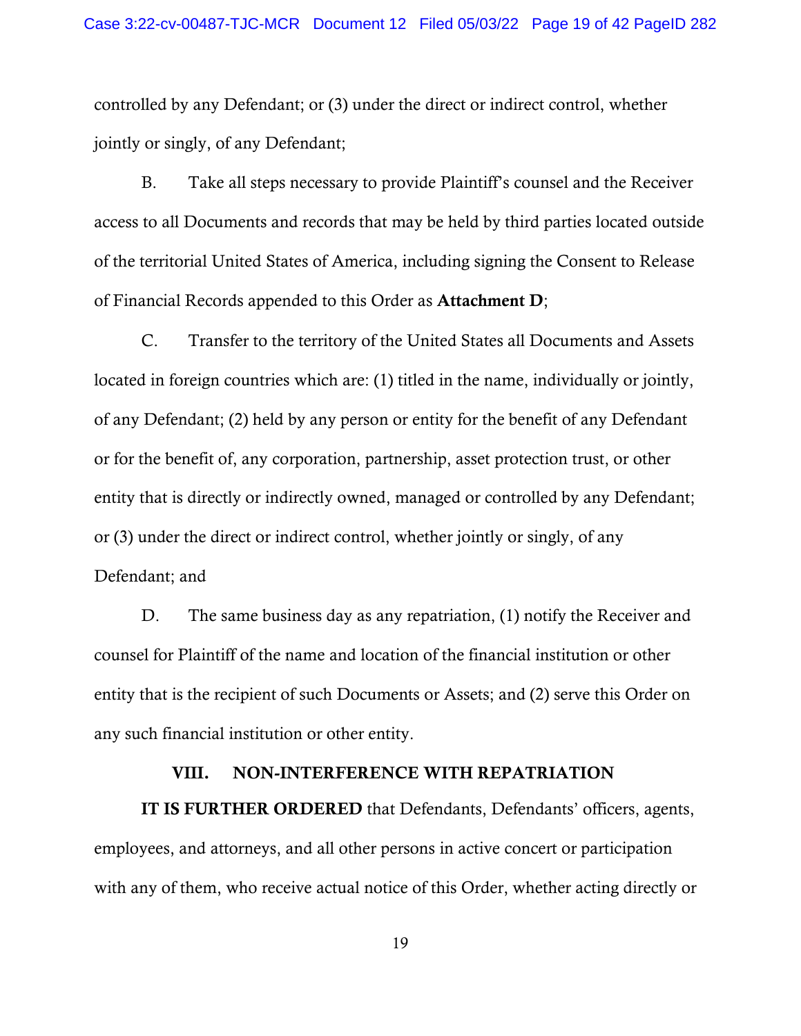controlled by any Defendant; or (3) under the direct or indirect control, whether jointly or singly, of any Defendant;

B. Take all steps necessary to provide Plaintiff's counsel and the Receiver access to all Documents and records that may be held by third parties located outside of the territorial United States of America, including signing the Consent to Release of Financial Records appended to this Order as **Attachment D**;

C. Transfer to the territory of the United States all Documents and Assets located in foreign countries which are: (1) titled in the name, individually or jointly, of any Defendant; (2) held by any person or entity for the benefit of any Defendant or for the benefit of, any corporation, partnership, asset protection trust, or other entity that is directly or indirectly owned, managed or controlled by any Defendant; or (3) under the direct or indirect control, whether jointly or singly, of any Defendant; and

D. The same business day as any repatriation, (1) notify the Receiver and counsel for Plaintiff of the name and location of the financial institution or other entity that is the recipient of such Documents or Assets; and (2) serve this Order on any such financial institution or other entity.

## VIII. NON-INTERFERENCE WITH REPATRIATION

**IT IS FURTHER ORDERED** that Defendants, Defendants' officers, agents, employees, and attorneys, and all other persons in active concert or participation with any of them, who receive actual notice of this Order, whether acting directly or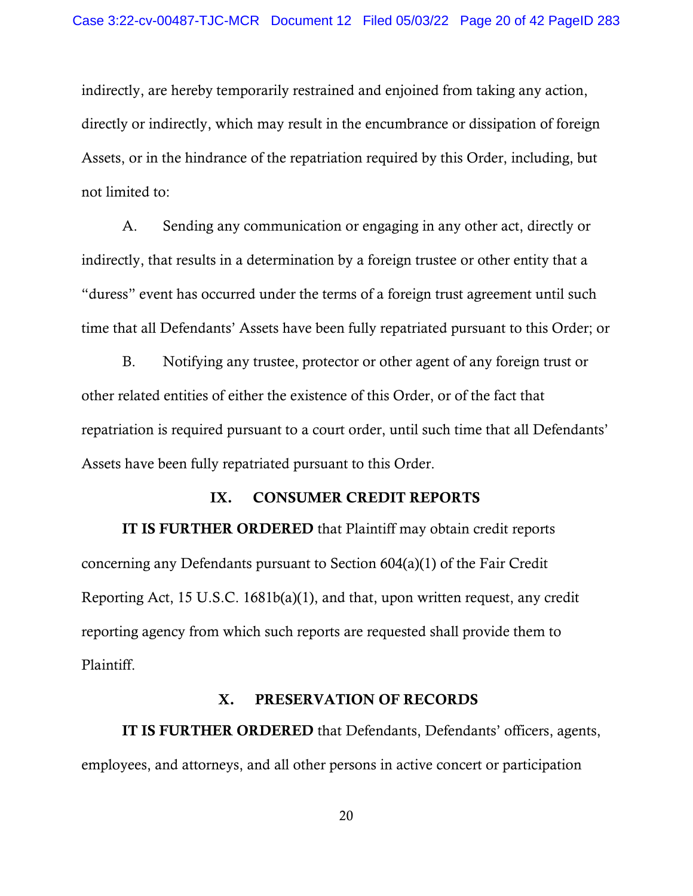indirectly, are hereby temporarily restrained and enjoined from taking any action, directly or indirectly, which may result in the encumbrance or dissipation of foreign Assets, or in the hindrance of the repatriation required by this Order, including, but not limited to:

A. Sending any communication or engaging in any other act, directly or indirectly, that results in a determination by a foreign trustee or other entity that a "duress" event has occurred under the terms of a foreign trust agreement until such time that all Defendants' Assets have been fully repatriated pursuant to this Order; or

B. Notifying any trustee, protector or other agent of any foreign trust or other related entities of either the existence of this Order, or of the fact that repatriation is required pursuant to a court order, until such time that all Defendants' Assets have been fully repatriated pursuant to this Order.

## IX. CONSUMER CREDIT REPORTS

**IT IS FURTHER ORDERED** that Plaintiff may obtain credit reports concerning any Defendants pursuant to Section 604(a)(1) of the Fair Credit Reporting Act, 15 U.S.C. 1681b(a)(1), and that, upon written request, any credit reporting agency from which such reports are requested shall provide them to Plaintiff.

## X. PRESERVATION OF RECORDS

**IT IS FURTHER ORDERED** that Defendants, Defendants' officers, agents, employees, and attorneys, and all other persons in active concert or participation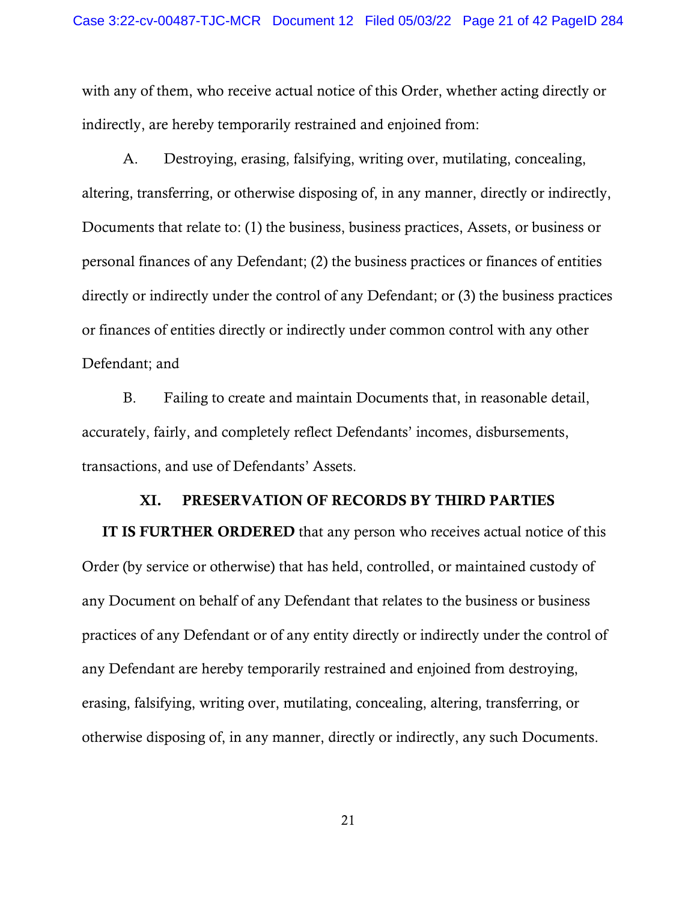with any of them, who receive actual notice of this Order, whether acting directly or indirectly, are hereby temporarily restrained and enjoined from:

A. Destroying, erasing, falsifying, writing over, mutilating, concealing, altering, transferring, or otherwise disposing of, in any manner, directly or indirectly, Documents that relate to: (1) the business, business practices, Assets, or business or personal finances of any Defendant; (2) the business practices or finances of entities directly or indirectly under the control of any Defendant; or (3) the business practices or finances of entities directly or indirectly under common control with any other Defendant; and

B. Failing to create and maintain Documents that, in reasonable detail, accurately, fairly, and completely reflect Defendants' incomes, disbursements, transactions, and use of Defendants' Assets.

## XI. PRESERVATION OF RECORDS BY THIRD PARTIES

**IT IS FURTHER ORDERED** that any person who receives actual notice of this Order (by service or otherwise) that has held, controlled, or maintained custody of any Document on behalf of any Defendant that relates to the business or business practices of any Defendant or of any entity directly or indirectly under the control of any Defendant are hereby temporarily restrained and enjoined from destroying, erasing, falsifying, writing over, mutilating, concealing, altering, transferring, or otherwise disposing of, in any manner, directly or indirectly, any such Documents.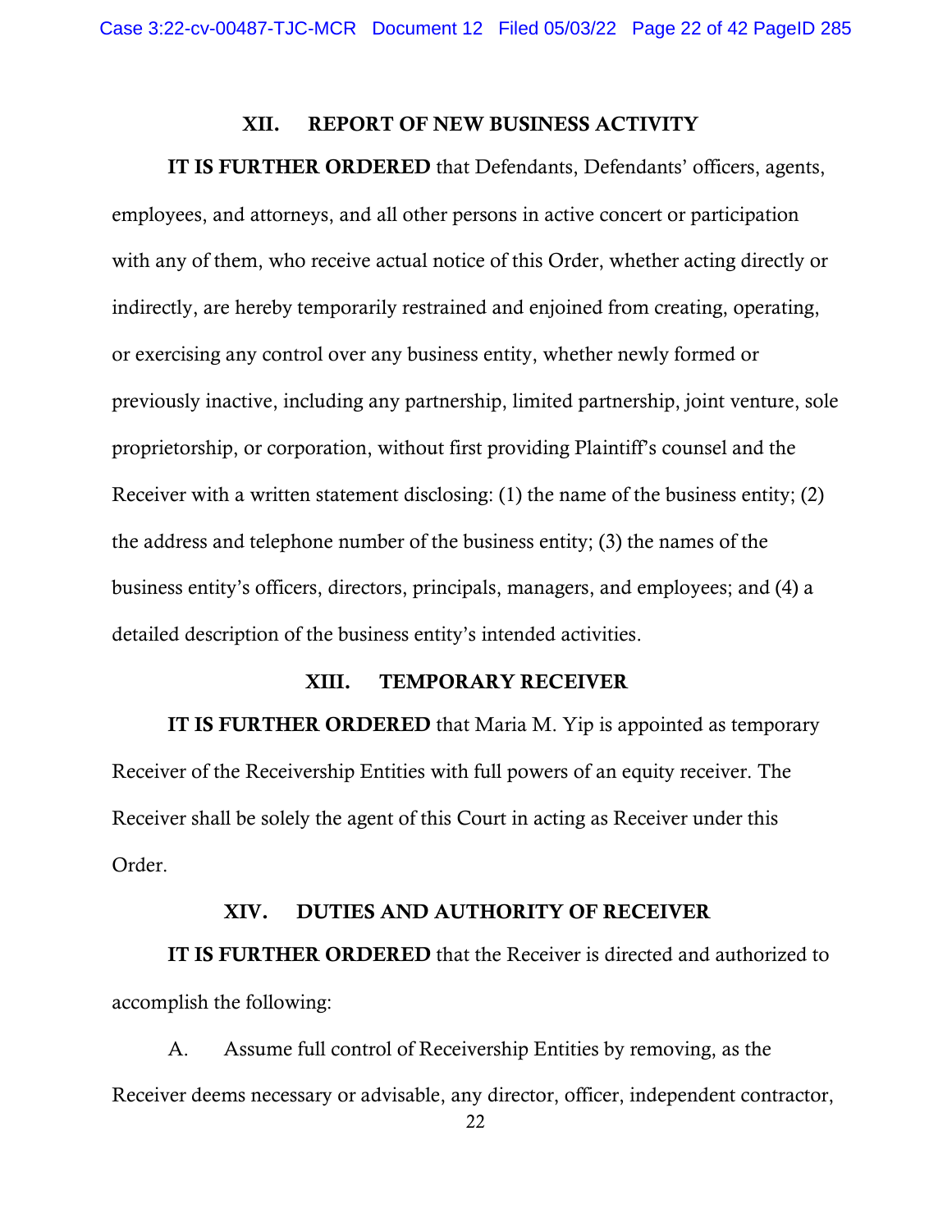## XII. REPORT OF NEW BUSINESS ACTIVITY

**IT IS FURTHER ORDERED** that Defendants, Defendants' officers, agents, employees, and attorneys, and all other persons in active concert or participation with any of them, who receive actual notice of this Order, whether acting directly or indirectly, are hereby temporarily restrained and enjoined from creating, operating, or exercising any control over any business entity, whether newly formed or previously inactive, including any partnership, limited partnership, joint venture, sole proprietorship, or corporation, without first providing Plaintiff's counsel and the Receiver with a written statement disclosing: (1) the name of the business entity; (2) the address and telephone number of the business entity; (3) the names of the business entity's officers, directors, principals, managers, and employees; and (4) a detailed description of the business entity's intended activities.

## XIII. TEMPORARY RECEIVER

**IT IS FURTHER ORDERED** that Maria M. Yip is appointed as temporary Receiver of the Receivership Entities with full powers of an equity receiver. The Receiver shall be solely the agent of this Court in acting as Receiver under this Order.

## XIV. DUTIES AND AUTHORITY OF RECEIVER

**IT IS FURTHER ORDERED** that the Receiver is directed and authorized to accomplish the following:

A. Assume full control of Receivership Entities by removing, as the Receiver deems necessary or advisable, any director, officer, independent contractor,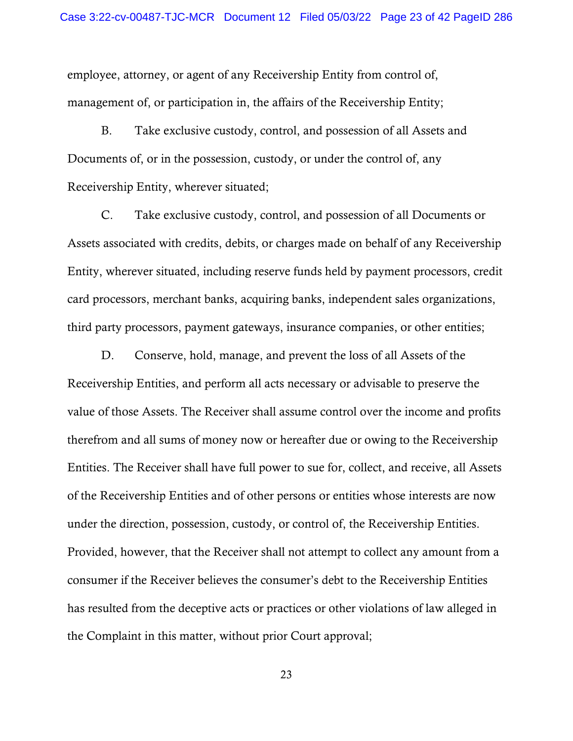employee, attorney, or agent of any Receivership Entity from control of, management of, or participation in, the affairs of the Receivership Entity;

B. Take exclusive custody, control, and possession of all Assets and Documents of, or in the possession, custody, or under the control of, any Receivership Entity, wherever situated;

C. Take exclusive custody, control, and possession of all Documents or Assets associated with credits, debits, or charges made on behalf of any Receivership Entity, wherever situated, including reserve funds held by payment processors, credit card processors, merchant banks, acquiring banks, independent sales organizations, third party processors, payment gateways, insurance companies, or other entities;

D. Conserve, hold, manage, and prevent the loss of all Assets of the Receivership Entities, and perform all acts necessary or advisable to preserve the value of those Assets. The Receiver shall assume control over the income and profits therefrom and all sums of money now or hereafter due or owing to the Receivership Entities. The Receiver shall have full power to sue for, collect, and receive, all Assets of the Receivership Entities and of other persons or entities whose interests are now under the direction, possession, custody, or control of, the Receivership Entities. Provided, however, that the Receiver shall not attempt to collect any amount from a consumer if the Receiver believes the consumer's debt to the Receivership Entities has resulted from the deceptive acts or practices or other violations of law alleged in the Complaint in this matter, without prior Court approval;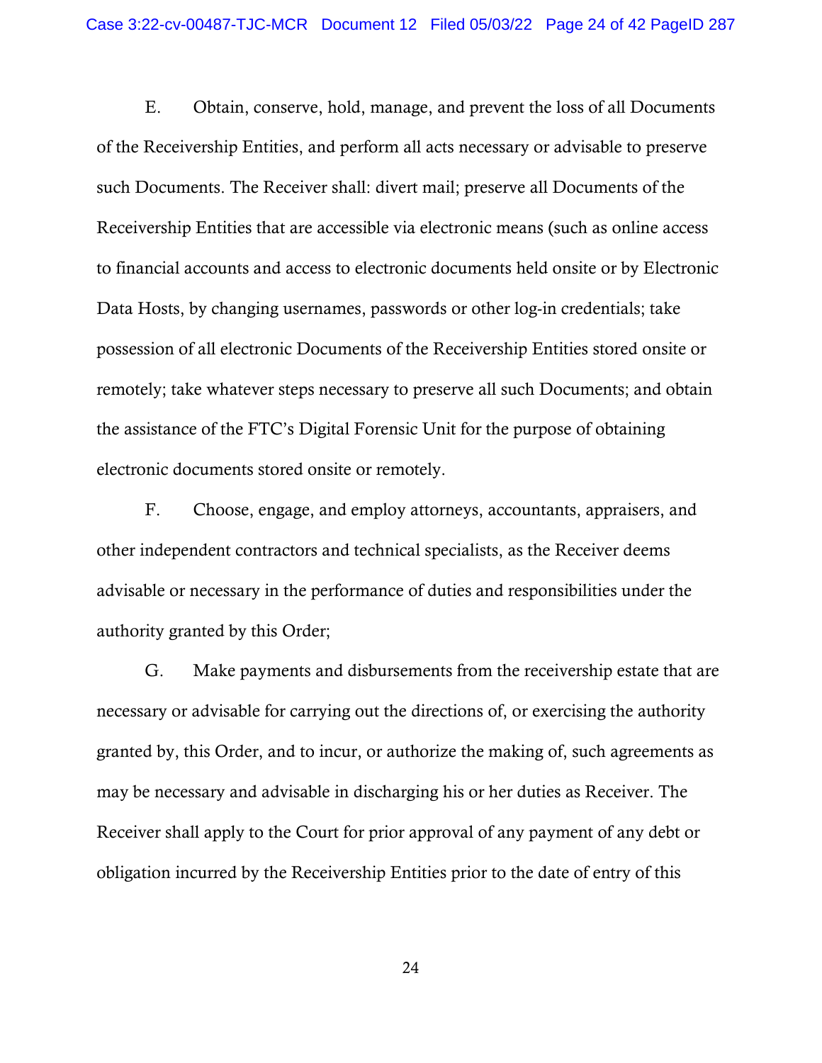E. Obtain, conserve, hold, manage, and prevent the loss of all Documents of the Receivership Entities, and perform all acts necessary or advisable to preserve such Documents. The Receiver shall: divert mail; preserve all Documents of the Receivership Entities that are accessible via electronic means (such as online access to financial accounts and access to electronic documents held onsite or by Electronic Data Hosts, by changing usernames, passwords or other log-in credentials; take possession of all electronic Documents of the Receivership Entities stored onsite or remotely; take whatever steps necessary to preserve all such Documents; and obtain the assistance of the FTC's Digital Forensic Unit for the purpose of obtaining electronic documents stored onsite or remotely.

F. Choose, engage, and employ attorneys, accountants, appraisers, and other independent contractors and technical specialists, as the Receiver deems advisable or necessary in the performance of duties and responsibilities under the authority granted by this Order;

G. Make payments and disbursements from the receivership estate that are necessary or advisable for carrying out the directions of, or exercising the authority granted by, this Order, and to incur, or authorize the making of, such agreements as may be necessary and advisable in discharging his or her duties as Receiver. The Receiver shall apply to the Court for prior approval of any payment of any debt or obligation incurred by the Receivership Entities prior to the date of entry of this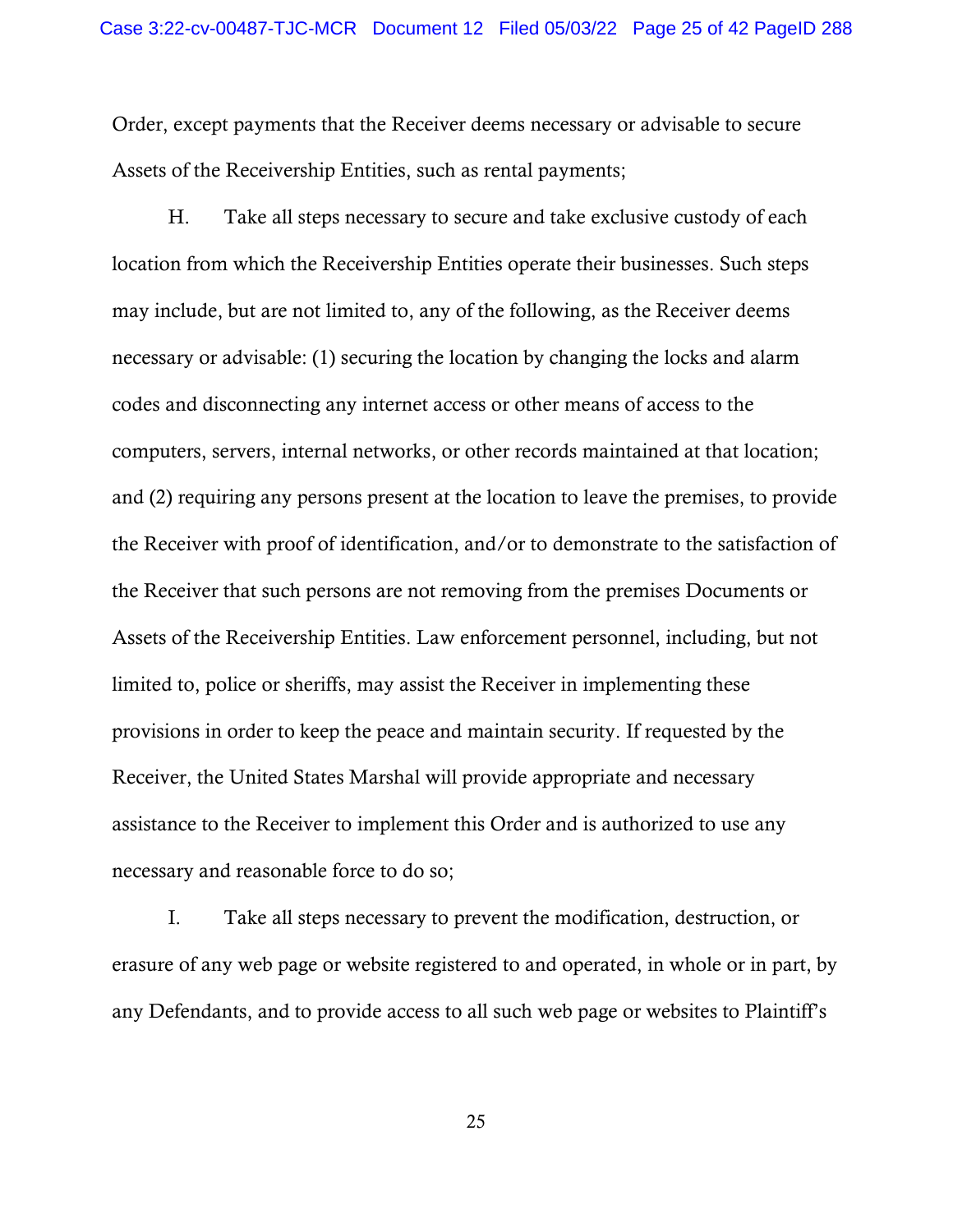Order, except payments that the Receiver deems necessary or advisable to secure Assets of the Receivership Entities, such as rental payments;

H. Take all steps necessary to secure and take exclusive custody of each location from which the Receivership Entities operate their businesses. Such steps may include, but are not limited to, any of the following, as the Receiver deems necessary or advisable: (1) securing the location by changing the locks and alarm codes and disconnecting any internet access or other means of access to the computers, servers, internal networks, or other records maintained at that location; and (2) requiring any persons present at the location to leave the premises, to provide the Receiver with proof of identification, and/or to demonstrate to the satisfaction of the Receiver that such persons are not removing from the premises Documents or Assets of the Receivership Entities. Law enforcement personnel, including, but not limited to, police or sheriffs, may assist the Receiver in implementing these provisions in order to keep the peace and maintain security. If requested by the Receiver, the United States Marshal will provide appropriate and necessary assistance to the Receiver to implement this Order and is authorized to use any necessary and reasonable force to do so;

I. Take all steps necessary to prevent the modification, destruction, or erasure of any web page or website registered to and operated, in whole or in part, by any Defendants, and to provide access to all such web page or websites to Plaintiff's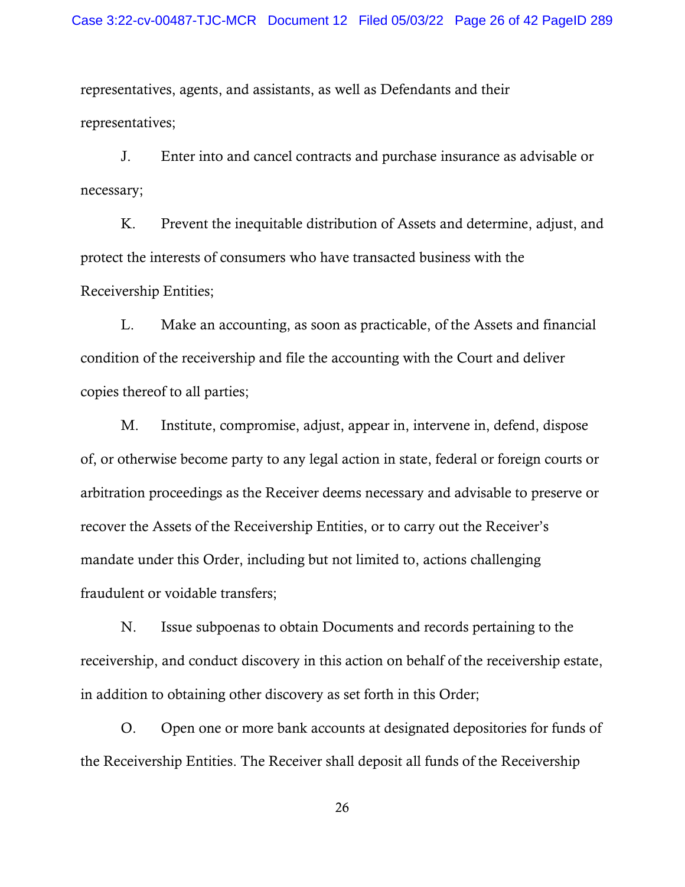representatives, agents, and assistants, as well as Defendants and their representatives;

J. Enter into and cancel contracts and purchase insurance as advisable or necessary;

K. Prevent the inequitable distribution of Assets and determine, adjust, and protect the interests of consumers who have transacted business with the Receivership Entities;

L. Make an accounting, as soon as practicable, of the Assets and financial condition of the receivership and file the accounting with the Court and deliver copies thereof to all parties;

M. Institute, compromise, adjust, appear in, intervene in, defend, dispose of, or otherwise become party to any legal action in state, federal or foreign courts or arbitration proceedings as the Receiver deems necessary and advisable to preserve or recover the Assets of the Receivership Entities, or to carry out the Receiver's mandate under this Order, including but not limited to, actions challenging fraudulent or voidable transfers;

N. Issue subpoenas to obtain Documents and records pertaining to the receivership, and conduct discovery in this action on behalf of the receivership estate, in addition to obtaining other discovery as set forth in this Order;

O. Open one or more bank accounts at designated depositories for funds of the Receivership Entities. The Receiver shall deposit all funds of the Receivership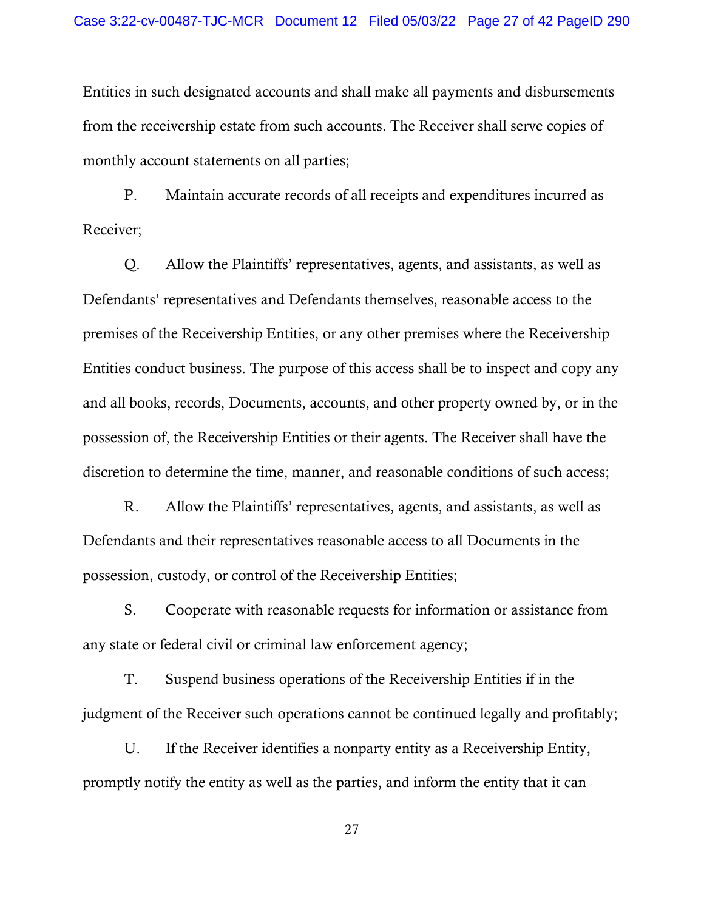Entities in such designated accounts and shall make all payments and disbursements from the receivership estate from such accounts. The Receiver shall serve copies of monthly account statements on all parties;

P. Maintain accurate records of all receipts and expenditures incurred as Receiver;

Q. Allow the Plaintiffs' representatives, agents, and assistants, as well as Defendants' representatives and Defendants themselves, reasonable access to the premises of the Receivership Entities, or any other premises where the Receivership Entities conduct business. The purpose of this access shall be to inspect and copy any and all books, records, Documents, accounts, and other property owned by, or in the possession of, the Receivership Entities or their agents. The Receiver shall have the discretion to determine the time, manner, and reasonable conditions of such access;

R. Allow the Plaintiffs' representatives, agents, and assistants, as well as Defendants and their representatives reasonable access to all Documents in the possession, custody, or control of the Receivership Entities;

S. Cooperate with reasonable requests for information or assistance from any state or federal civil or criminal law enforcement agency;

T. Suspend business operations of the Receivership Entities if in the judgment of the Receiver such operations cannot be continued legally and profitably;

U. If the Receiver identifies a nonparty entity as a Receivership Entity, promptly notify the entity as well as the parties, and inform the entity that it can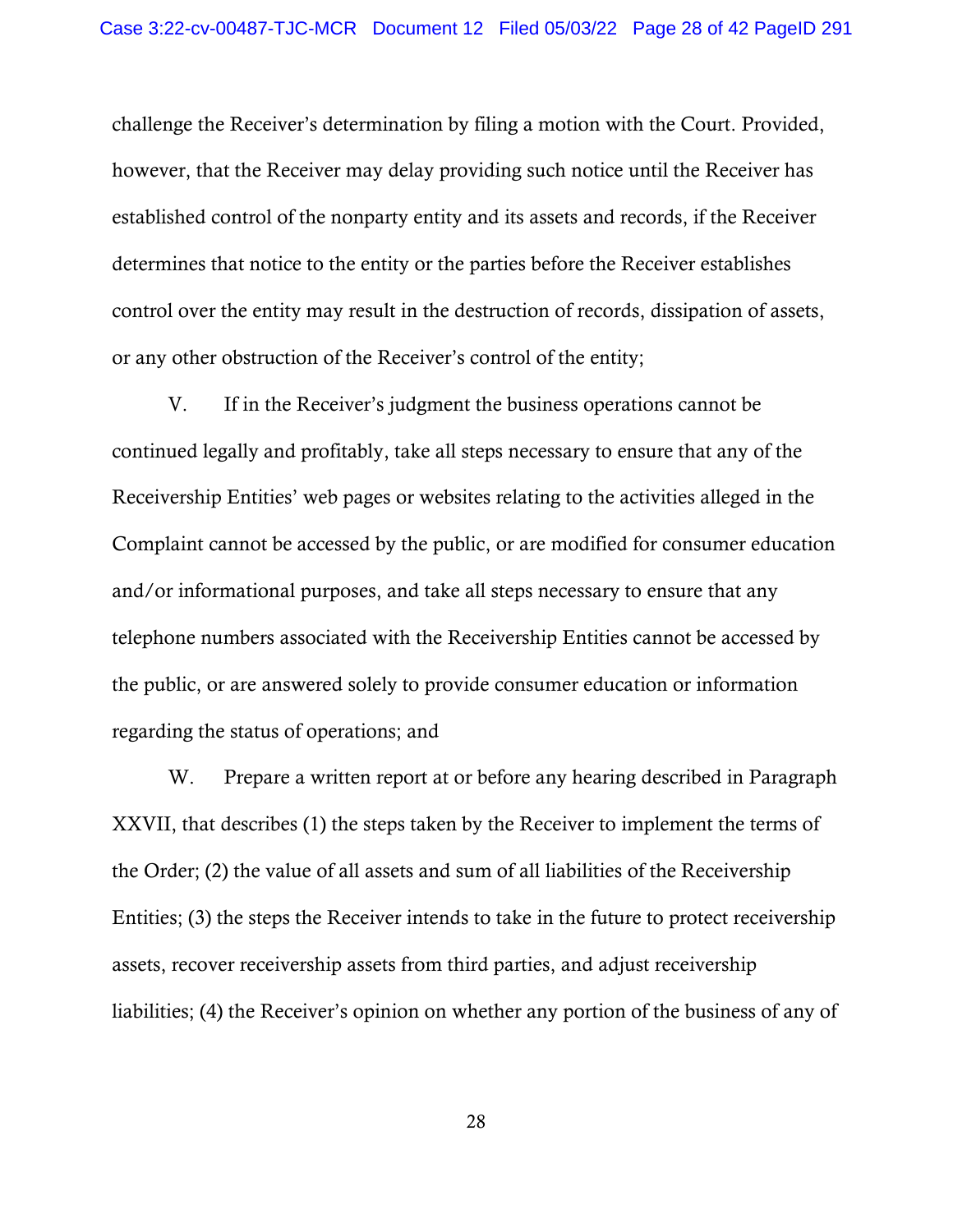challenge the Receiver's determination by filing a motion with the Court. Provided, however, that the Receiver may delay providing such notice until the Receiver has established control of the nonparty entity and its assets and records, if the Receiver determines that notice to the entity or the parties before the Receiver establishes control over the entity may result in the destruction of records, dissipation of assets, or any other obstruction of the Receiver's control of the entity;

V. If in the Receiver's judgment the business operations cannot be continued legally and profitably, take all steps necessary to ensure that any of the Receivership Entities' web pages or websites relating to the activities alleged in the Complaint cannot be accessed by the public, or are modified for consumer education and/or informational purposes, and take all steps necessary to ensure that any telephone numbers associated with the Receivership Entities cannot be accessed by the public, or are answered solely to provide consumer education or information regarding the status of operations; and

W. Prepare a written report at or before any hearing described in Paragraph XXVII, that describes (1) the steps taken by the Receiver to implement the terms of the Order; (2) the value of all assets and sum of all liabilities of the Receivership Entities; (3) the steps the Receiver intends to take in the future to protect receivership assets, recover receivership assets from third parties, and adjust receivership liabilities; (4) the Receiver's opinion on whether any portion of the business of any of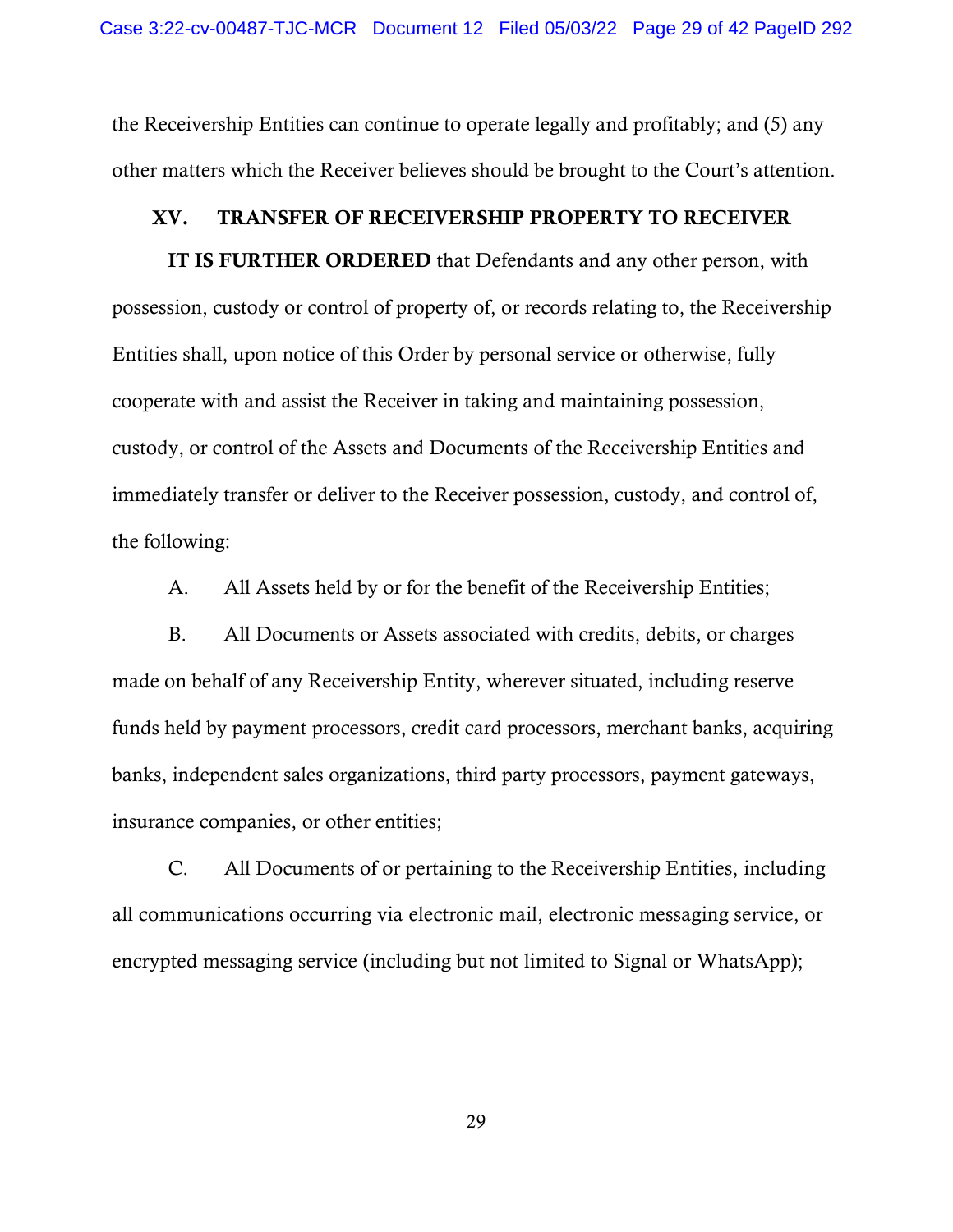the Receivership Entities can continue to operate legally and profitably; and (5) any other matters which the Receiver believes should be brought to the Court's attention.

## XV. TRANSFER OF RECEIVERSHIP PROPERTY TO RECEIVER

**IT IS FURTHER ORDERED** that Defendants and any other person, with possession, custody or control of property of, or records relating to, the Receivership Entities shall, upon notice of this Order by personal service or otherwise, fully cooperate with and assist the Receiver in taking and maintaining possession, custody, or control of the Assets and Documents of the Receivership Entities and immediately transfer or deliver to the Receiver possession, custody, and control of, the following:

A. All Assets held by or for the benefit of the Receivership Entities;

B. All Documents or Assets associated with credits, debits, or charges made on behalf of any Receivership Entity, wherever situated, including reserve funds held by payment processors, credit card processors, merchant banks, acquiring banks, independent sales organizations, third party processors, payment gateways, insurance companies, or other entities;

C. All Documents of or pertaining to the Receivership Entities, including all communications occurring via electronic mail, electronic messaging service, or encrypted messaging service (including but not limited to Signal or WhatsApp);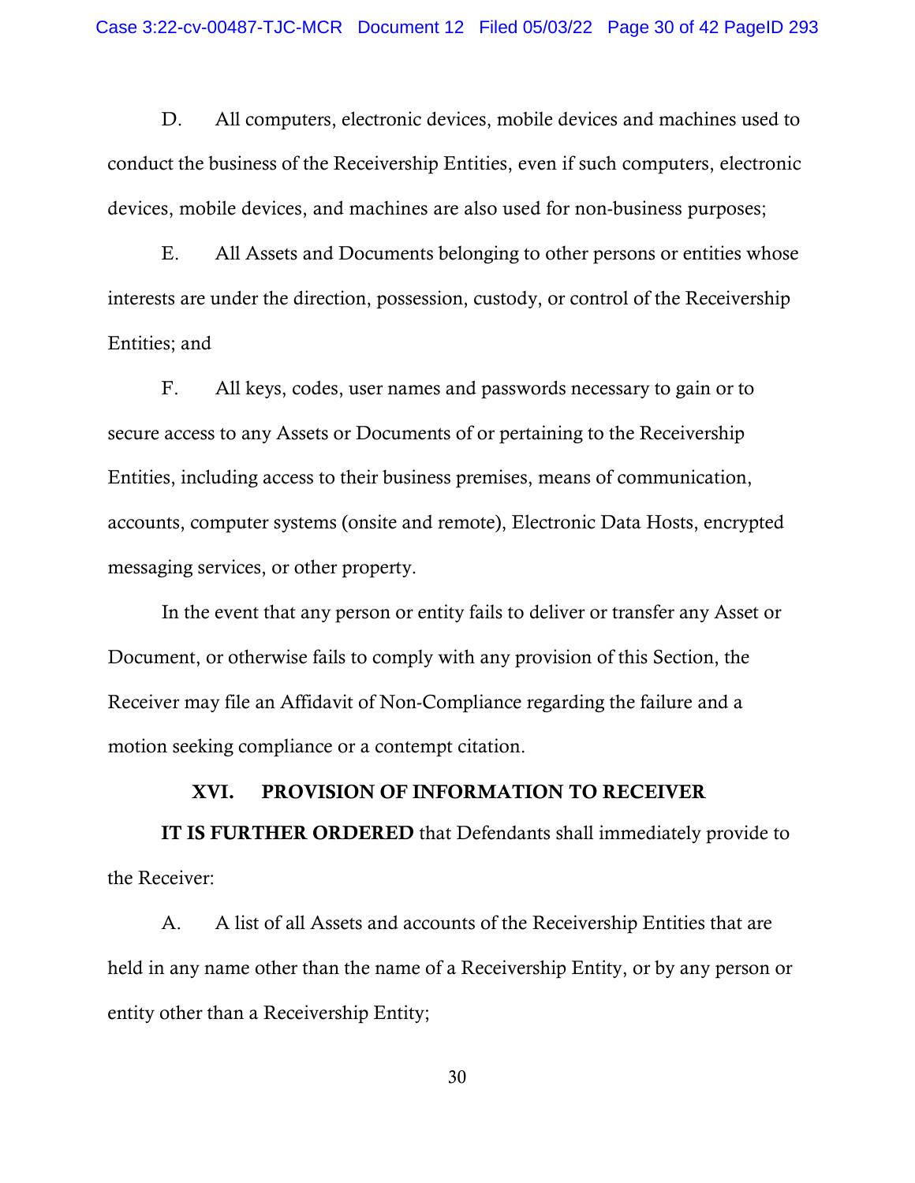D. All computers, electronic devices, mobile devices and machines used to conduct the business of the Receivership Entities, even if such computers, electronic devices, mobile devices, and machines are also used for non-business purposes;

E. All Assets and Documents belonging to other persons or entities whose interests are under the direction, possession, custody, or control of the Receivership Entities; and

F. All keys, codes, user names and passwords necessary to gain or to secure access to any Assets or Documents of or pertaining to the Receivership Entities, including access to their business premises, means of communication, accounts, computer systems (onsite and remote), Electronic Data Hosts, encrypted messaging services, or other property.

In the event that any person or entity fails to deliver or transfer any Asset or Document, or otherwise fails to comply with any provision of this Section, the Receiver may file an Affidavit of Non-Compliance regarding the failure and a motion seeking compliance or a contempt citation.

## XVI. PROVISION OF INFORMATION TO RECEIVER

**IT IS FURTHER ORDERED** that Defendants shall immediately provide to the Receiver:

A. A list of all Assets and accounts of the Receivership Entities that are held in any name other than the name of a Receivership Entity, or by any person or entity other than a Receivership Entity;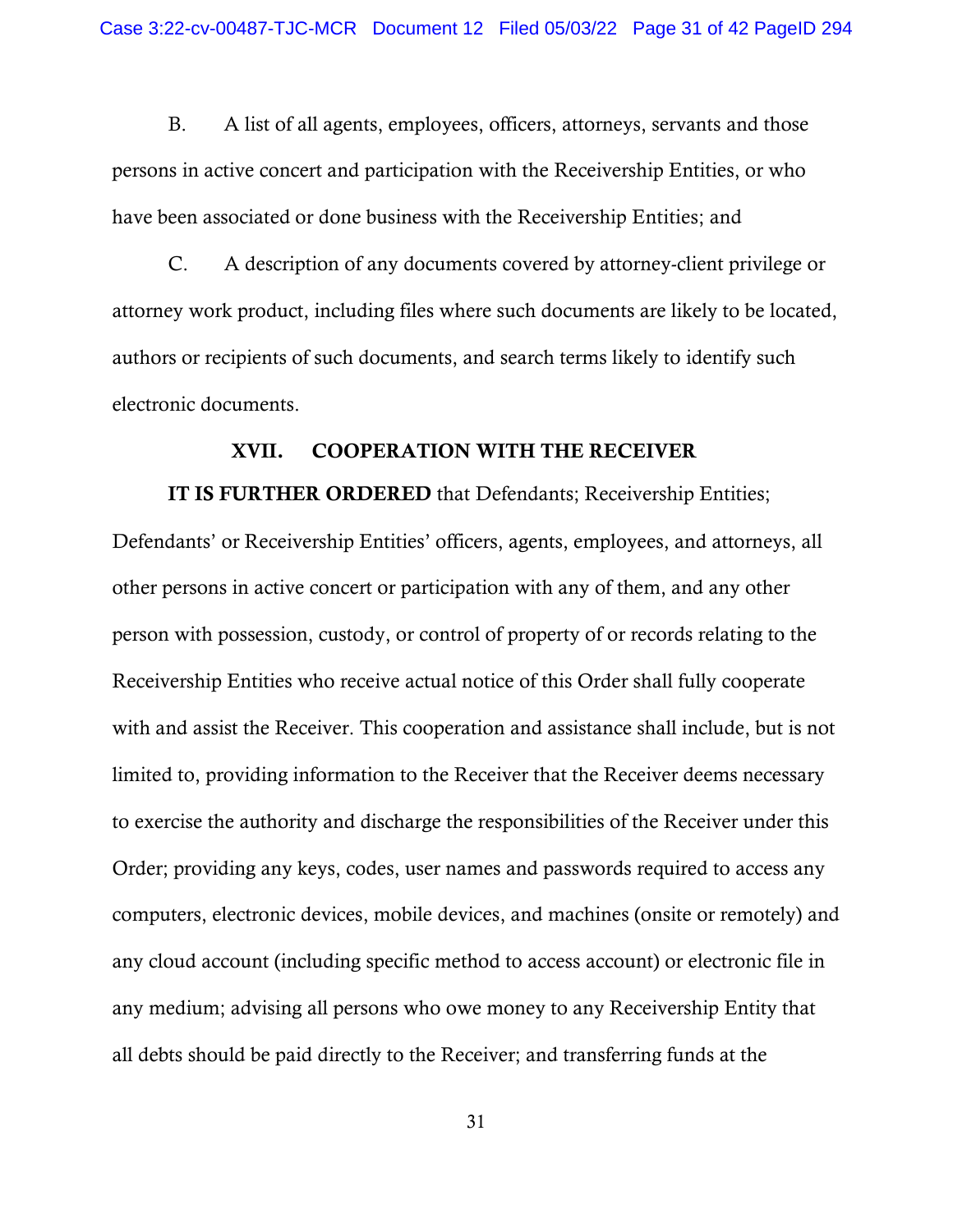B. A list of all agents, employees, officers, attorneys, servants and those persons in active concert and participation with the Receivership Entities, or who have been associated or done business with the Receivership Entities; and

C. A description of any documents covered by attorney-client privilege or attorney work product, including files where such documents are likely to be located, authors or recipients of such documents, and search terms likely to identify such electronic documents.

## XVII. COOPERATION WITH THE RECEIVER

**IT IS FURTHER ORDERED** that Defendants; Receivership Entities; Defendants' or Receivership Entities' officers, agents, employees, and attorneys, all other persons in active concert or participation with any of them, and any other person with possession, custody, or control of property of or records relating to the Receivership Entities who receive actual notice of this Order shall fully cooperate with and assist the Receiver. This cooperation and assistance shall include, but is not limited to, providing information to the Receiver that the Receiver deems necessary to exercise the authority and discharge the responsibilities of the Receiver under this Order; providing any keys, codes, user names and passwords required to access any computers, electronic devices, mobile devices, and machines (onsite or remotely) and any cloud account (including specific method to access account) or electronic file in any medium; advising all persons who owe money to any Receivership Entity that all debts should be paid directly to the Receiver; and transferring funds at the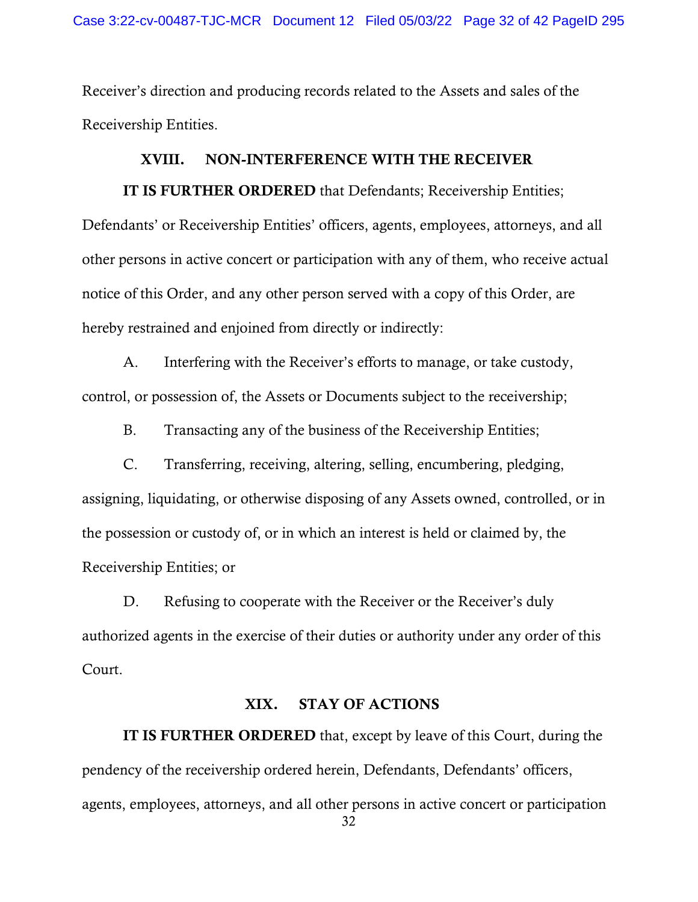Receiver's direction and producing records related to the Assets and sales of the Receivership Entities.

## XVIII. NON-INTERFERENCE WITH THE RECEIVER

**IT IS FURTHER ORDERED** that Defendants; Receivership Entities; Defendants' or Receivership Entities' officers, agents, employees, attorneys, and all other persons in active concert or participation with any of them, who receive actual notice of this Order, and any other person served with a copy of this Order, are hereby restrained and enjoined from directly or indirectly:

A. Interfering with the Receiver's efforts to manage, or take custody, control, or possession of, the Assets or Documents subject to the receivership;

B. Transacting any of the business of the Receivership Entities;

C. Transferring, receiving, altering, selling, encumbering, pledging, assigning, liquidating, or otherwise disposing of any Assets owned, controlled, or in the possession or custody of, or in which an interest is held or claimed by, the Receivership Entities; or

D. Refusing to cooperate with the Receiver or the Receiver's duly authorized agents in the exercise of their duties or authority under any order of this Court.

## XIX. STAY OF ACTIONS

**IT IS FURTHER ORDERED** that, except by leave of this Court, during the pendency of the receivership ordered herein, Defendants, Defendants' officers, agents, employees, attorneys, and all other persons in active concert or participation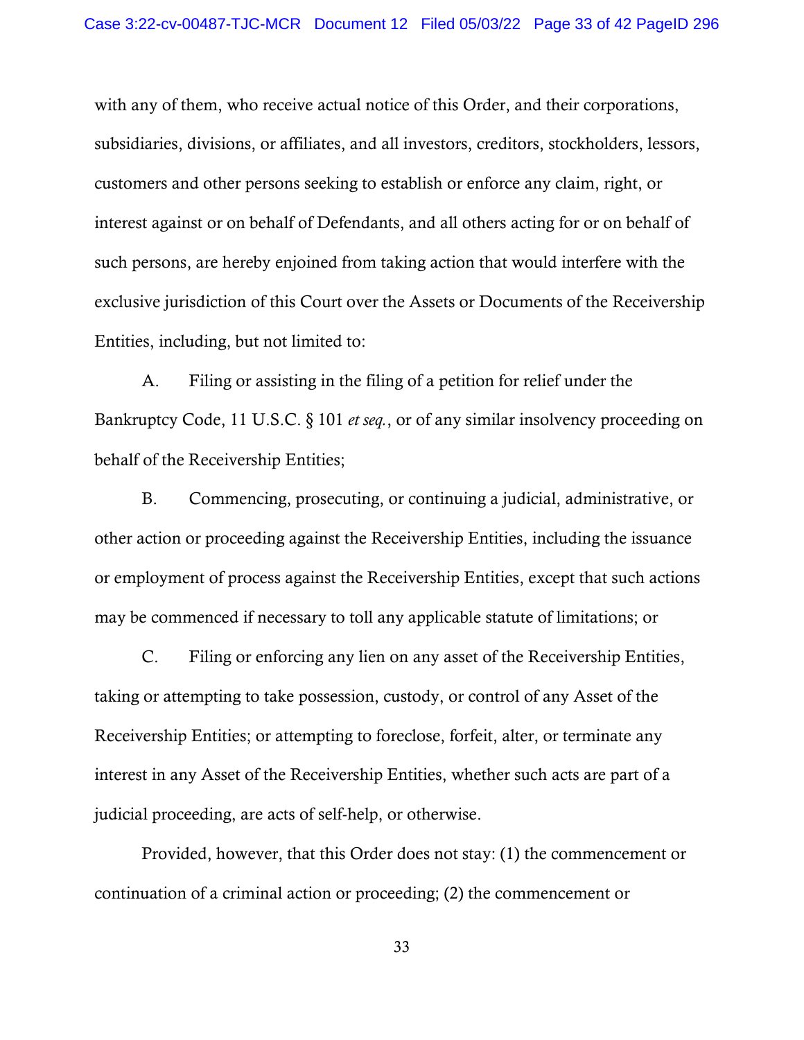with any of them, who receive actual notice of this Order, and their corporations, subsidiaries, divisions, or affiliates, and all investors, creditors, stockholders, lessors, customers and other persons seeking to establish or enforce any claim, right, or interest against or on behalf of Defendants, and all others acting for or on behalf of such persons, are hereby enjoined from taking action that would interfere with the exclusive jurisdiction of this Court over the Assets or Documents of the Receivership Entities, including, but not limited to:

A. Filing or assisting in the filing of a petition for relief under the Bankruptcy Code, 11 U.S.C. § 101 *et seq.*, or of any similar insolvency proceeding on behalf of the Receivership Entities;

B. Commencing, prosecuting, or continuing a judicial, administrative, or other action or proceeding against the Receivership Entities, including the issuance or employment of process against the Receivership Entities, except that such actions may be commenced if necessary to toll any applicable statute of limitations; or

C. Filing or enforcing any lien on any asset of the Receivership Entities, taking or attempting to take possession, custody, or control of any Asset of the Receivership Entities; or attempting to foreclose, forfeit, alter, or terminate any interest in any Asset of the Receivership Entities, whether such acts are part of a judicial proceeding, are acts of self-help, or otherwise.

Provided, however, that this Order does not stay: (1) the commencement or continuation of a criminal action or proceeding; (2) the commencement or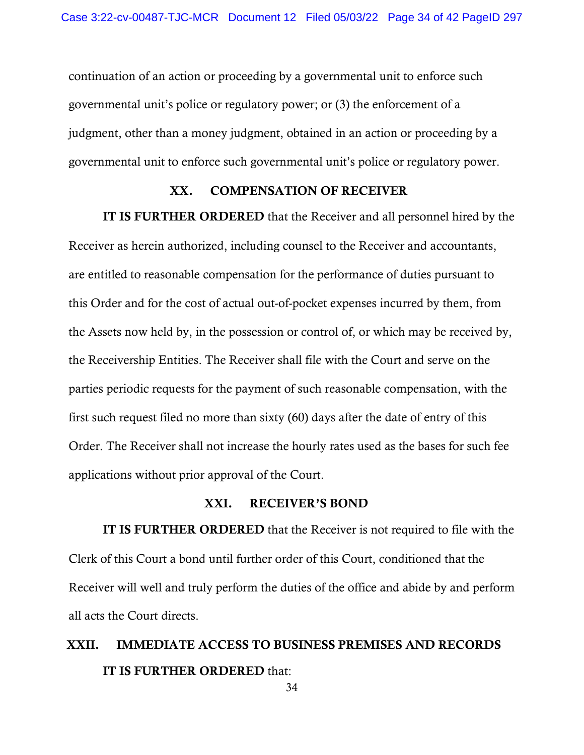continuation of an action or proceeding by a governmental unit to enforce such governmental unit's police or regulatory power; or (3) the enforcement of a judgment, other than a money judgment, obtained in an action or proceeding by a governmental unit to enforce such governmental unit's police or regulatory power.

## XX. COMPENSATION OF RECEIVER

**IT IS FURTHER ORDERED** that the Receiver and all personnel hired by the Receiver as herein authorized, including counsel to the Receiver and accountants, are entitled to reasonable compensation for the performance of duties pursuant to this Order and for the cost of actual out-of-pocket expenses incurred by them, from the Assets now held by, in the possession or control of, or which may be received by, the Receivership Entities. The Receiver shall file with the Court and serve on the parties periodic requests for the payment of such reasonable compensation, with the first such request filed no more than sixty (60) days after the date of entry of this Order. The Receiver shall not increase the hourly rates used as the bases for such fee applications without prior approval of the Court.

## XXI. RECEIVER'S BOND

**IT IS FURTHER ORDERED** that the Receiver is not required to file with the Clerk of this Court a bond until further order of this Court, conditioned that the Receiver will well and truly perform the duties of the office and abide by and perform all acts the Court directs.

## XXII. IMMEDIATE ACCESS TO BUSINESS PREMISES AND RECORDS

**IT IS FURTHER ORDERED** that: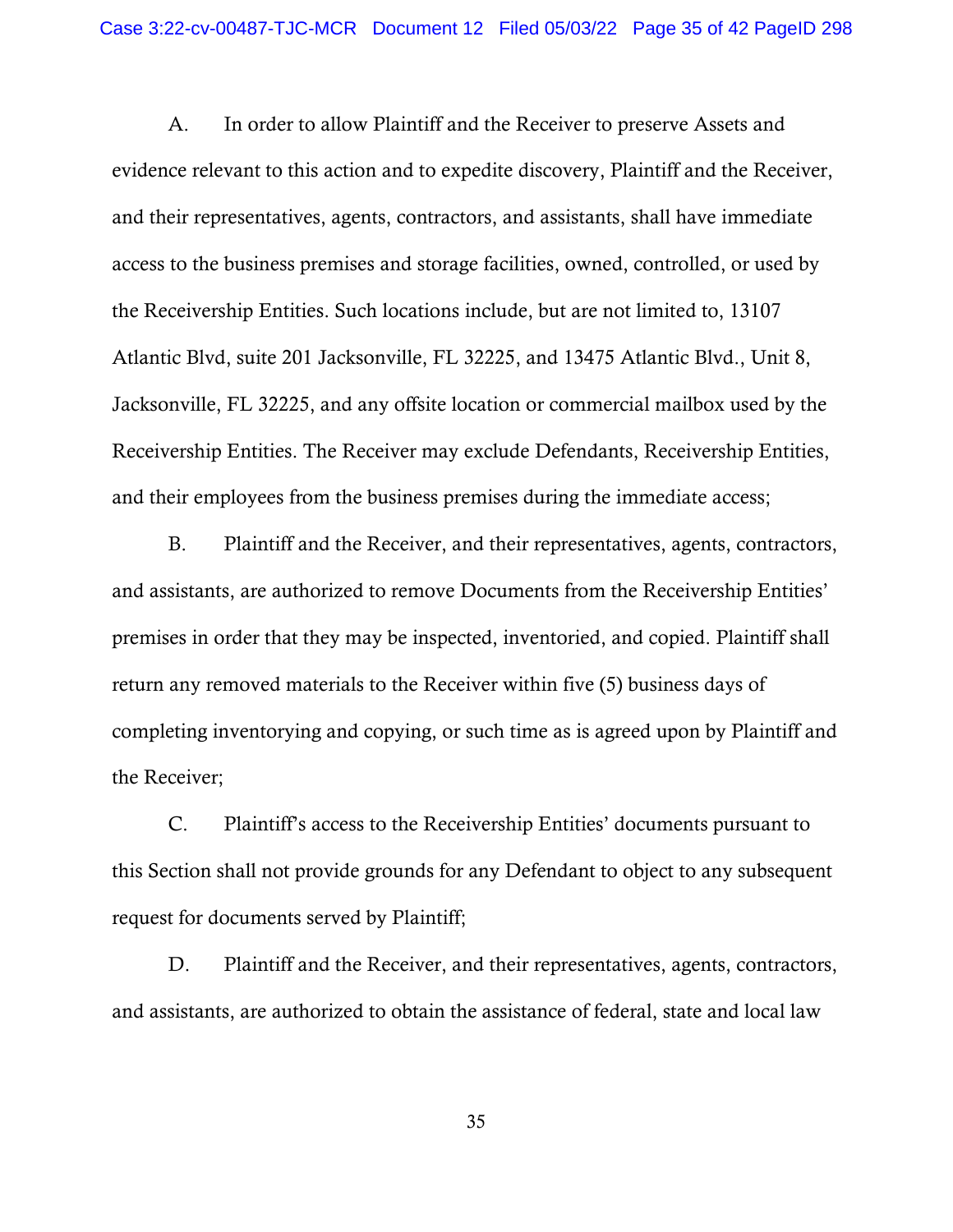A. In order to allow Plaintiff and the Receiver to preserve Assets and evidence relevant to this action and to expedite discovery, Plaintiff and the Receiver, and their representatives, agents, contractors, and assistants, shall have immediate access to the business premises and storage facilities, owned, controlled, or used by the Receivership Entities. Such locations include, but are not limited to, 13107 Atlantic Blvd, suite 201 Jacksonville, FL 32225, and 13475 Atlantic Blvd., Unit 8, Jacksonville, FL 32225, and any offsite location or commercial mailbox used by the Receivership Entities. The Receiver may exclude Defendants, Receivership Entities, and their employees from the business premises during the immediate access;

B. Plaintiff and the Receiver, and their representatives, agents, contractors, and assistants, are authorized to remove Documents from the Receivership Entities' premises in order that they may be inspected, inventoried, and copied. Plaintiff shall return any removed materials to the Receiver within five (5) business days of completing inventorying and copying, or such time as is agreed upon by Plaintiff and the Receiver;

C. Plaintiff's access to the Receivership Entities' documents pursuant to this Section shall not provide grounds for any Defendant to object to any subsequent request for documents served by Plaintiff;

D. Plaintiff and the Receiver, and their representatives, agents, contractors, and assistants, are authorized to obtain the assistance of federal, state and local law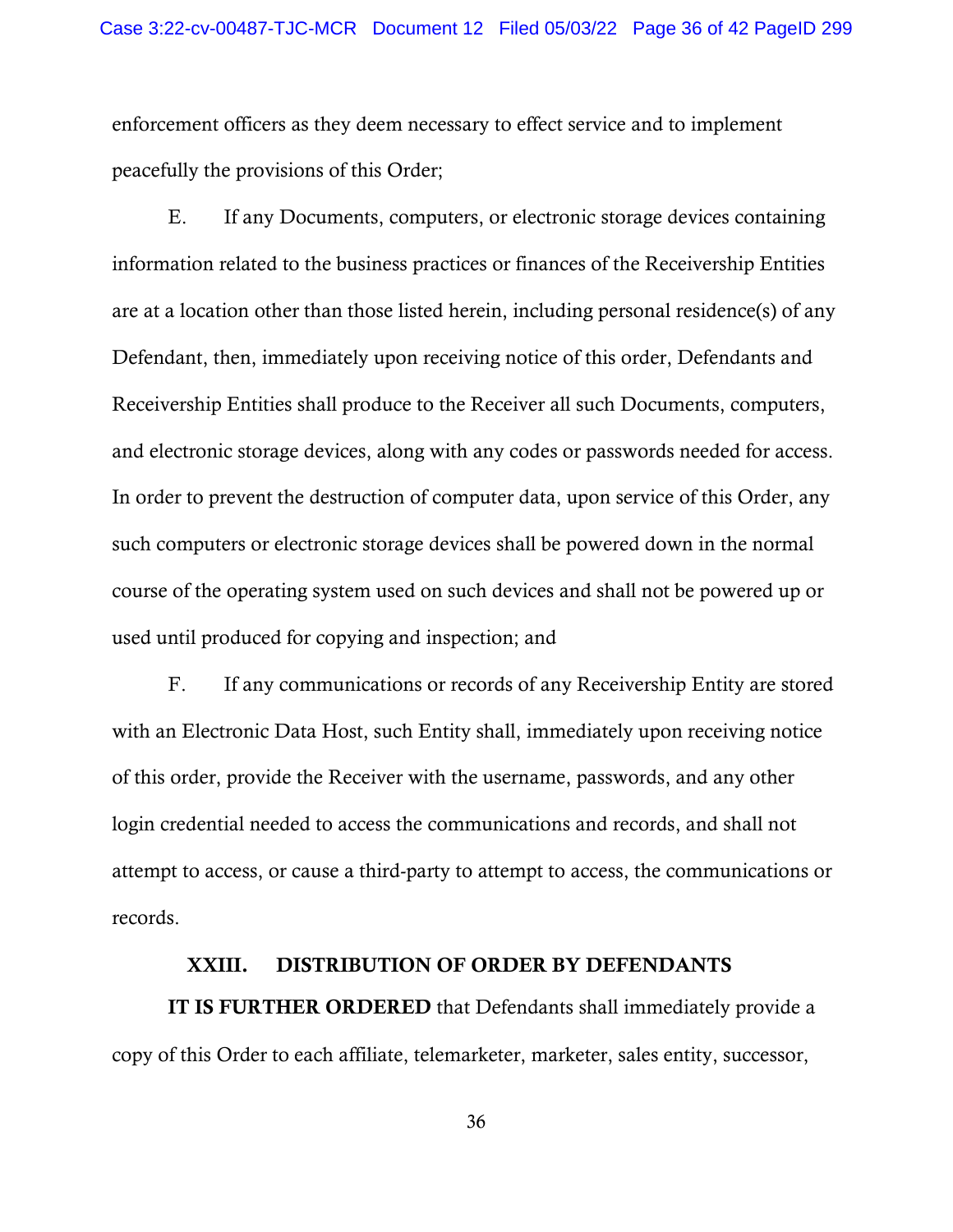enforcement officers as they deem necessary to effect service and to implement peacefully the provisions of this Order;

E. If any Documents, computers, or electronic storage devices containing information related to the business practices or finances of the Receivership Entities are at a location other than those listed herein, including personal residence(s) of any Defendant, then, immediately upon receiving notice of this order, Defendants and Receivership Entities shall produce to the Receiver all such Documents, computers, and electronic storage devices, along with any codes or passwords needed for access. In order to prevent the destruction of computer data, upon service of this Order, any such computers or electronic storage devices shall be powered down in the normal course of the operating system used on such devices and shall not be powered up or used until produced for copying and inspection; and

F. If any communications or records of any Receivership Entity are stored with an Electronic Data Host, such Entity shall, immediately upon receiving notice of this order, provide the Receiver with the username, passwords, and any other login credential needed to access the communications and records, and shall not attempt to access, or cause a third-party to attempt to access, the communications or records.

## XXIII. DISTRIBUTION OF ORDER BY DEFENDANTS

**IT IS FURTHER ORDERED** that Defendants shall immediately provide a copy of this Order to each affiliate, telemarketer, marketer, sales entity, successor,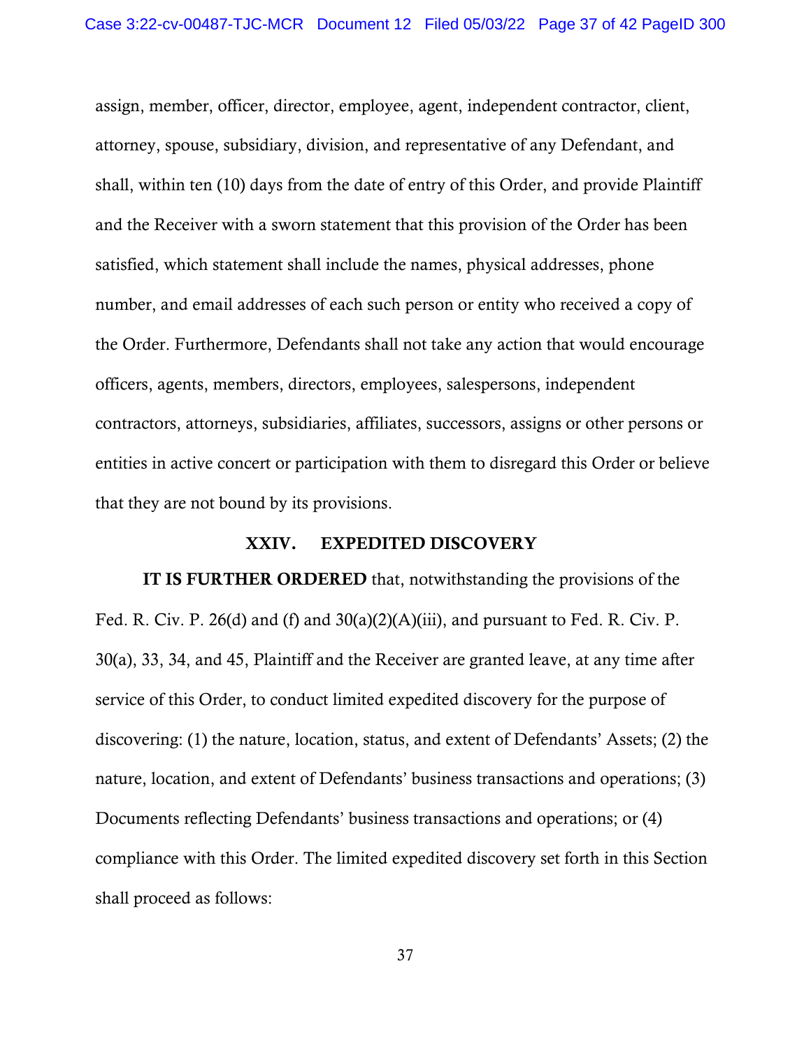assign, member, officer, director, employee, agent, independent contractor, client, attorney, spouse, subsidiary, division, and representative of any Defendant, and shall, within ten (10) days from the date of entry of this Order, and provide Plaintiff and the Receiver with a sworn statement that this provision of the Order has been satisfied, which statement shall include the names, physical addresses, phone number, and email addresses of each such person or entity who received a copy of the Order. Furthermore, Defendants shall not take any action that would encourage officers, agents, members, directors, employees, salespersons, independent contractors, attorneys, subsidiaries, affiliates, successors, assigns or other persons or entities in active concert or participation with them to disregard this Order or believe that they are not bound by its provisions.

## XXIV. EXPEDITED DISCOVERY

**IT IS FURTHER ORDERED** that, notwithstanding the provisions of the Fed. R. Civ. P. 26(d) and (f) and 30(a)(2)(A)(iii), and pursuant to Fed. R. Civ. P. 30(a), 33, 34, and 45, Plaintiff and the Receiver are granted leave, at any time after service of this Order, to conduct limited expedited discovery for the purpose of discovering: (1) the nature, location, status, and extent of Defendants' Assets; (2) the nature, location, and extent of Defendants' business transactions and operations; (3) Documents reflecting Defendants' business transactions and operations; or (4) compliance with this Order. The limited expedited discovery set forth in this Section shall proceed as follows: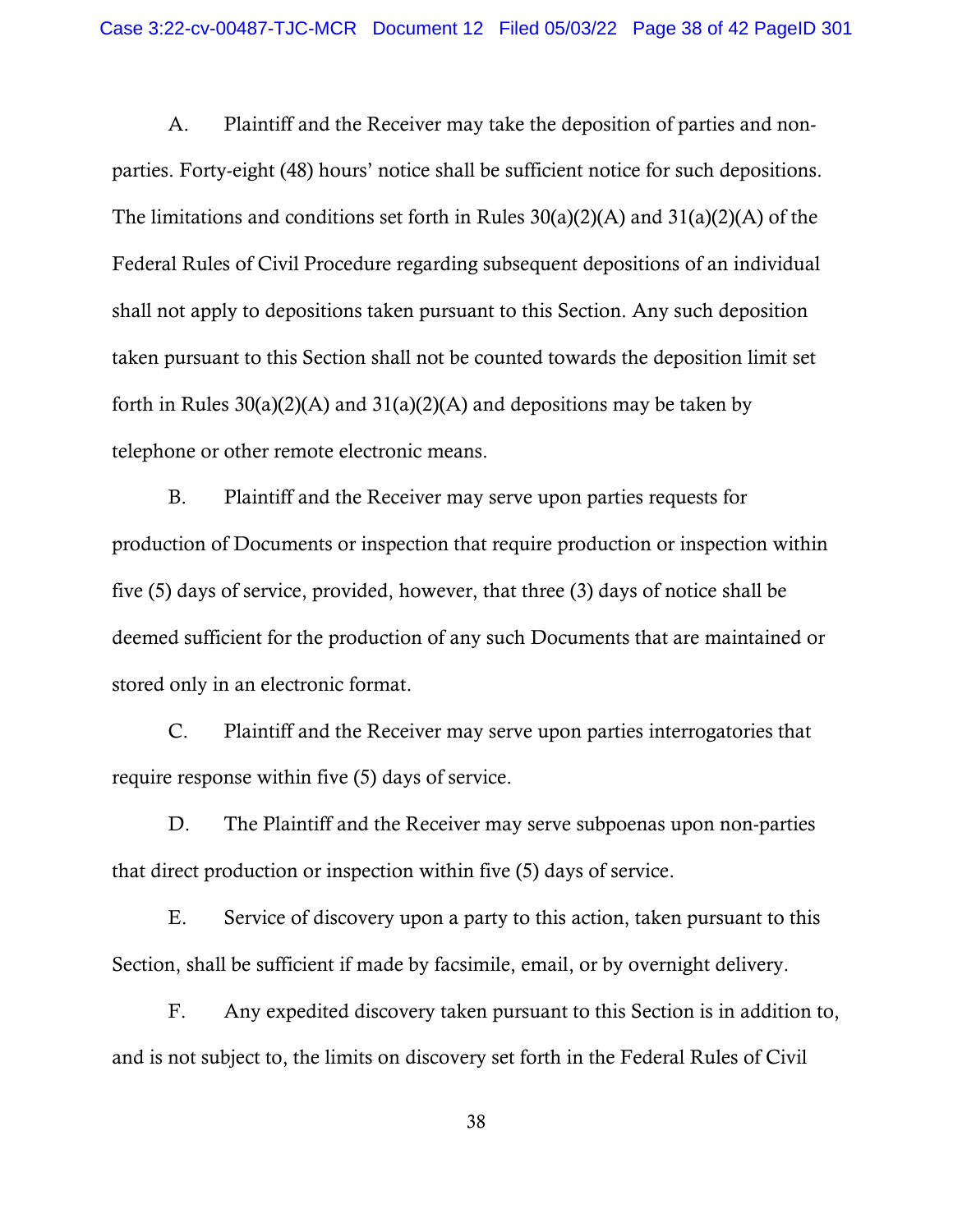A. Plaintiff and the Receiver may take the deposition of parties and non-parties. Forty-eight (48) hours' notice shall be sufficient notice for such depositions. The limitations and conditions set forth in Rules 30(a)(2)(A) and 31(a)(2)(A) of the Federal Rules of Civil Procedure regarding subsequent depositions of an individual shall not apply to depositions taken pursuant to this Section. Any such deposition taken pursuant to this Section shall not be counted towards the deposition limit set forth in Rules 30(a)(2)(A) and 31(a)(2)(A) and depositions may be taken by telephone or other remote electronic means.

B. Plaintiff and the Receiver may serve upon parties requests for production of Documents or inspection that require production or inspection within five (5) days of service, provided, however, that three (3) days of notice shall be deemed sufficient for the production of any such Documents that are maintained or stored only in an electronic format.

C. Plaintiff and the Receiver may serve upon parties interrogatories that require response within five (5) days of service.

D. The Plaintiff and the Receiver may serve subpoenas upon non-parties that direct production or inspection within five (5) days of service.

E. Service of discovery upon a party to this action, taken pursuant to this Section, shall be sufficient if made by facsimile, email, or by overnight delivery.

F. Any expedited discovery taken pursuant to this Section is in addition to, and is not subject to, the limits on discovery set forth in the Federal Rules of Civil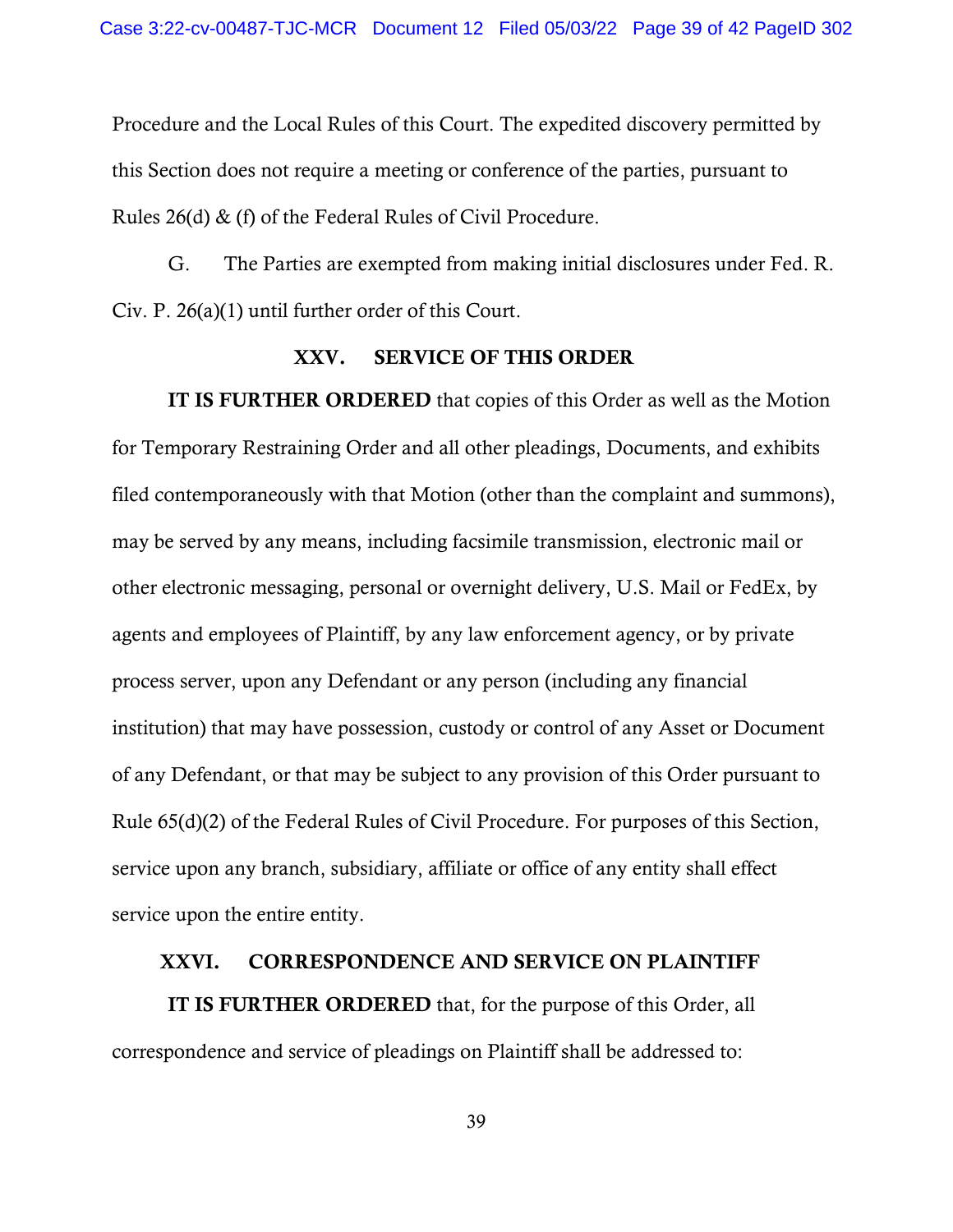Procedure and the Local Rules of this Court. The expedited discovery permitted by this Section does not require a meeting or conference of the parties, pursuant to Rules 26(d) & (f) of the Federal Rules of Civil Procedure.

G. The Parties are exempted from making initial disclosures under Fed. R. Civ. P. 26(a)(1) until further order of this Court.

## XXV. SERVICE OF THIS ORDER

**IT IS FURTHER ORDERED** that copies of this Order as well as the Motion for Temporary Restraining Order and all other pleadings, Documents, and exhibits filed contemporaneously with that Motion (other than the complaint and summons), may be served by any means, including facsimile transmission, electronic mail or other electronic messaging, personal or overnight delivery, U.S. Mail or FedEx, by agents and employees of Plaintiff, by any law enforcement agency, or by private process server, upon any Defendant or any person (including any financial institution) that may have possession, custody or control of any Asset or Document of any Defendant, or that may be subject to any provision of this Order pursuant to Rule 65(d)(2) of the Federal Rules of Civil Procedure. For purposes of this Section, service upon any branch, subsidiary, affiliate or office of any entity shall effect service upon the entire entity.

## XXVI. CORRESPONDENCE AND SERVICE ON PLAINTIFF

**IT IS FURTHER ORDERED** that, for the purpose of this Order, all correspondence and service of pleadings on Plaintiff shall be addressed to: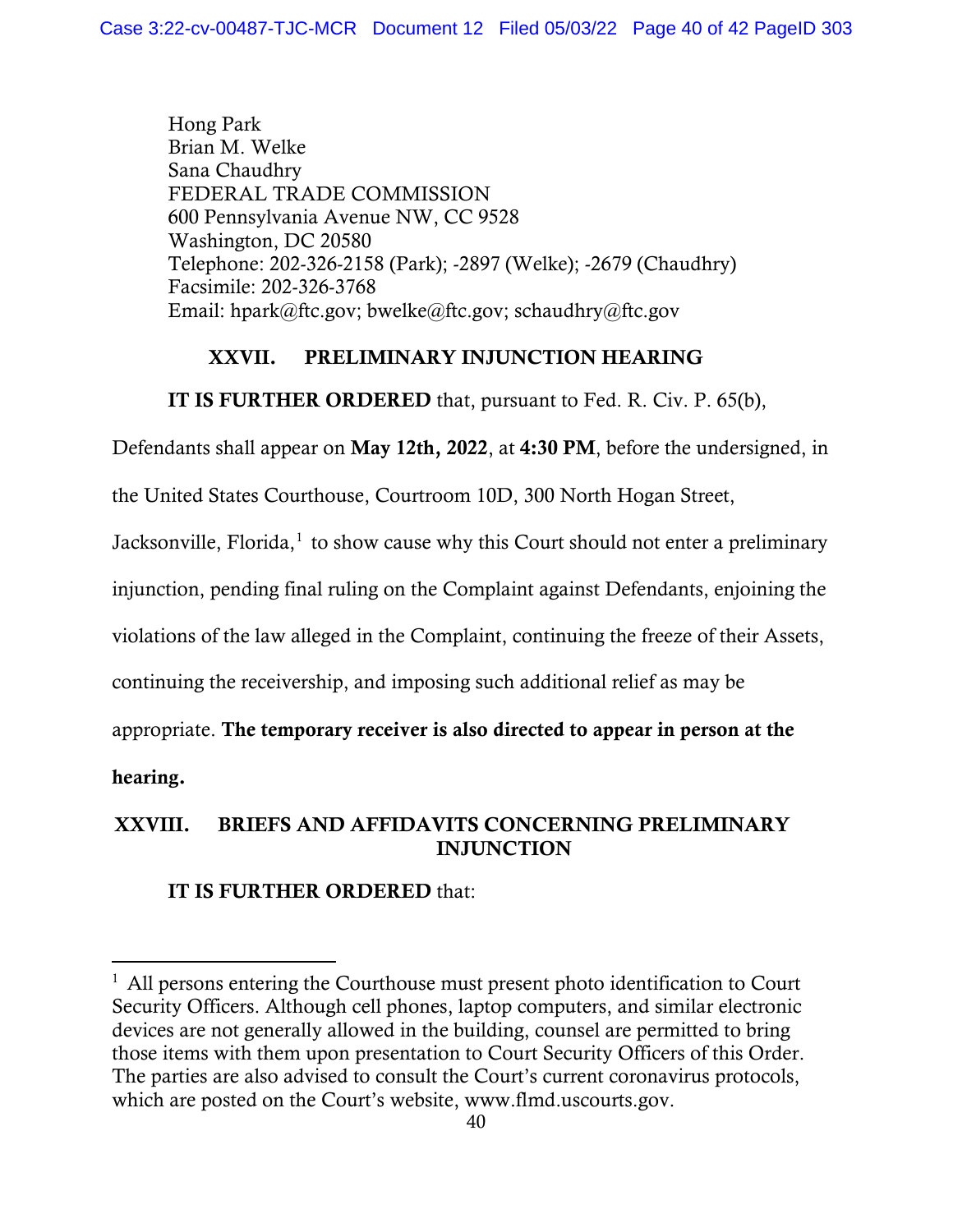Hong Park
Brian M. Welke
Sana Chaudhry
FEDERAL TRADE COMMISSION
600 Pennsylvania Avenue NW, CC 9528
Washington, DC 20580
Telephone: 202-326-2158 (Park); -2897 (Welke); -2679 (Chaudhry)
Facsimile: 202-326-3768
Email: hpark@ftc.gov; bwelke@ftc.gov; schaudhry@ftc.gov

## XXVII. PRELIMINARY INJUNCTION HEARING

**IT IS FURTHER ORDERED** that, pursuant to Fed. R. Civ. P. 65(b), Defendants shall appear on **May 12th, 2022**, at **4:30 PM**, before the undersigned, in the United States Courthouse, Courtroom 10D, 300 North Hogan Street, Jacksonville, Florida,[1] to show cause why this Court should not enter a preliminary injunction, pending final ruling on the Complaint against Defendants, enjoining the violations of the law alleged in the Complaint, continuing the freeze of their Assets, continuing the receivership, and imposing such additional relief as may be appropriate. **The temporary receiver is also directed to appear in person at the hearing.**

## XXVIII. BRIEFS AND AFFIDAVITS CONCERNING PRELIMINARY INJUNCTION

**IT IS FURTHER ORDERED** that:

---

[1] All persons entering the Courthouse must present photo identification to Court Security Officers. Although cell phones, laptop computers, and similar electronic devices are not generally allowed in the building, counsel are permitted to bring those items with them upon presentation to Court Security Officers of this Order. The parties are also advised to consult the Court's current coronavirus protocols, which are posted on the Court's website, www.flmd.uscourts.gov.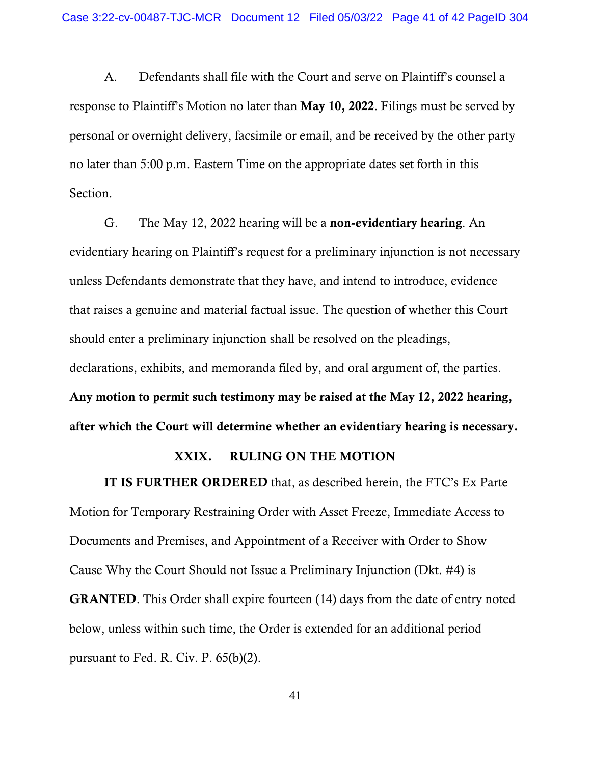A. Defendants shall file with the Court and serve on Plaintiff's counsel a response to Plaintiff's Motion no later than **May 10, 2022**. Filings must be served by personal or overnight delivery, facsimile or email, and be received by the other party no later than 5:00 p.m. Eastern Time on the appropriate dates set forth in this Section.

G. The May 12, 2022 hearing will be a **non-evidentiary hearing**. An evidentiary hearing on Plaintiff's request for a preliminary injunction is not necessary unless Defendants demonstrate that they have, and intend to introduce, evidence that raises a genuine and material factual issue. The question of whether this Court should enter a preliminary injunction shall be resolved on the pleadings, declarations, exhibits, and memoranda filed by, and oral argument of, the parties. **Any motion to permit such testimony may be raised at the May 12, 2022 hearing, after which the Court will determine whether an evidentiary hearing is necessary.**

## XXIX. RULING ON THE MOTION

**IT IS FURTHER ORDERED** that, as described herein, the FTC's Ex Parte Motion for Temporary Restraining Order with Asset Freeze, Immediate Access to Documents and Premises, and Appointment of a Receiver with Order to Show Cause Why the Court Should not Issue a Preliminary Injunction (Dkt. #4) is **GRANTED**. This Order shall expire fourteen (14) days from the date of entry noted below, unless within such time, the Order is extended for an additional period pursuant to Fed. R. Civ. P. 65(b)(2).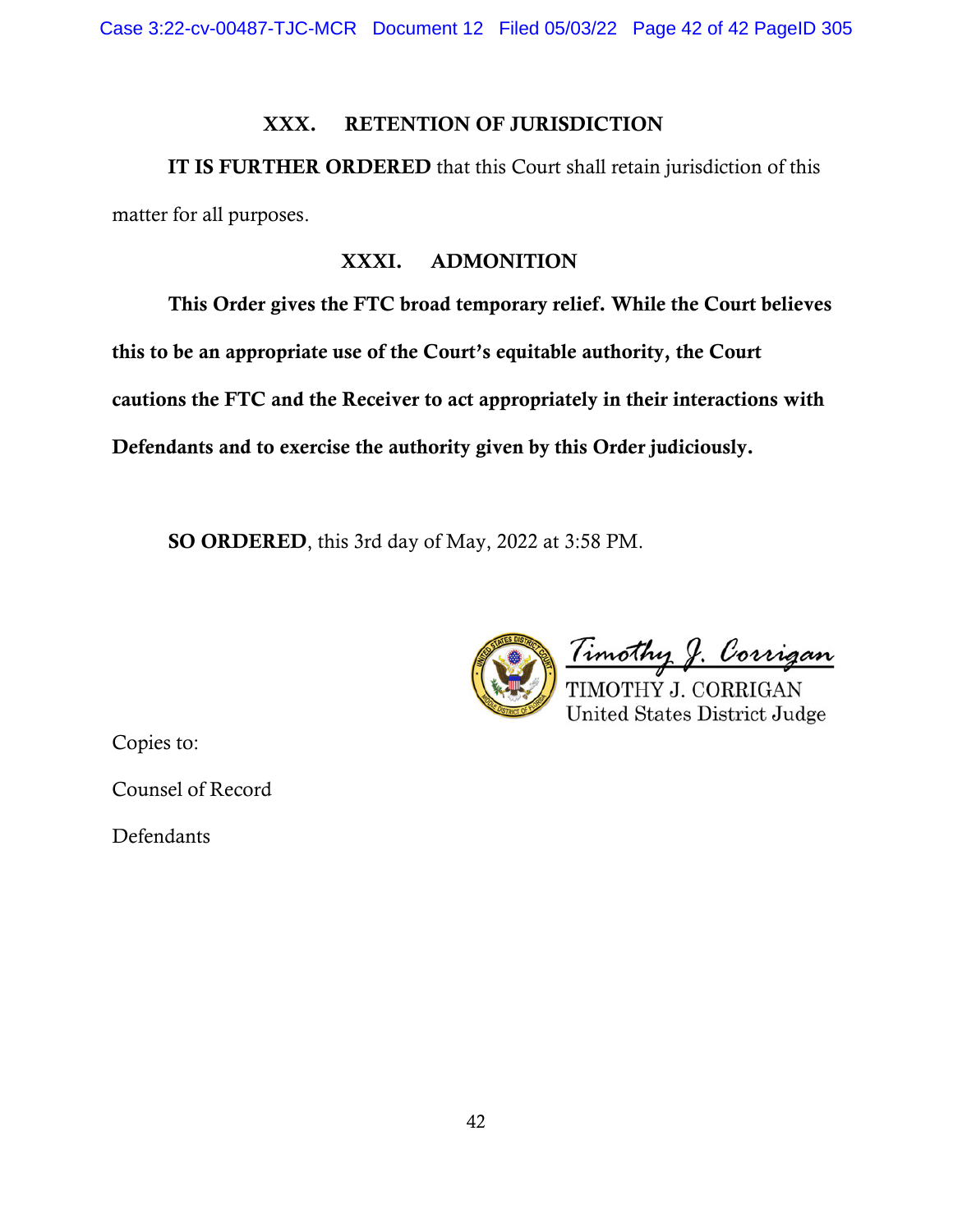## XXX. RETENTION OF JURISDICTION

**IT IS FURTHER ORDERED** that this Court shall retain jurisdiction of this matter for all purposes.

## XXXI. ADMONITION

**This Order gives the FTC broad temporary relief. While the Court believes this to be an appropriate use of the Court's equitable authority, the Court cautions the FTC and the Receiver to act appropriately in their interactions with Defendants and to exercise the authority given by this Order judiciously.**

**SO ORDERED**, this 3rd day of May, 2022 at 3:58 PM.

*Timothy J. Corrigan*

TIMOTHY J. CORRIGAN
United States District Judge

Copies to:

Counsel of Record

Defendants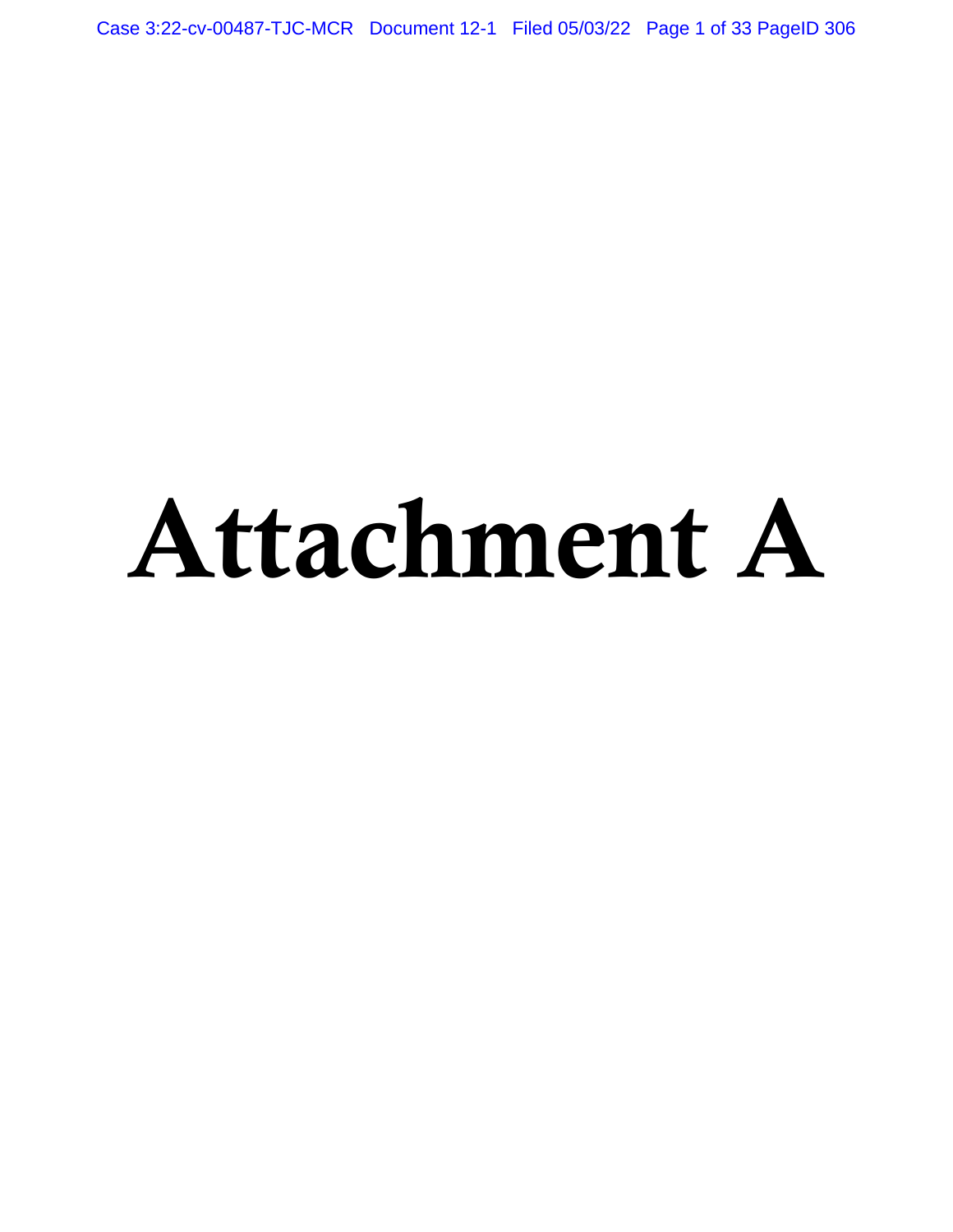# Attachment A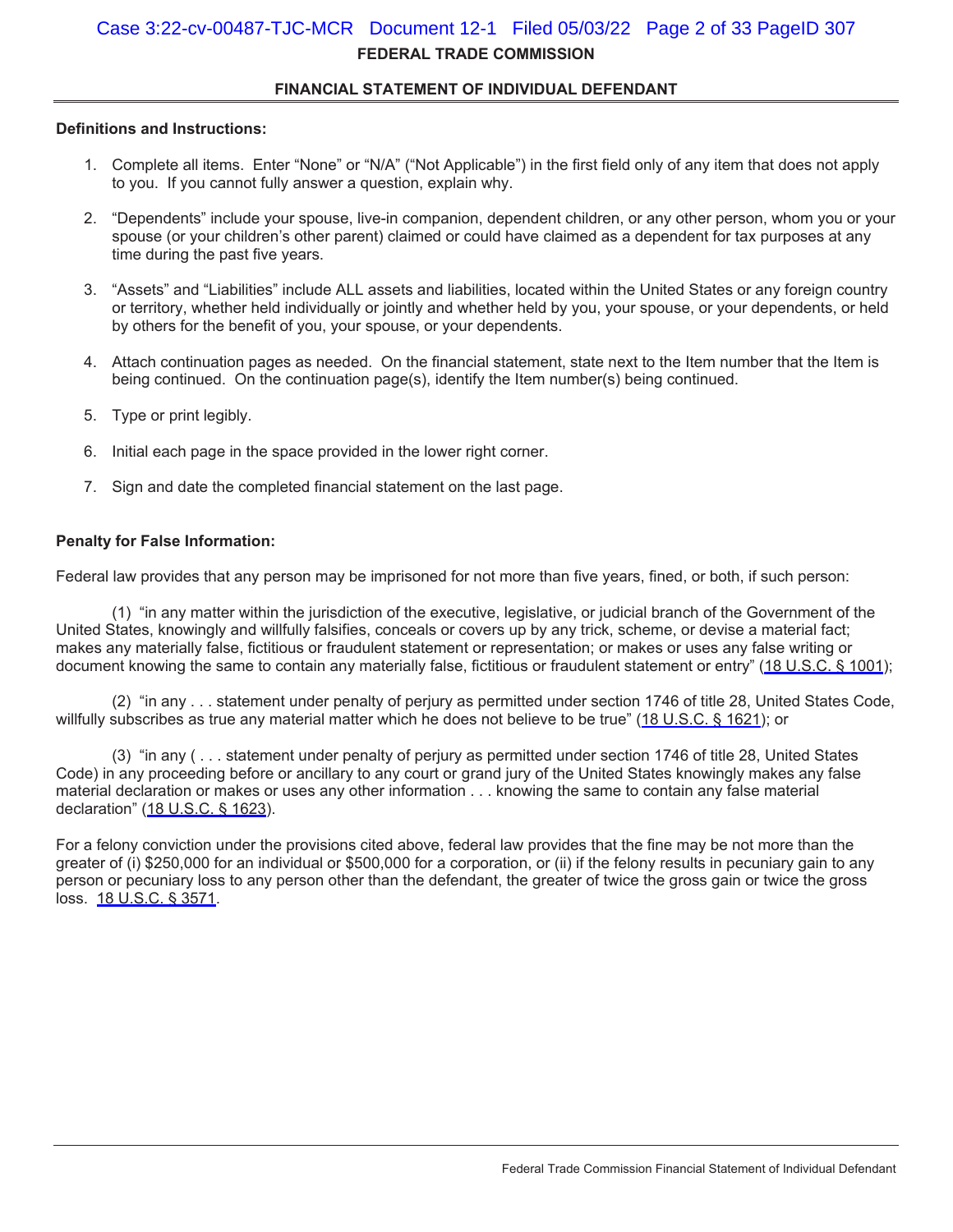# FEDERAL TRADE COMMISSION

## FINANCIAL STATEMENT OF INDIVIDUAL DEFENDANT

**Definitions and Instructions:**

1. Complete all items. Enter "None" or "N/A" ("Not Applicable") in the first field only of any item that does not apply to you. If you cannot fully answer a question, explain why.
2. "Dependents" include your spouse, live-in companion, dependent children, or any other person, whom you or your spouse (or your children's other parent) claimed or could have claimed as a dependent for tax purposes at any time during the past five years.
3. "Assets" and "Liabilities" include ALL assets and liabilities, located within the United States or any foreign country or territory, whether held individually or jointly and whether held by you, your spouse, or your dependents, or held by others for the benefit of you, your spouse, or your dependents.
4. Attach continuation pages as needed. On the financial statement, state next to the Item number that the Item is being continued. On the continuation page(s), identify the Item number(s) being continued.
5. Type or print legibly.
6. Initial each page in the space provided in the lower right corner.
7. Sign and date the completed financial statement on the last page.

**Penalty for False Information:**

Federal law provides that any person may be imprisoned for not more than five years, fined, or both, if such person:

(1) "in any matter within the jurisdiction of the executive, legislative, or judicial branch of the Government of the United States, knowingly and willfully falsifies, conceals or covers up by any trick, scheme, or devise a material fact; makes any materially false, fictitious or fraudulent statement or representation; or makes or uses any false writing or document knowing the same to contain any materially false, fictitious or fraudulent statement or entry" (18 U.S.C. § 1001);

(2) "in any . . . statement under penalty of perjury as permitted under section 1746 of title 28, United States Code, willfully subscribes as true any material matter which he does not believe to be true" (18 U.S.C. § 1621); or

(3) "in any ( . . . statement under penalty of perjury as permitted under section 1746 of title 28, United States Code) in any proceeding before or ancillary to any court or grand jury of the United States knowingly makes any false material declaration or makes or uses any other information . . . knowing the same to contain any false material declaration" (18 U.S.C. § 1623).

For a felony conviction under the provisions cited above, federal law provides that the fine may be not more than the greater of (i) $250,000 for an individual or $500,000 for a corporation, or (ii) if the felony results in pecuniary gain to any person or pecuniary loss to any person other than the defendant, the greater of twice the gross gain or twice the gross loss. 18 U.S.C. § 3571.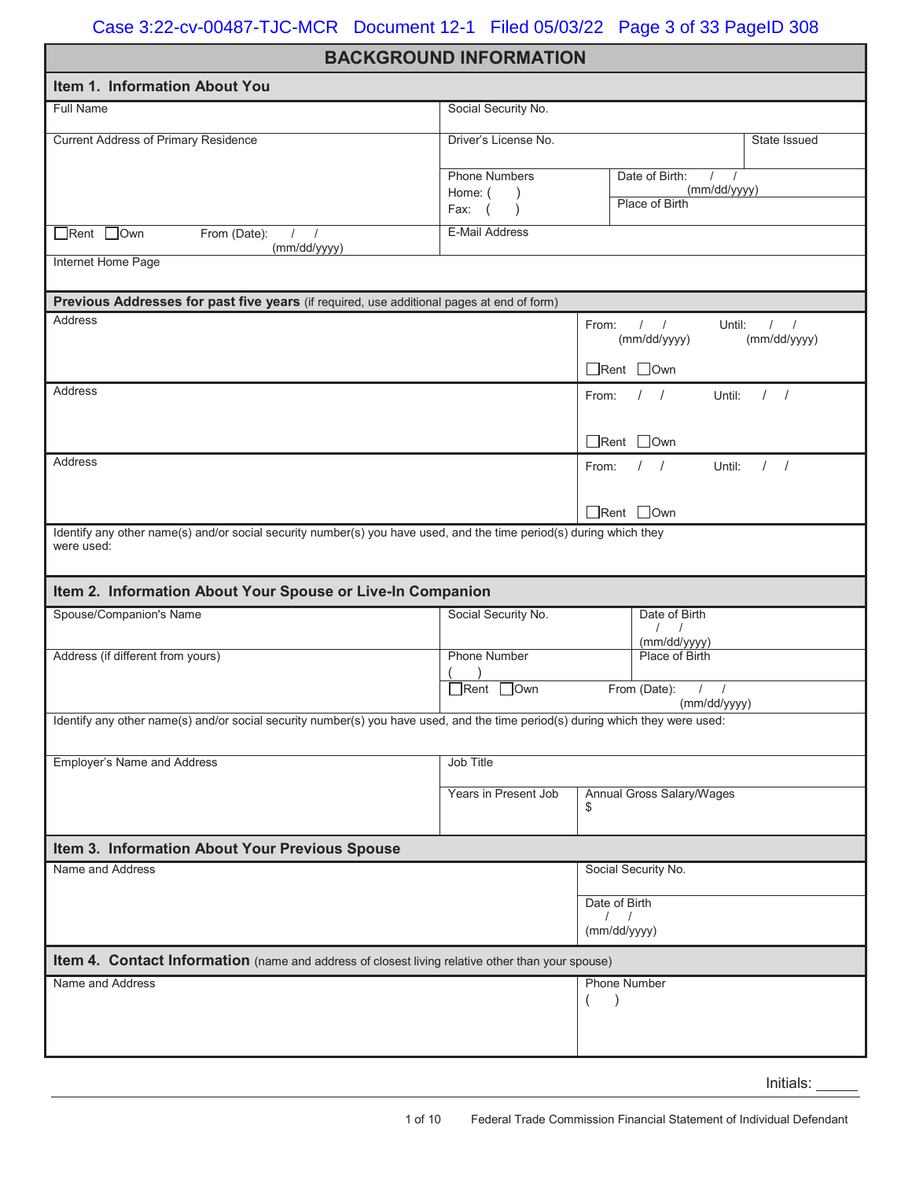## BACKGROUND INFORMATION

### Item 1. Information About You

| Full Name | Social Security No. | | |
|---|---|---|---|
| Current Address of Primary Residence | Driver's License No. | | State Issued |
| | Phone Numbers<br>Home: ( )<br>Fax: ( ) | Date of Birth: / / (mm/dd/yyyy)<br>Place of Birth | |
| ☐Rent ☐Own From (Date): / / (mm/dd/yyyy) | E-Mail Address | | |
| Internet Home Page | | | |

**Previous Addresses for past five years** (if required, use additional pages at end of form)

| Address | From: / / (mm/dd/yyyy) Until: / / (mm/dd/yyyy)<br>☐Rent ☐Own |
|---|---|
| Address | From: / / Until: / /<br>☐Rent ☐Own |
| Address | From: / / Until: / /<br>☐Rent ☐Own |

Identify any other name(s) and/or social security number(s) you have used, and the time period(s) during which they were used:

### Item 2. Information About Your Spouse or Live-In Companion

| Spouse/Companion's Name | Social Security No. | Date of Birth / / (mm/dd/yyyy) |
|---|---|---|
| Address (if different from yours) | Phone Number ( ) | Place of Birth |
| | ☐Rent ☐Own | From (Date): / / (mm/dd/yyyy) |

Identify any other name(s) and/or social security number(s) you have used, and the time period(s) during which they were used:

| Employer's Name and Address | Job Title | |
|---|---|---|
| | Years in Present Job | Annual Gross Salary/Wages $ |

### Item 3. Information About Your Previous Spouse

| Name and Address | Social Security No. |
|---|---|
| | Date of Birth / / (mm/dd/yyyy) |

### Item 4. Contact Information (name and address of closest living relative other than your spouse)

| Name and Address | Phone Number ( ) |
|---|---|

Initials: ______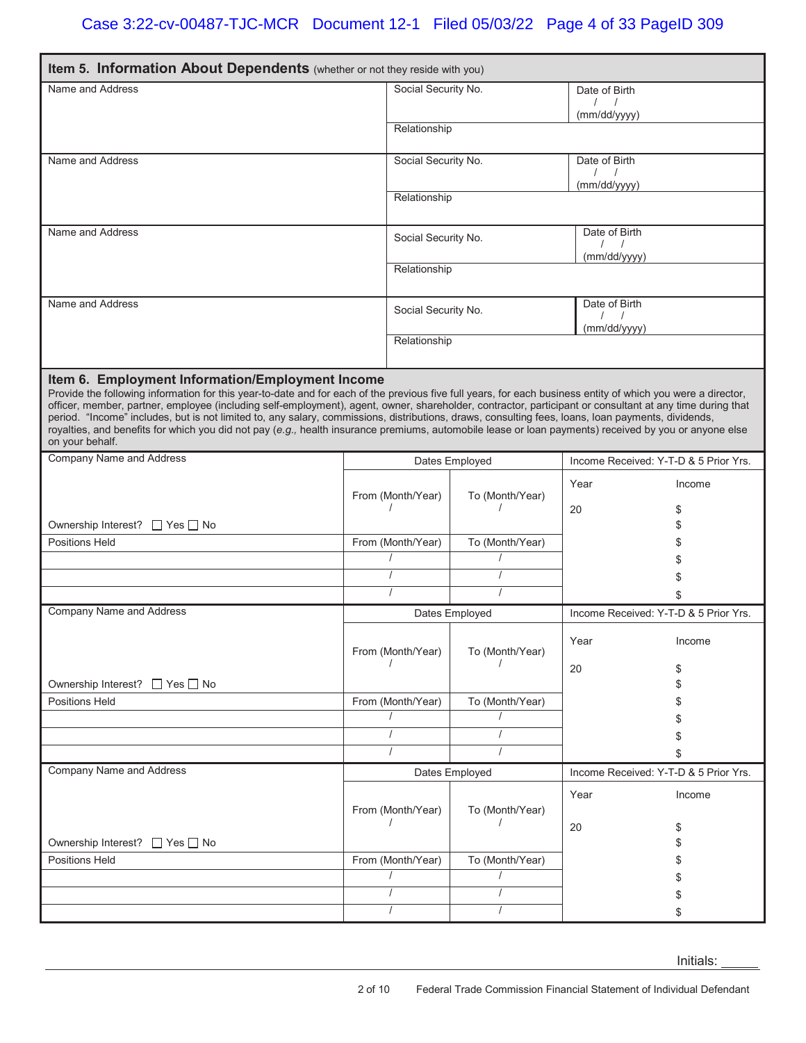## Item 5. Information About Dependents (whether or not they reside with you)

| Name and Address | Social Security No. | Date of Birth / / (mm/dd/yyyy) |
|---|---|---|
| | Relationship | |
| Name and Address | Social Security No. | Date of Birth / / (mm/dd/yyyy) |
| | Relationship | |
| Name and Address | Social Security No. | Date of Birth / / (mm/dd/yyyy) |
| | Relationship | |
| Name and Address | Social Security No. | Date of Birth / / (mm/dd/yyyy) |
| | Relationship | |

## Item 6. Employment Information/Employment Income

Provide the following information for this year-to-date and for each of the previous five full years, for each business entity of which you were a director, officer, member, partner, employee (including self-employment), agent, owner, shareholder, contractor, participant or consultant at any time during that period. "Income" includes, but is not limited to, any salary, commissions, distributions, draws, consulting fees, loans, loan payments, dividends, royalties, and benefits for which you did not pay (*e.g.,* health insurance premiums, automobile lease or loan payments) received by you or anyone else on your behalf.

| Company Name and Address | Dates Employed | | Income Received: Y-T-D & 5 Prior Yrs. | |
|---|---|---|---|---|
| | From (Month/Year) / | To (Month/Year) / | Year | Income |
| Ownership Interest? ☐ Yes ☐ No | | | 20 | $ |
| | | | | $ |
| Positions Held | From (Month/Year) | To (Month/Year) | | $ |
| | / | / | | $ |
| | / | / | | $ |
| | / | / | | $ |
| Company Name and Address | Dates Employed | | Income Received: Y-T-D & 5 Prior Yrs. | |
| | From (Month/Year) / | To (Month/Year) / | Year | Income |
| Ownership Interest? ☐ Yes ☐ No | | | 20 | $ |
| | | | | $ |
| Positions Held | From (Month/Year) | To (Month/Year) | | $ |
| | / | / | | $ |
| | / | / | | $ |
| | / | / | | $ |
| Company Name and Address | Dates Employed | | Income Received: Y-T-D & 5 Prior Yrs. | |
| | From (Month/Year) / | To (Month/Year) / | Year | Income |
| Ownership Interest? ☐ Yes ☐ No | | | 20 | $ |
| | | | | $ |
| Positions Held | From (Month/Year) | To (Month/Year) | | $ |
| | / | / | | $ |
| | / | / | | $ |
| | / | / | | $ |

Initials: ______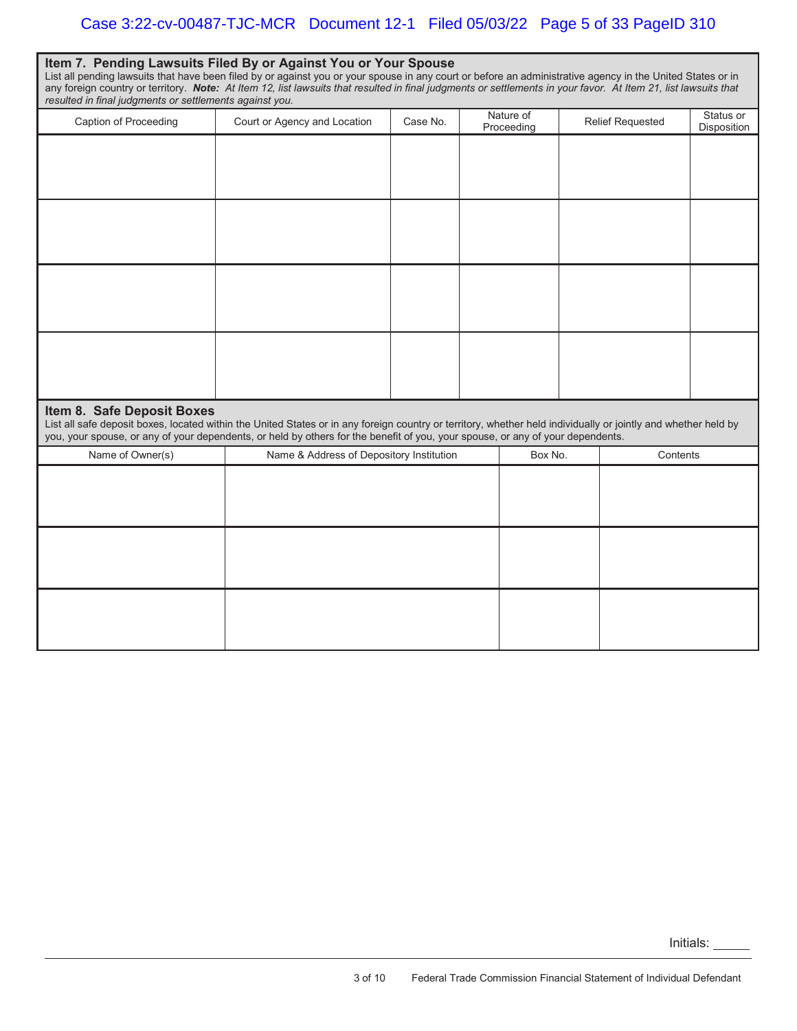## Item 7. Pending Lawsuits Filed By or Against You or Your Spouse

List all pending lawsuits that have been filed by or against you or your spouse in any court or before an administrative agency in the United States or in any foreign country or territory. ***Note:*** *At Item 12, list lawsuits that resulted in final judgments or settlements in your favor. At Item 21, list lawsuits that resulted in final judgments or settlements against you.*

| Caption of Proceeding | Court or Agency and Location | Case No. | Nature of Proceeding | Relief Requested | Status or Disposition |
|---|---|---|---|---|---|
| | | | | | |
| | | | | | |
| | | | | | |
| | | | | | |

## Item 8. Safe Deposit Boxes

List all safe deposit boxes, located within the United States or in any foreign country or territory, whether held individually or jointly and whether held by you, your spouse, or any of your dependents, or held by others for the benefit of you, your spouse, or any of your dependents.

| Name of Owner(s) | Name & Address of Depository Institution | Box No. | Contents |
|---|---|---|---|
| | | | |
| | | | |
| | | | |

Initials: _____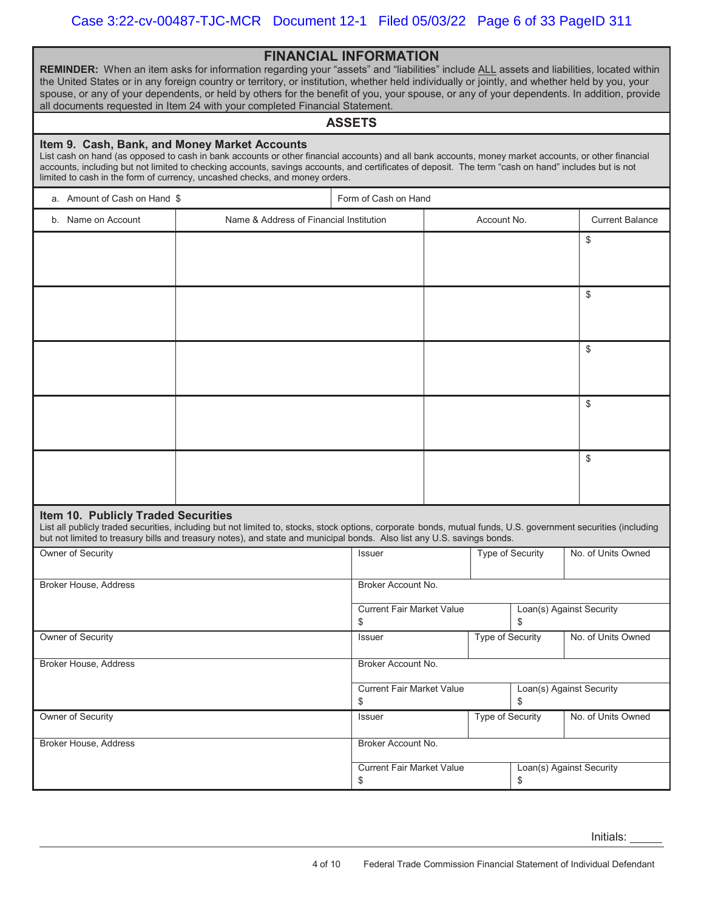## FINANCIAL INFORMATION

**REMINDER:** When an item asks for information regarding your "assets" and "liabilities" include ALL assets and liabilities, located within the United States or in any foreign country or territory, or institution, whether held individually or jointly, and whether held by you, your spouse, or any of your dependents, or held by others for the benefit of you, your spouse, or any of your dependents. In addition, provide all documents requested in Item 24 with your completed Financial Statement.

### ASSETS

**Item 9. Cash, Bank, and Money Market Accounts**

List cash on hand (as opposed to cash in bank accounts or other financial accounts) and all bank accounts, money market accounts, or other financial accounts, including but not limited to checking accounts, savings accounts, and certificates of deposit. The term "cash on hand" includes but is not limited to cash in the form of currency, uncashed checks, and money orders.

| a. Amount of Cash on Hand $ | Form of Cash on Hand |
|---|---|

| b. Name on Account | Name & Address of Financial Institution | Account No. | Current Balance |
|---|---|---|---|
| | | | $ |
| | | | $ |
| | | | $ |
| | | | $ |
| | | | $ |

**Item 10. Publicly Traded Securities**

List all publicly traded securities, including but not limited to, stocks, stock options, corporate bonds, mutual funds, U.S. government securities (including but not limited to treasury bills and treasury notes), and state and municipal bonds. Also list any U.S. savings bonds.

| Owner of Security | Issuer | Type of Security | No. of Units Owned |
|---|---|---|---|
| Broker House, Address | Broker Account No. | | |
| | Current Fair Market Value $ | Loan(s) Against Security $ | |
| Owner of Security | Issuer | Type of Security | No. of Units Owned |
| Broker House, Address | Broker Account No. | | |
| | Current Fair Market Value $ | Loan(s) Against Security $ | |
| Owner of Security | Issuer | Type of Security | No. of Units Owned |
| Broker House, Address | Broker Account No. | | |
| | Current Fair Market Value $ | Loan(s) Against Security $ | |

Initials: _____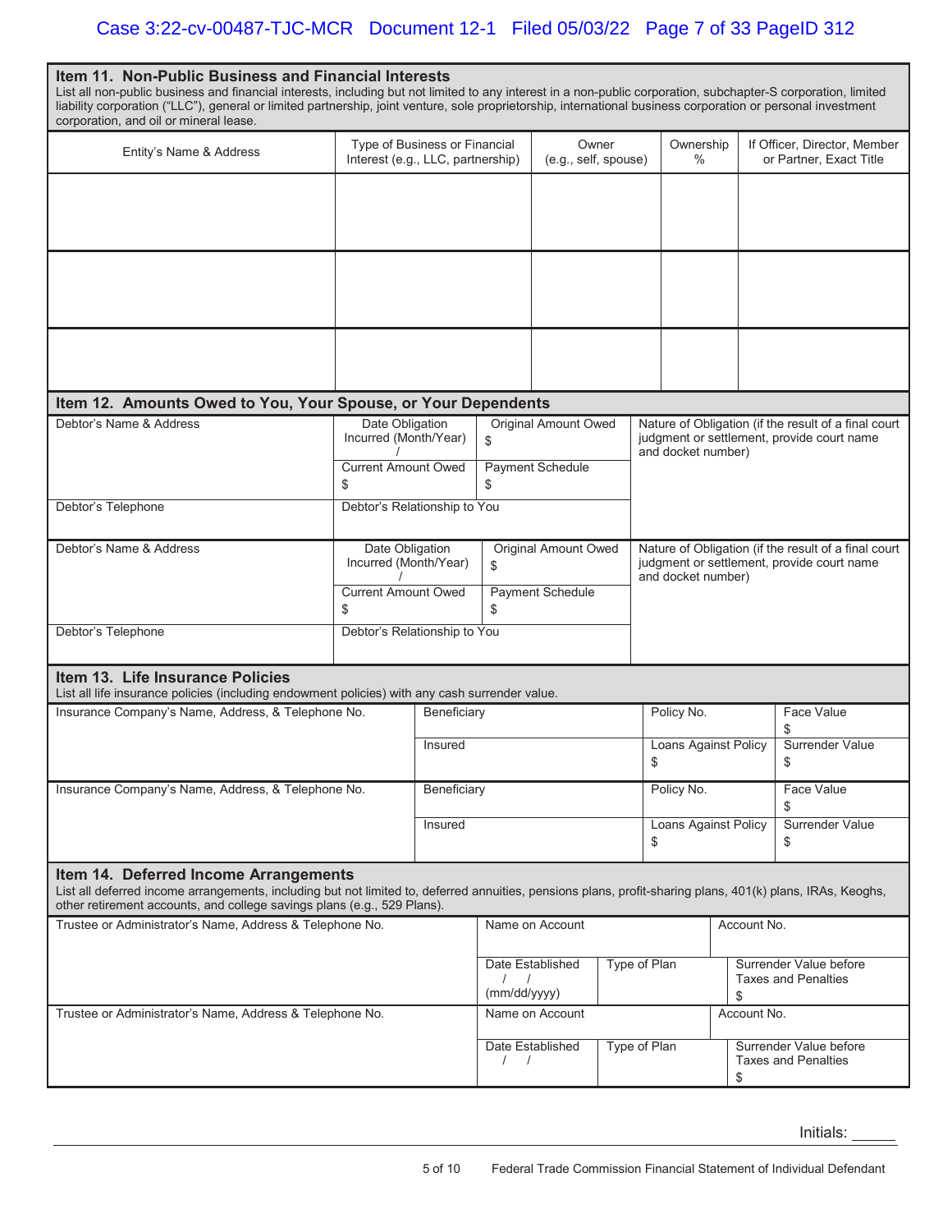## Item 11. Non-Public Business and Financial Interests

List all non-public business and financial interests, including but not limited to any interest in a non-public corporation, subchapter-S corporation, limited liability corporation ("LLC"), general or limited partnership, joint venture, sole proprietorship, international business corporation or personal investment corporation, and oil or mineral lease.

| Entity's Name & Address | Type of Business or Financial Interest (e.g., LLC, partnership) | Owner (e.g., self, spouse) | Ownership % | If Officer, Director, Member or Partner, Exact Title |
|---|---|---|---|---|
| | | | | |
| | | | | |
| | | | | |

## Item 12. Amounts Owed to You, Your Spouse, or Your Dependents

| Debtor's Name & Address | Date Obligation Incurred (Month/Year) / | Original Amount Owed $ | Nature of Obligation (if the result of a final court judgment or settlement, provide court name and docket number) |
|---|---|---|---|
| | Current Amount Owed $ | Payment Schedule $ | |
| Debtor's Telephone | Debtor's Relationship to You | | |
| Debtor's Name & Address | Date Obligation Incurred (Month/Year) / | Original Amount Owed $ | Nature of Obligation (if the result of a final court judgment or settlement, provide court name and docket number) |
| | Current Amount Owed $ | Payment Schedule $ | |
| Debtor's Telephone | Debtor's Relationship to You | | |

## Item 13. Life Insurance Policies

List all life insurance policies (including endowment policies) with any cash surrender value.

| Insurance Company's Name, Address, & Telephone No. | Beneficiary | Policy No. | Face Value $ |
|---|---|---|---|
| | Insured | Loans Against Policy $ | Surrender Value $ |
| Insurance Company's Name, Address, & Telephone No. | Beneficiary | Policy No. | Face Value $ |
| | Insured | Loans Against Policy $ | Surrender Value $ |

## Item 14. Deferred Income Arrangements

List all deferred income arrangements, including but not limited to, deferred annuities, pensions plans, profit-sharing plans, 401(k) plans, IRAs, Keoghs, other retirement accounts, and college savings plans (e.g., 529 Plans).

| Trustee or Administrator's Name, Address & Telephone No. | Name on Account | | Account No. |
|---|---|---|---|
| | Date Established / / (mm/dd/yyyy) | Type of Plan | Surrender Value before Taxes and Penalties $ |
| Trustee or Administrator's Name, Address & Telephone No. | Name on Account | | Account No. |
| | Date Established / / | Type of Plan | Surrender Value before Taxes and Penalties $ |

Initials: _____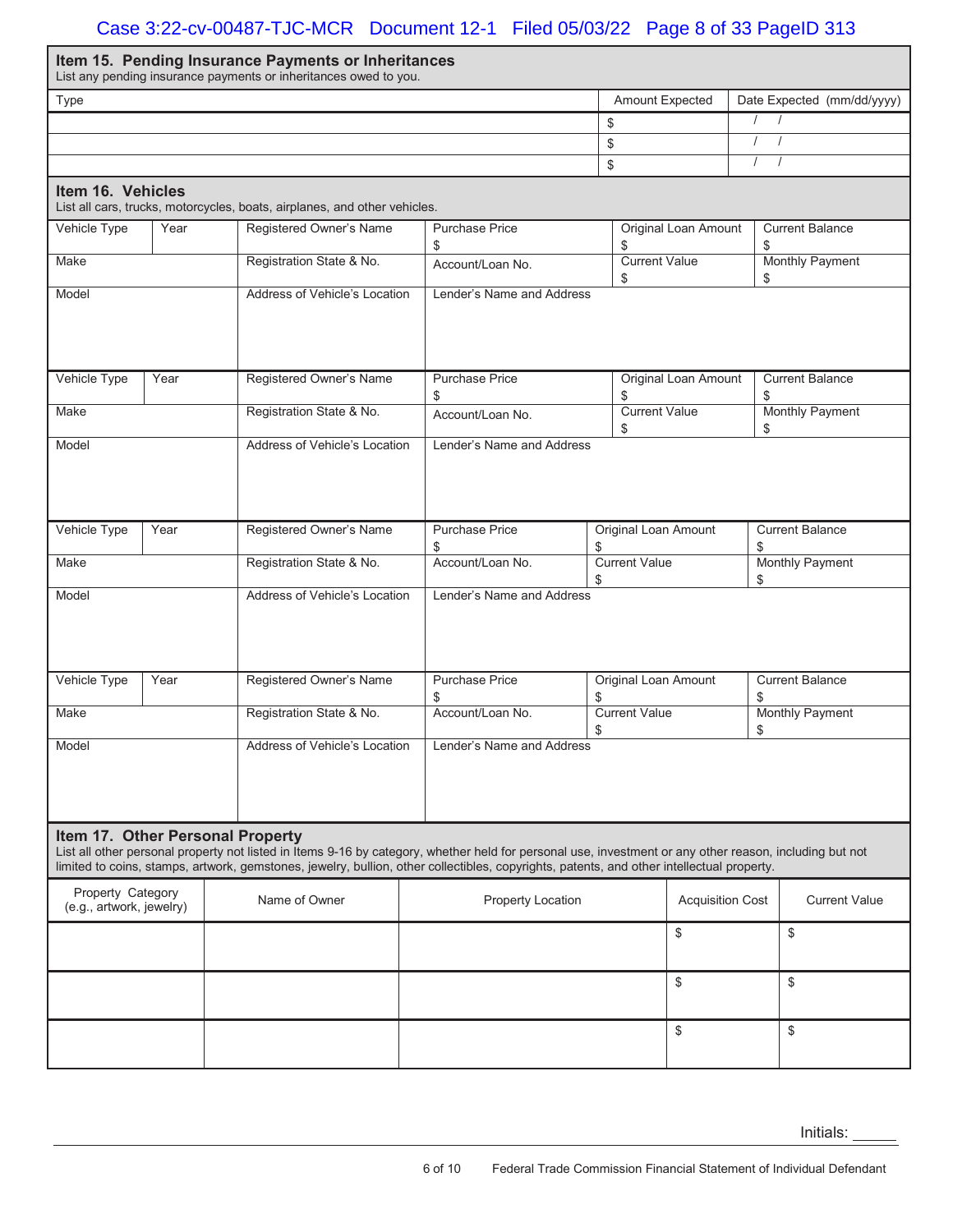## Item 15. Pending Insurance Payments or Inheritances

List any pending insurance payments or inheritances owed to you.

| Type | Amount Expected | Date Expected (mm/dd/yyyy) |
|---|---|---|
| | $ | / / |
| | $ | / / |
| | $ | / / |

## Item 16. Vehicles

List all cars, trucks, motorcycles, boats, airplanes, and other vehicles.

| Vehicle Type | Year | Registered Owner's Name | Purchase Price | Original Loan Amount | Current Balance |
|---|---|---|---|---|---|
| | | | $ | $ | $ |
| Make | | Registration State & No. | Account/Loan No. | Current Value | Monthly Payment |
| | | | | $ | $ |
| Model | | Address of Vehicle's Location | Lender's Name and Address | | |

| Vehicle Type | Year | Registered Owner's Name | Purchase Price | Original Loan Amount | Current Balance |
|---|---|---|---|---|---|
| | | | $ | $ | $ |
| Make | | Registration State & No. | Account/Loan No. | Current Value | Monthly Payment |
| | | | | $ | $ |
| Model | | Address of Vehicle's Location | Lender's Name and Address | | |

| Vehicle Type | Year | Registered Owner's Name | Purchase Price | Original Loan Amount | Current Balance |
|---|---|---|---|---|---|
| | | | $ | $ | $ |
| Make | | Registration State & No. | Account/Loan No. | Current Value | Monthly Payment |
| | | | | $ | $ |
| Model | | Address of Vehicle's Location | Lender's Name and Address | | |

| Vehicle Type | Year | Registered Owner's Name | Purchase Price | Original Loan Amount | Current Balance |
|---|---|---|---|---|---|
| | | | $ | $ | $ |
| Make | | Registration State & No. | Account/Loan No. | Current Value | Monthly Payment |
| | | | | $ | $ |
| Model | | Address of Vehicle's Location | Lender's Name and Address | | |

## Item 17. Other Personal Property

List all other personal property not listed in Items 9-16 by category, whether held for personal use, investment or any other reason, including but not limited to coins, stamps, artwork, gemstones, jewelry, bullion, other collectibles, copyrights, patents, and other intellectual property.

| Property Category (e.g., artwork, jewelry) | Name of Owner | Property Location | Acquisition Cost | Current Value |
|---|---|---|---|---|
| | | | $ | $ |
| | | | $ | $ |
| | | | $ | $ |

Initials: _____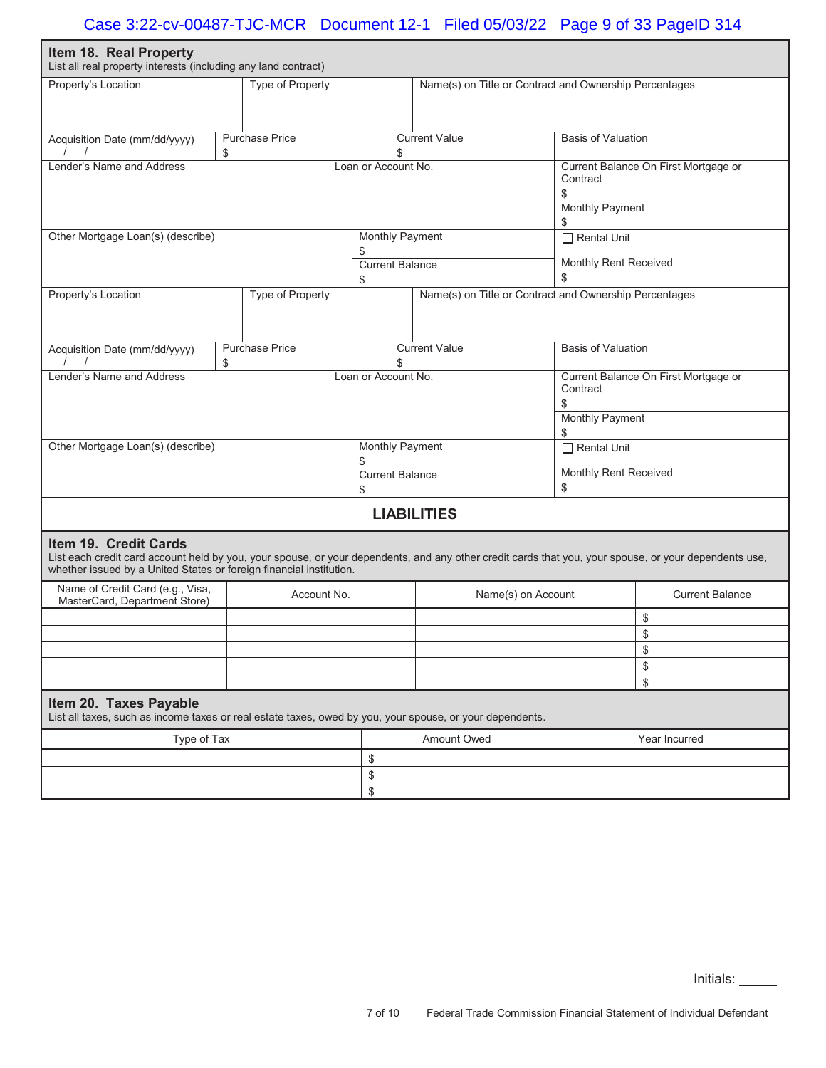## Item 18. Real Property

List all real property interests (including any land contract)

| Property's Location | Type of Property | Name(s) on Title or Contract and Ownership Percentages | |
|---|---|---|---|
| Acquisition Date (mm/dd/yyyy) / / | Purchase Price $ | Current Value $ | Basis of Valuation |
| Lender's Name and Address | Loan or Account No. | | Current Balance On First Mortgage or Contract $ <br> Monthly Payment $ |
| Other Mortgage Loan(s) (describe) | Monthly Payment $ <br> Current Balance $ | | ☐ Rental Unit <br> Monthly Rent Received $ |

| Property's Location | Type of Property | Name(s) on Title or Contract and Ownership Percentages | |
|---|---|---|---|
| Acquisition Date (mm/dd/yyyy) / / | Purchase Price $ | Current Value $ | Basis of Valuation |
| Lender's Name and Address | Loan or Account No. | | Current Balance On First Mortgage or Contract $ <br> Monthly Payment $ |
| Other Mortgage Loan(s) (describe) | Monthly Payment $ <br> Current Balance $ | | ☐ Rental Unit <br> Monthly Rent Received $ |

# LIABILITIES

## Item 19. Credit Cards

List each credit card account held by you, your spouse, or your dependents, and any other credit cards that you, your spouse, or your dependents use, whether issued by a United States or foreign financial institution.

| Name of Credit Card (e.g., Visa, MasterCard, Department Store) | Account No. | Name(s) on Account | Current Balance |
|---|---|---|---|
| | | | $ |
| | | | $ |
| | | | $ |
| | | | $ |
| | | | $ |

## Item 20. Taxes Payable

List all taxes, such as income taxes or real estate taxes, owed by you, your spouse, or your dependents.

| Type of Tax | Amount Owed | Year Incurred |
|---|---|---|
| | $ | |
| | $ | |
| | $ | |

Initials: _____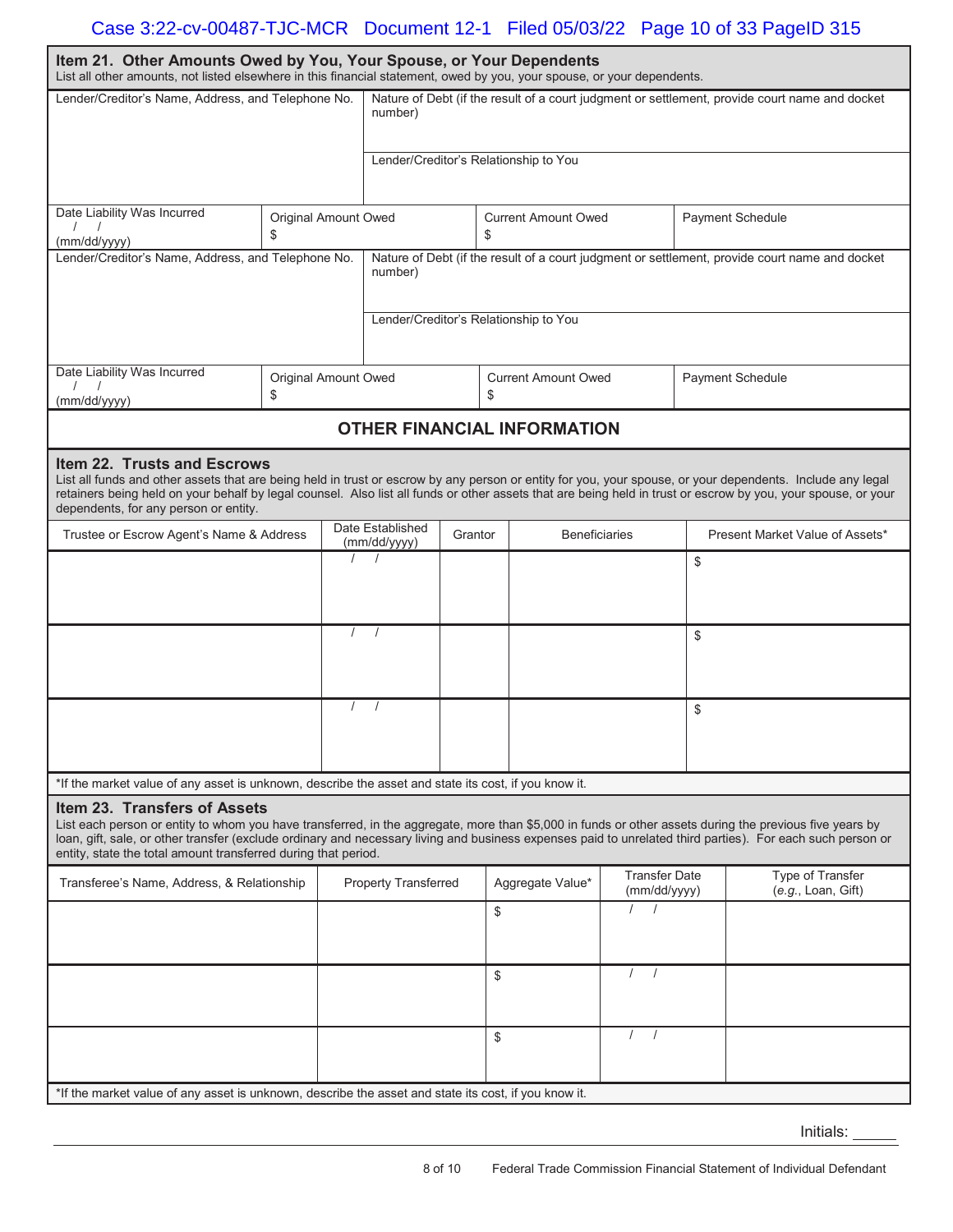## Item 21. Other Amounts Owed by You, Your Spouse, or Your Dependents

List all other amounts, not listed elsewhere in this financial statement, owed by you, your spouse, or your dependents.

| Lender/Creditor's Name, Address, and Telephone No. | Nature of Debt (if the result of a court judgment or settlement, provide court name and docket number) | | |
|---|---|---|---|
| | Lender/Creditor's Relationship to You | | |
| Date Liability Was Incurred / / (mm/dd/yyyy) | Original Amount Owed $ | Current Amount Owed $ | Payment Schedule |
| Lender/Creditor's Name, Address, and Telephone No. | Nature of Debt (if the result of a court judgment or settlement, provide court name and docket number) | | |
| | Lender/Creditor's Relationship to You | | |
| Date Liability Was Incurred / / (mm/dd/yyyy) | Original Amount Owed $ | Current Amount Owed $ | Payment Schedule |

## OTHER FINANCIAL INFORMATION

## Item 22. Trusts and Escrows

List all funds and other assets that are being held in trust or escrow by any person or entity for you, your spouse, or your dependents. Include any legal retainers being held on your behalf by legal counsel. Also list all funds or other assets that are being held in trust or escrow by you, your spouse, or your dependents, for any person or entity.

| Trustee or Escrow Agent's Name & Address | Date Established (mm/dd/yyyy) | Grantor | Beneficiaries | Present Market Value of Assets* |
|---|---|---|---|---|
| | / / | | | $ |
| | / / | | | $ |
| | / / | | | $ |

*If the market value of any asset is unknown, describe the asset and state its cost, if you know it.

## Item 23. Transfers of Assets

List each person or entity to whom you have transferred, in the aggregate, more than $5,000 in funds or other assets during the previous five years by loan, gift, sale, or other transfer (exclude ordinary and necessary living and business expenses paid to unrelated third parties). For each such person or entity, state the total amount transferred during that period.

| Transferee's Name, Address, & Relationship | Property Transferred | Aggregate Value* | Transfer Date (mm/dd/yyyy) | Type of Transfer (*e.g.*, Loan, Gift) |
|---|---|---|---|---|
| | | $ | / / | |
| | | $ | / / | |
| | | $ | / / | |

*If the market value of any asset is unknown, describe the asset and state its cost, if you know it.

Initials: ______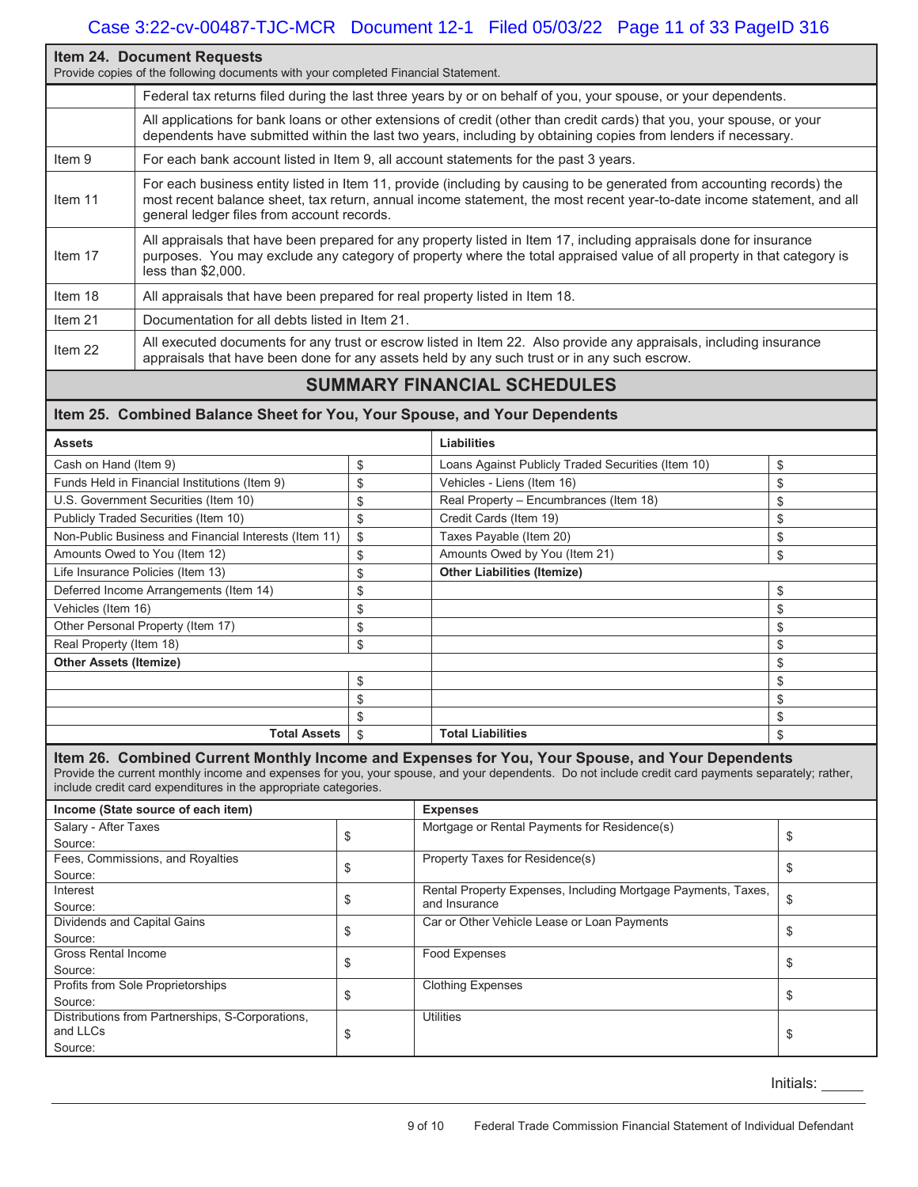| Item 24. Document Requests<br>Provide copies of the following documents with your completed Financial Statement. | |
|---|---|
| | Federal tax returns filed during the last three years by or on behalf of you, your spouse, or your dependents. |
| | All applications for bank loans or other extensions of credit (other than credit cards) that you, your spouse, or your dependents have submitted within the last two years, including by obtaining copies from lenders if necessary. |
| Item 9 | For each bank account listed in Item 9, all account statements for the past 3 years. |
| Item 11 | For each business entity listed in Item 11, provide (including by causing to be generated from accounting records) the most recent balance sheet, tax return, annual income statement, the most recent year-to-date income statement, and all general ledger files from account records. |
| Item 17 | All appraisals that have been prepared for any property listed in Item 17, including appraisals done for insurance purposes. You may exclude any category of property where the total appraised value of all property in that category is less than $2,000. |
| Item 18 | All appraisals that have been prepared for real property listed in Item 18. |
| Item 21 | Documentation for all debts listed in Item 21. |
| Item 22 | All executed documents for any trust or escrow listed in Item 22. Also provide any appraisals, including insurance appraisals that have been done for any assets held by any such trust or in any such escrow. |

## SUMMARY FINANCIAL SCHEDULES

**Item 25. Combined Balance Sheet for You, Your Spouse, and Your Dependents**

| Assets | | Liabilities | |
|---|---|---|---|
| Cash on Hand (Item 9) | $ | Loans Against Publicly Traded Securities (Item 10) | $ |
| Funds Held in Financial Institutions (Item 9) | $ | Vehicles - Liens (Item 16) | $ |
| U.S. Government Securities (Item 10) | $ | Real Property – Encumbrances (Item 18) | $ |
| Publicly Traded Securities (Item 10) | $ | Credit Cards (Item 19) | $ |
| Non-Public Business and Financial Interests (Item 11) | $ | Taxes Payable (Item 20) | $ |
| Amounts Owed to You (Item 12) | $ | Amounts Owed by You (Item 21) | $ |
| Life Insurance Policies (Item 13) | $ | **Other Liabilities (Itemize)** | |
| Deferred Income Arrangements (Item 14) | $ | | $ |
| Vehicles (Item 16) | $ | | $ |
| Other Personal Property (Item 17) | $ | | $ |
| Real Property (Item 18) | $ | | $ |
| **Other Assets (Itemize)** | | | $ |
| | $ | | $ |
| | $ | | $ |
| | $ | | $ |
| **Total Assets** | $ | **Total Liabilities** | $ |

**Item 26. Combined Current Monthly Income and Expenses for You, Your Spouse, and Your Dependents**

Provide the current monthly income and expenses for you, your spouse, and your dependents. Do not include credit card payments separately; rather, include credit card expenditures in the appropriate categories.

| Income (State source of each item) | | Expenses | |
|---|---|---|---|
| Salary - After Taxes<br>Source: | $ | Mortgage or Rental Payments for Residence(s) | $ |
| Fees, Commissions, and Royalties<br>Source: | $ | Property Taxes for Residence(s) | $ |
| Interest<br>Source: | $ | Rental Property Expenses, Including Mortgage Payments, Taxes, and Insurance | $ |
| Dividends and Capital Gains<br>Source: | $ | Car or Other Vehicle Lease or Loan Payments | $ |
| Gross Rental Income<br>Source: | $ | Food Expenses | $ |
| Profits from Sole Proprietorships<br>Source: | $ | Clothing Expenses | $ |
| Distributions from Partnerships, S-Corporations, and LLCs<br>Source: | $ | Utilities | $ |

Initials: _____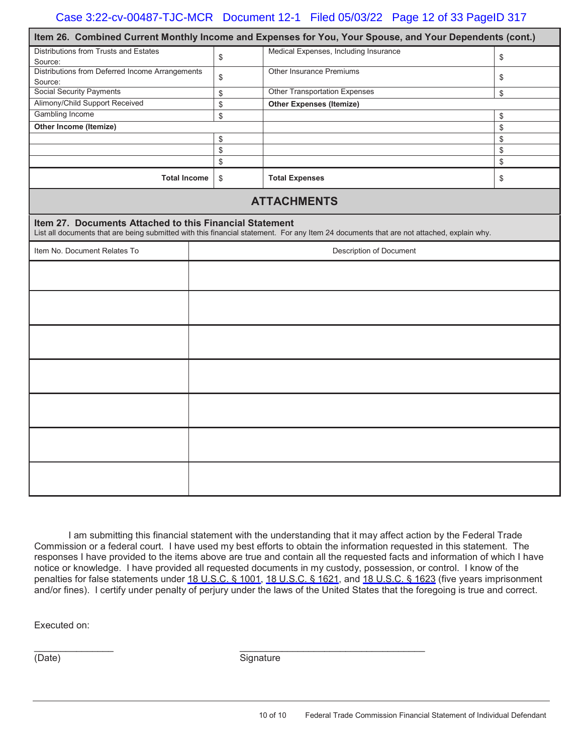| Item 26. Combined Current Monthly Income and Expenses for You, Your Spouse, and Your Dependents (cont.) | | | |
|---|---|---|---|
| Distributions from Trusts and Estates<br>Source: | $ | Medical Expenses, Including Insurance | $ |
| Distributions from Deferred Income Arrangements<br>Source: | $ | Other Insurance Premiums | $ |
| Social Security Payments | $ | Other Transportation Expenses | $ |
| Alimony/Child Support Received | $ | **Other Expenses (Itemize)** | |
| Gambling Income | $ | | $ |
| **Other Income (Itemize)** | | | $ |
| | $ | | $ |
| | $ | | $ |
| | $ | | $ |
| **Total Income** | $ | **Total Expenses** | $ |

## ATTACHMENTS

**Item 27. Documents Attached to this Financial Statement**
List all documents that are being submitted with this financial statement. For any Item 24 documents that are not attached, explain why.

| Item No. Document Relates To | Description of Document |
|---|---|
| | |
| | |
| | |
| | |
| | |
| | |
| | |

I am submitting this financial statement with the understanding that it may affect action by the Federal Trade Commission or a federal court. I have used my best efforts to obtain the information requested in this statement. The responses I have provided to the items above are true and contain all the requested facts and information of which I have notice or knowledge. I have provided all requested documents in my custody, possession, or control. I know of the penalties for false statements under 18 U.S.C. § 1001, 18 U.S.C. § 1621, and 18 U.S.C. § 1623 (five years imprisonment and/or fines). I certify under penalty of perjury under the laws of the United States that the foregoing is true and correct.

Executed on:

_______________ (Date)

___________________________________ Signature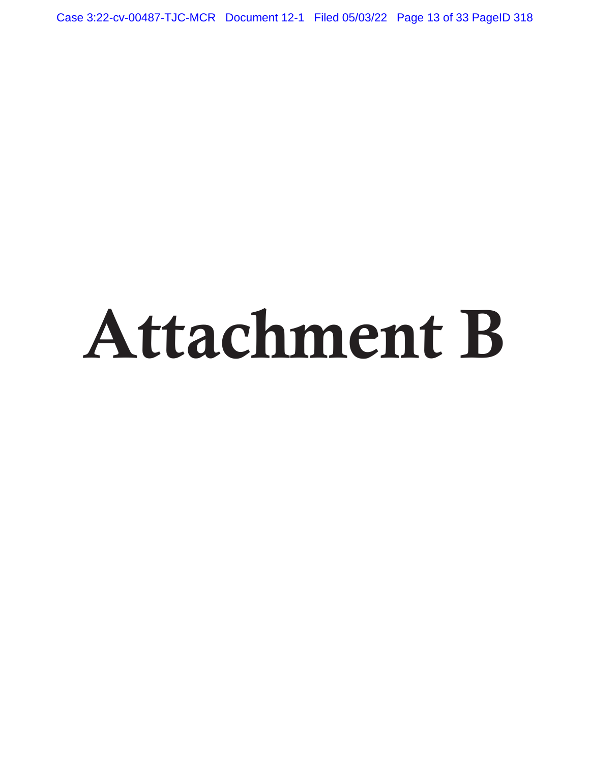# Attachment B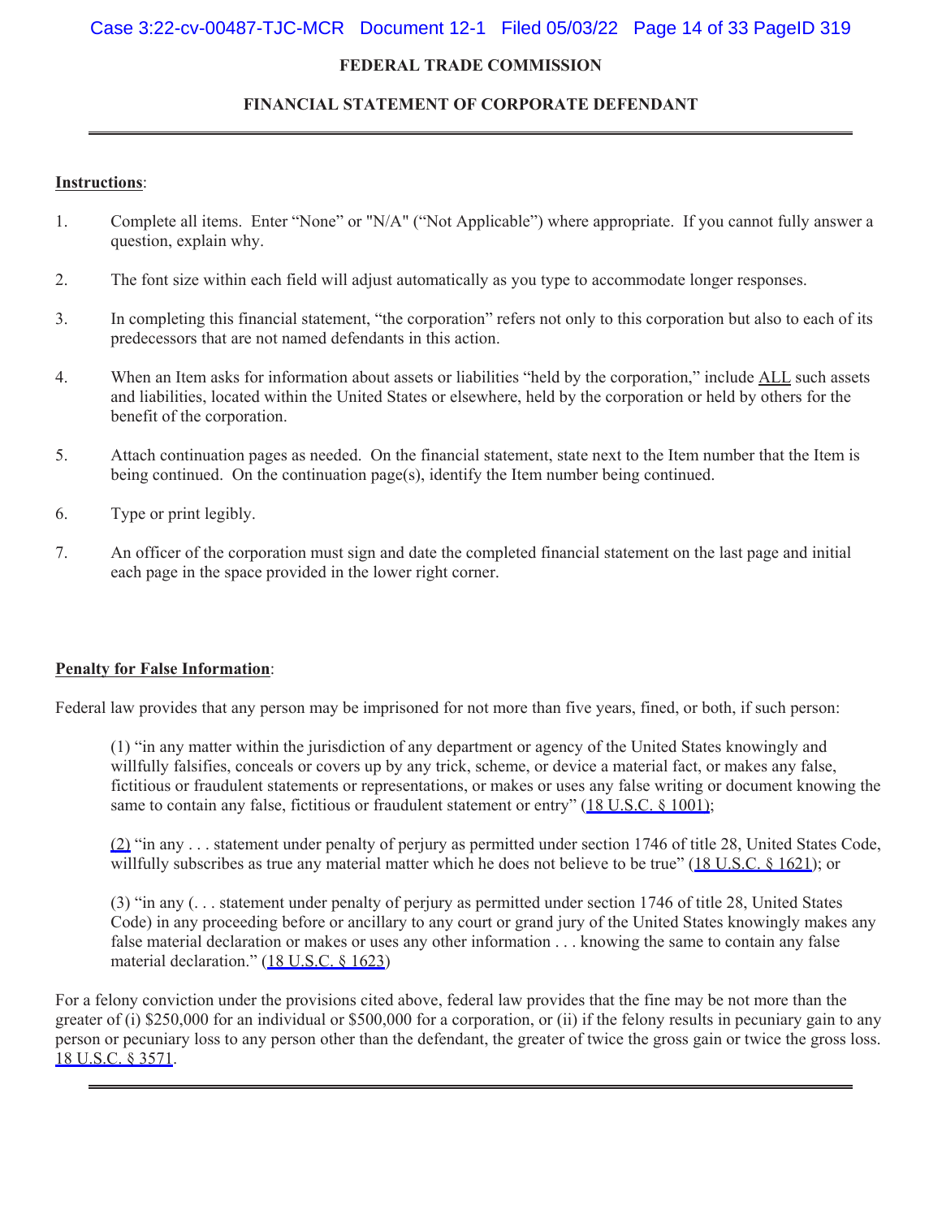# FEDERAL TRADE COMMISSION

## FINANCIAL STATEMENT OF CORPORATE DEFENDANT

**Instructions**:

1. Complete all items. Enter "None" or "N/A" ("Not Applicable") where appropriate. If you cannot fully answer a question, explain why.
2. The font size within each field will adjust automatically as you type to accommodate longer responses.
3. In completing this financial statement, "the corporation" refers not only to this corporation but also to each of its predecessors that are not named defendants in this action.
4. When an Item asks for information about assets or liabilities "held by the corporation," include ALL such assets and liabilities, located within the United States or elsewhere, held by the corporation or held by others for the benefit of the corporation.
5. Attach continuation pages as needed. On the financial statement, state next to the Item number that the Item is being continued. On the continuation page(s), identify the Item number being continued.
6. Type or print legibly.
7. An officer of the corporation must sign and date the completed financial statement on the last page and initial each page in the space provided in the lower right corner.

**Penalty for False Information**:

Federal law provides that any person may be imprisoned for not more than five years, fined, or both, if such person:

(1) "in any matter within the jurisdiction of any department or agency of the United States knowingly and willfully falsifies, conceals or covers up by any trick, scheme, or device a material fact, or makes any false, fictitious or fraudulent statements or representations, or makes or uses any false writing or document knowing the same to contain any false, fictitious or fraudulent statement or entry" (18 U.S.C. § 1001);

(2) "in any . . . statement under penalty of perjury as permitted under section 1746 of title 28, United States Code, willfully subscribes as true any material matter which he does not believe to be true" (18 U.S.C. § 1621); or

(3) "in any (. . . statement under penalty of perjury as permitted under section 1746 of title 28, United States Code) in any proceeding before or ancillary to any court or grand jury of the United States knowingly makes any false material declaration or makes or uses any other information . . . knowing the same to contain any false material declaration." (18 U.S.C. § 1623)

For a felony conviction under the provisions cited above, federal law provides that the fine may be not more than the greater of (i) $250,000 for an individual or $500,000 for a corporation, or (ii) if the felony results in pecuniary gain to any person or pecuniary loss to any person other than the defendant, the greater of twice the gross gain or twice the gross loss. 18 U.S.C. § 3571.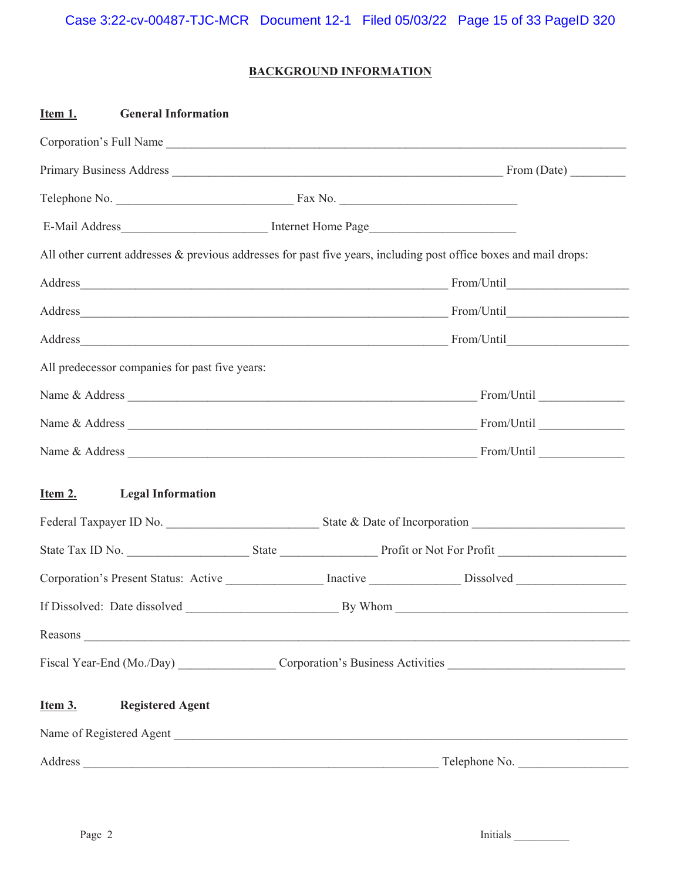## BACKGROUND INFORMATION

**Item 1. General Information**

Corporation's Full Name ____________________________________________

Primary Business Address ____________________________________ From (Date) _________

Telephone No. ____________________________ Fax No. ____________________________

E-Mail Address______________________ Internet Home Page______________________

All other current addresses & previous addresses for past five years, including post office boxes and mail drops:

Address__________________________________________________ From/Until___________________

Address__________________________________________________ From/Until___________________

Address__________________________________________________ From/Until___________________

All predecessor companies for past five years:

Name & Address ______________________________________________ From/Until _____________

Name & Address ______________________________________________ From/Until _____________

Name & Address ______________________________________________ From/Until _____________

**Item 2. Legal Information**

Federal Taxpayer ID No. ________________________ State & Date of Incorporation ________________________

State Tax ID No. ___________________ State _______________ Profit or Not For Profit ____________________

Corporation's Present Status: Active _______________ Inactive ______________ Dissolved _________________

If Dissolved: Date dissolved ________________________ By Whom _____________________________________

Reasons _________________________________________________________________________________

Fiscal Year-End (Mo./Day) _______________ Corporation's Business Activities ____________________________

**Item 3. Registered Agent**

Name of Registered Agent ____________________________________________________________________

Address _______________________________________________________ Telephone No. _________________

Initials _________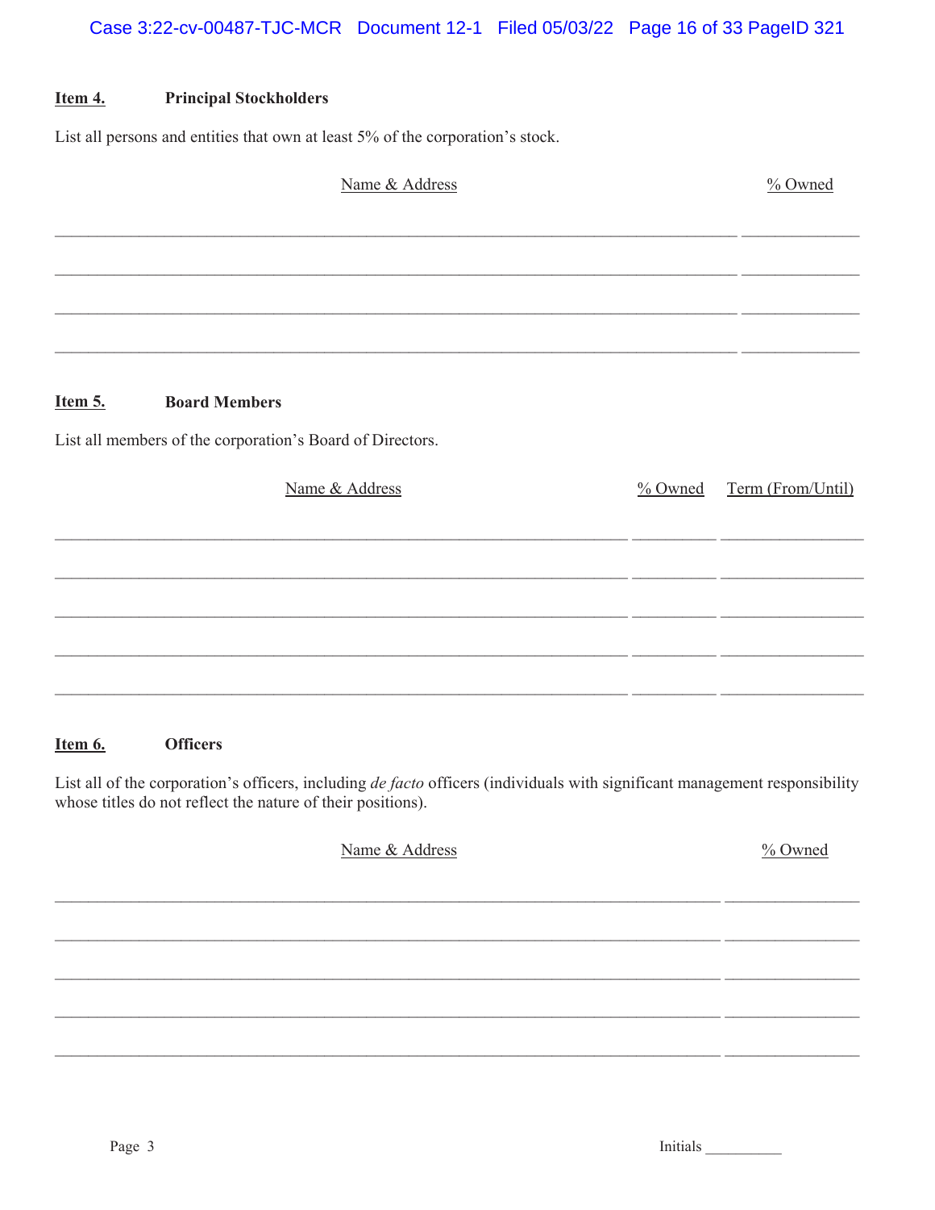**Item 4.** **Principal Stockholders**

List all persons and entities that own at least 5% of the corporation's stock.

| Name & Address | % Owned |
|---|---|
| | |
| | |
| | |
| | |

**Item 5.** **Board Members**

List all members of the corporation's Board of Directors.

| Name & Address | % Owned | Term (From/Until) |
|---|---|---|
| | | |
| | | |
| | | |
| | | |
| | | |

**Item 6.** **Officers**

List all of the corporation's officers, including *de facto* officers (individuals with significant management responsibility whose titles do not reflect the nature of their positions).

| Name & Address | % Owned |
|---|---|
| | |
| | |
| | |
| | |
| | |

Initials __________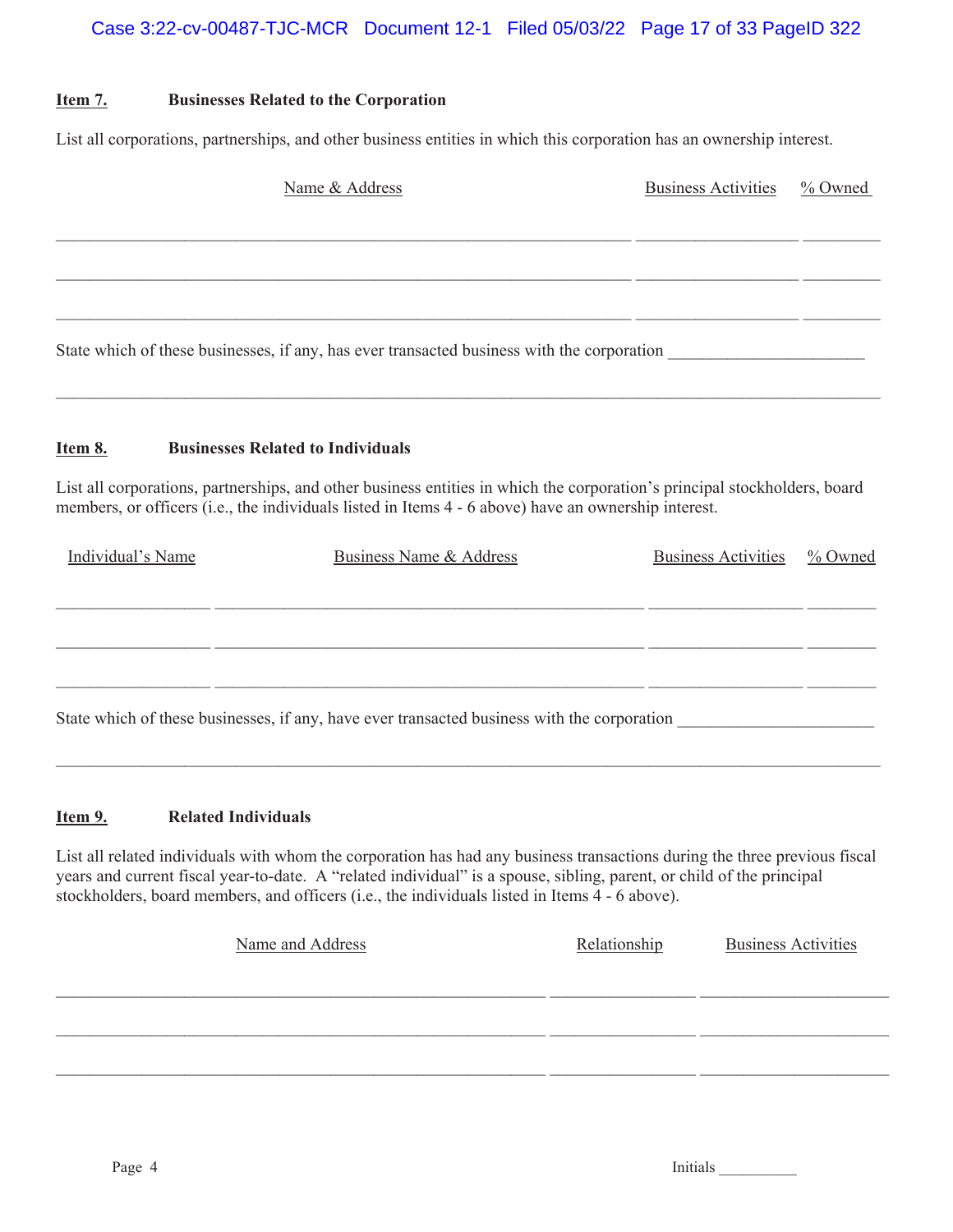**Item 7.** **Businesses Related to the Corporation**

List all corporations, partnerships, and other business entities in which this corporation has an ownership interest.

| Name & Address | Business Activities | % Owned |
|---|---|---|
| | | |
| | | |
| | | |

State which of these businesses, if any, has ever transacted business with the corporation ______________________

_____________________________________________________________________________________

**Item 8.** **Businesses Related to Individuals**

List all corporations, partnerships, and other business entities in which the corporation's principal stockholders, board members, or officers (i.e., the individuals listed in Items 4 - 6 above) have an ownership interest.

| Individual's Name | Business Name & Address | Business Activities | % Owned |
|---|---|---|---|
| | | | |
| | | | |
| | | | |

State which of these businesses, if any, have ever transacted business with the corporation ______________________

_____________________________________________________________________________________

**Item 9.** **Related Individuals**

List all related individuals with whom the corporation has had any business transactions during the three previous fiscal years and current fiscal year-to-date. A "related individual" is a spouse, sibling, parent, or child of the principal stockholders, board members, and officers (i.e., the individuals listed in Items 4 - 6 above).

| Name and Address | Relationship | Business Activities |
|---|---|---|
| | | |
| | | |
| | | |

Initials __________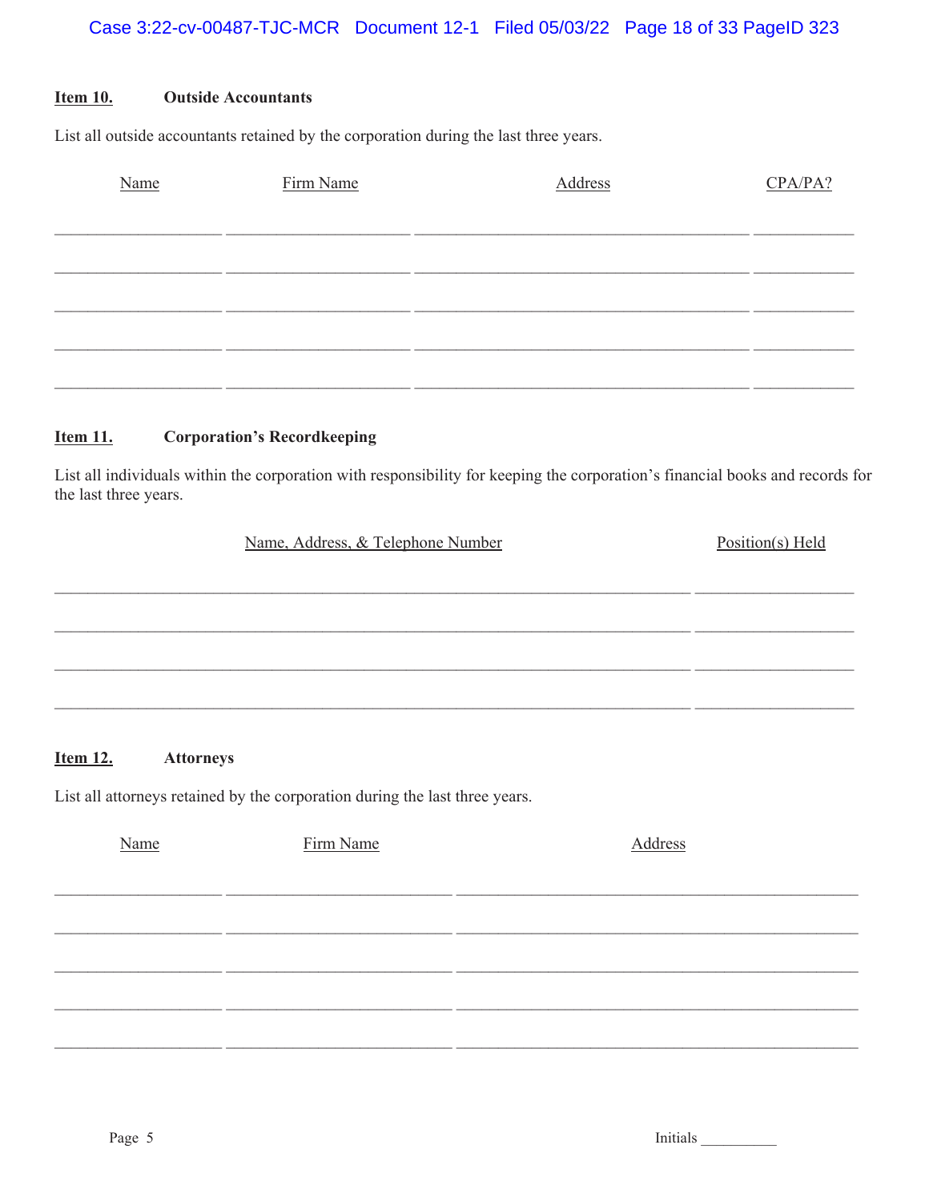**Item 10.** **Outside Accountants**

List all outside accountants retained by the corporation during the last three years.

| Name | Firm Name | Address | CPA/PA? |
|---|---|---|---|
| | | | |
| | | | |
| | | | |
| | | | |
| | | | |

**Item 11.** **Corporation's Recordkeeping**

List all individuals within the corporation with responsibility for keeping the corporation's financial books and records for the last three years.

| Name, Address, & Telephone Number | Position(s) Held |
|---|---|
| | |
| | |
| | |
| | |

**Item 12.** **Attorneys**

List all attorneys retained by the corporation during the last three years.

| Name | Firm Name | Address |
|---|---|---|
| | | |
| | | |
| | | |
| | | |
| | | |

Initials __________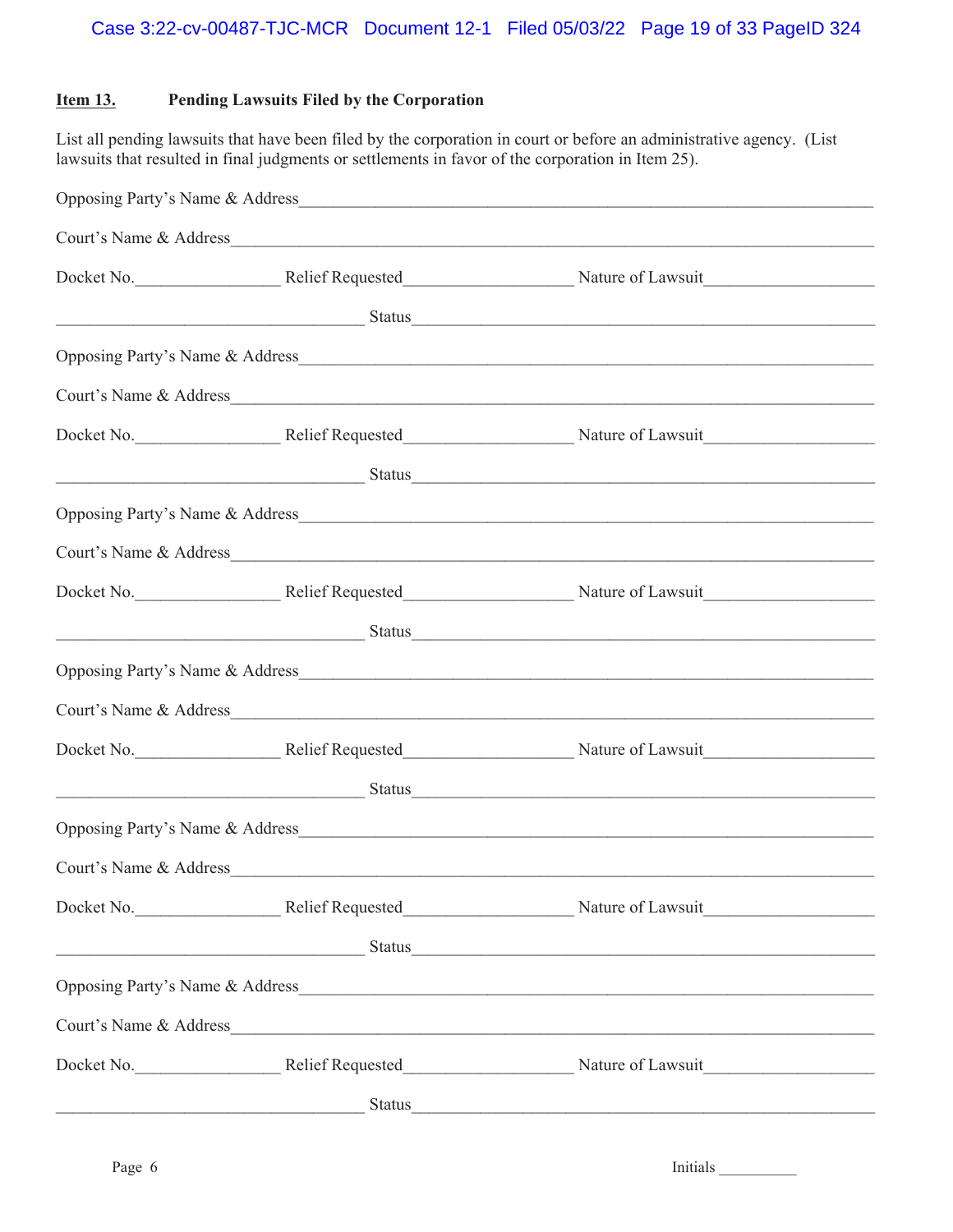**Item 13.** **Pending Lawsuits Filed by the Corporation**

List all pending lawsuits that have been filed by the corporation in court or before an administrative agency. (List lawsuits that resulted in final judgments or settlements in favor of the corporation in Item 25).

Opposing Party's Name & Address_______________________________________________

Court's Name & Address_______________________________________________

Docket No.________________ Relief Requested__________________ Nature of Lawsuit__________________

___________________________________ Status_______________________________________________

Opposing Party's Name & Address_______________________________________________

Court's Name & Address_______________________________________________

Docket No.________________ Relief Requested__________________ Nature of Lawsuit__________________

___________________________________ Status_______________________________________________

Opposing Party's Name & Address_______________________________________________

Court's Name & Address_______________________________________________

Docket No.________________ Relief Requested__________________ Nature of Lawsuit__________________

___________________________________ Status_______________________________________________

Opposing Party's Name & Address_______________________________________________

Court's Name & Address_______________________________________________

Docket No.________________ Relief Requested__________________ Nature of Lawsuit__________________

___________________________________ Status_______________________________________________

Opposing Party's Name & Address_______________________________________________

Court's Name & Address_______________________________________________

Docket No.________________ Relief Requested__________________ Nature of Lawsuit__________________

___________________________________ Status_______________________________________________

Opposing Party's Name & Address_______________________________________________

Court's Name & Address_______________________________________________

Docket No.________________ Relief Requested__________________ Nature of Lawsuit__________________

___________________________________ Status_______________________________________________

Initials __________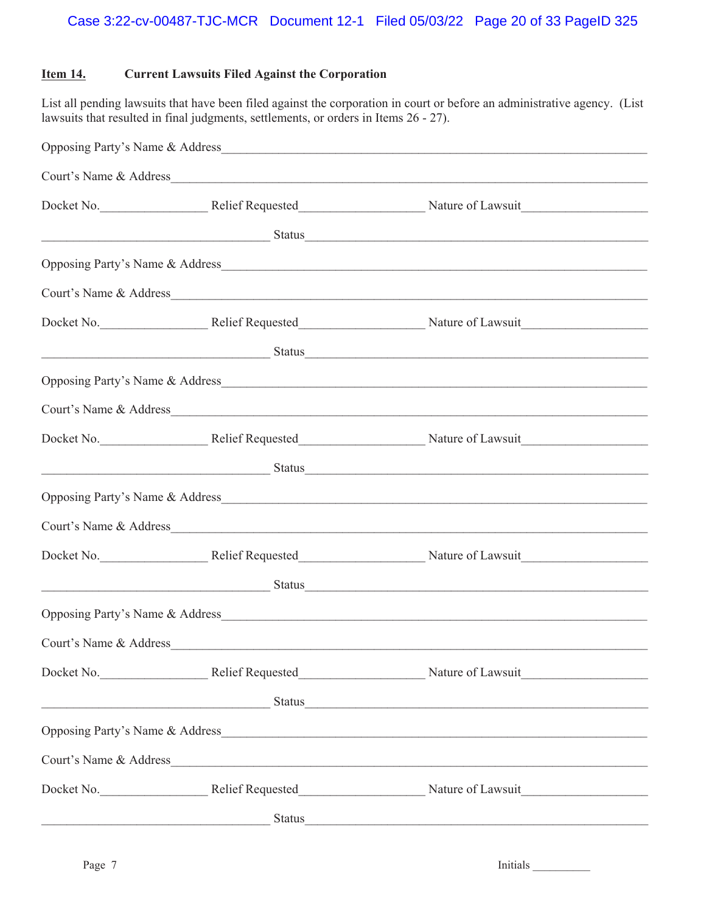**Item 14. Current Lawsuits Filed Against the Corporation**

List all pending lawsuits that have been filed against the corporation in court or before an administrative agency. (List lawsuits that resulted in final judgments, settlements, or orders in Items 26 - 27).

Opposing Party's Name & Address_______________________________________________

Court's Name & Address_______________________________________________

Docket No.________________ Relief Requested__________________ Nature of Lawsuit__________________

__________________________________ Status_______________________________________________

Opposing Party's Name & Address_______________________________________________

Court's Name & Address_______________________________________________

Docket No.________________ Relief Requested__________________ Nature of Lawsuit__________________

__________________________________ Status_______________________________________________

Opposing Party's Name & Address_______________________________________________

Court's Name & Address_______________________________________________

Docket No.________________ Relief Requested__________________ Nature of Lawsuit__________________

__________________________________ Status_______________________________________________

Opposing Party's Name & Address_______________________________________________

Court's Name & Address_______________________________________________

Docket No.________________ Relief Requested__________________ Nature of Lawsuit__________________

__________________________________ Status_______________________________________________

Opposing Party's Name & Address_______________________________________________

Court's Name & Address_______________________________________________

Docket No.________________ Relief Requested__________________ Nature of Lawsuit__________________

__________________________________ Status_______________________________________________

Opposing Party's Name & Address_______________________________________________

Court's Name & Address_______________________________________________

Docket No.________________ Relief Requested__________________ Nature of Lawsuit__________________

__________________________________ Status_______________________________________________

Initials __________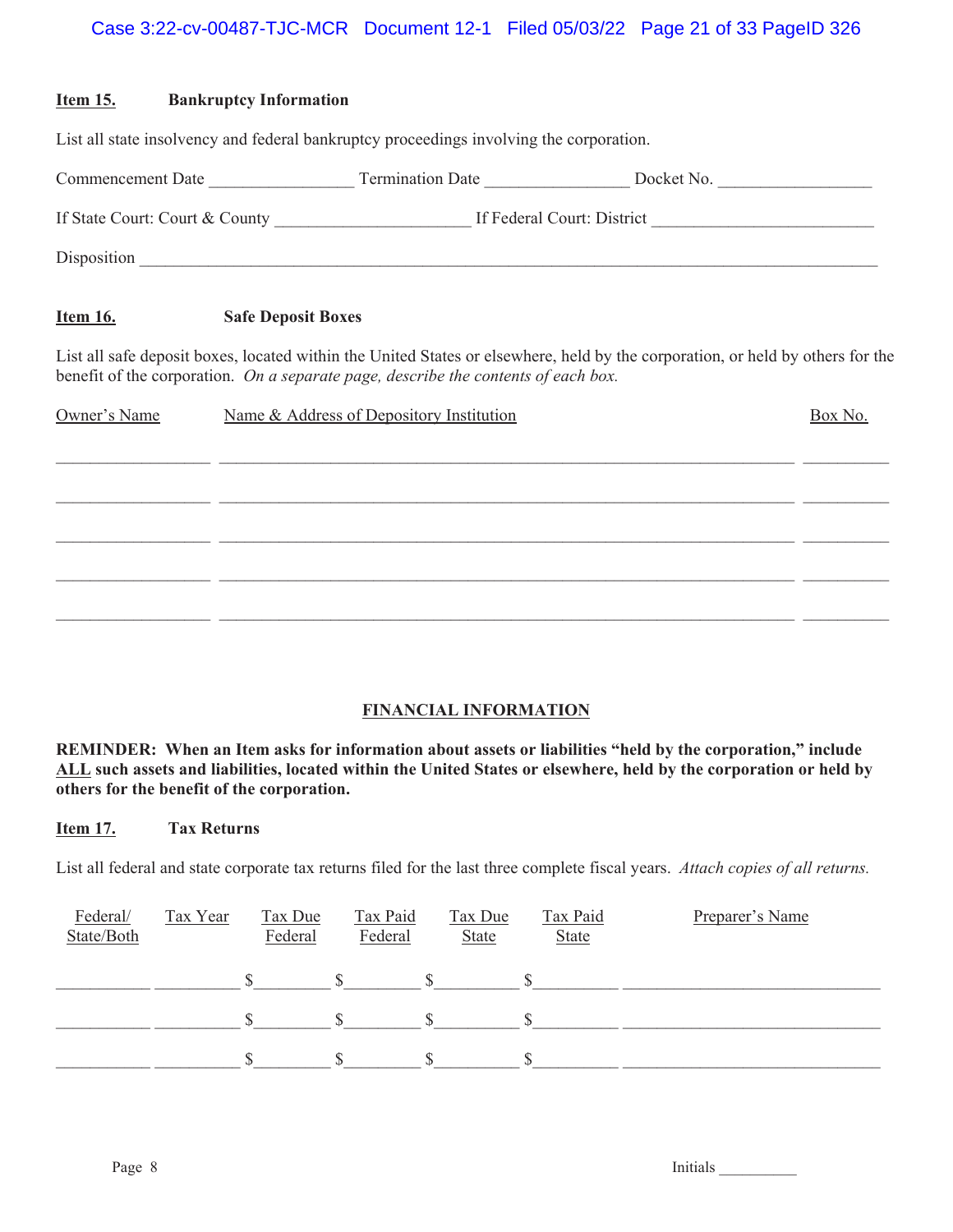**Item 15.** **Bankruptcy Information**

List all state insolvency and federal bankruptcy proceedings involving the corporation.

Commencement Date ________________ Termination Date ________________ Docket No. __________________

If State Court: Court & County ______________________ If Federal Court: District _________________________

Disposition ____________________________________________________________________________________

**Item 16.** **Safe Deposit Boxes**

List all safe deposit boxes, located within the United States or elsewhere, held by the corporation, or held by others for the benefit of the corporation. *On a separate page, describe the contents of each box.*

| Owner's Name | Name & Address of Depository Institution | Box No. |
|---|---|---|
| | | |
| | | |
| | | |
| | | |
| | | |

## FINANCIAL INFORMATION

**REMINDER: When an Item asks for information about assets or liabilities "held by the corporation," include ALL such assets and liabilities, located within the United States or elsewhere, held by the corporation or held by others for the benefit of the corporation.**

**Item 17.** **Tax Returns**

List all federal and state corporate tax returns filed for the last three complete fiscal years. *Attach copies of all returns.*

| Federal/ State/Both | Tax Year | Tax Due Federal | Tax Paid Federal | Tax Due State | Tax Paid State | Preparer's Name |
|---|---|---|---|---|---|---|
| | | $ | $ | $ | $ | |
| | | $ | $ | $ | $ | |
| | | $ | $ | $ | $ | |

Initials __________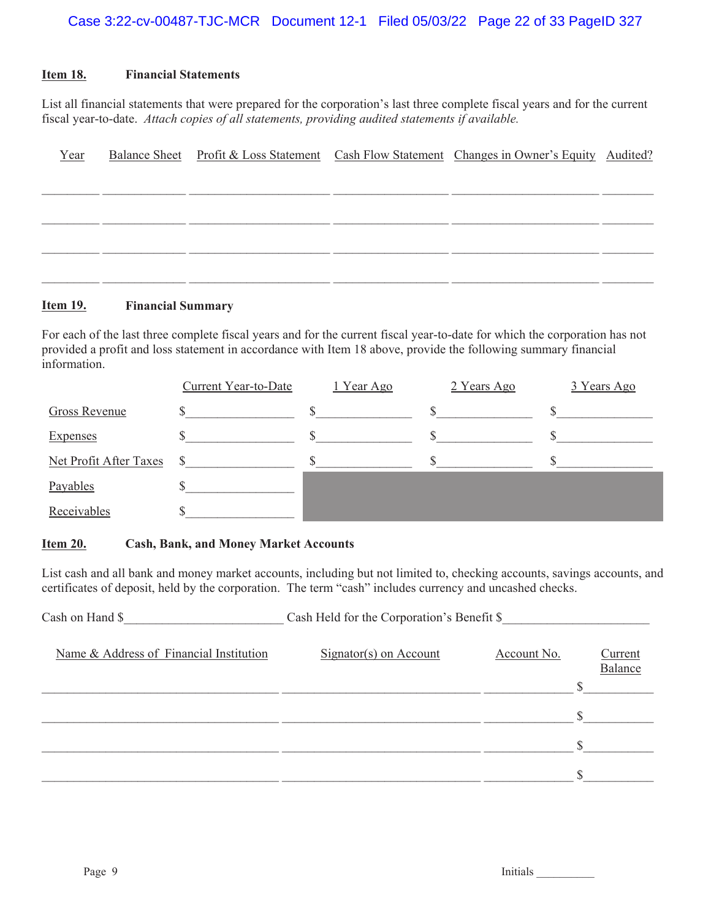**Item 18. Financial Statements**

List all financial statements that were prepared for the corporation's last three complete fiscal years and for the current fiscal year-to-date. *Attach copies of all statements, providing audited statements if available.*

| Year | Balance Sheet | Profit & Loss Statement | Cash Flow Statement | Changes in Owner's Equity | Audited? |
|---|---|---|---|---|---|
| | | | | | |
| | | | | | |
| | | | | | |
| | | | | | |

**Item 19. Financial Summary**

For each of the last three complete fiscal years and for the current fiscal year-to-date for which the corporation has not provided a profit and loss statement in accordance with Item 18 above, provide the following summary financial information.

| | Current Year-to-Date | 1 Year Ago | 2 Years Ago | 3 Years Ago |
|---|---|---|---|---|
| Gross Revenue | $ | $ | $ | $ |
| Expenses | $ | $ | $ | $ |
| Net Profit After Taxes | $ | $ | $ | $ |
| Payables | $ | | | |
| Receivables | $ | | | |

**Item 20. Cash, Bank, and Money Market Accounts**

List cash and all bank and money market accounts, including but not limited to, checking accounts, savings accounts, and certificates of deposit, held by the corporation. The term "cash" includes currency and uncashed checks.

Cash on Hand $________________________ Cash Held for the Corporation's Benefit $______________________

| Name & Address of Financial Institution | Signator(s) on Account | Account No. | Current Balance |
|---|---|---|---|
| | | | $ |
| | | | $ |
| | | | $ |
| | | | $ |

Initials __________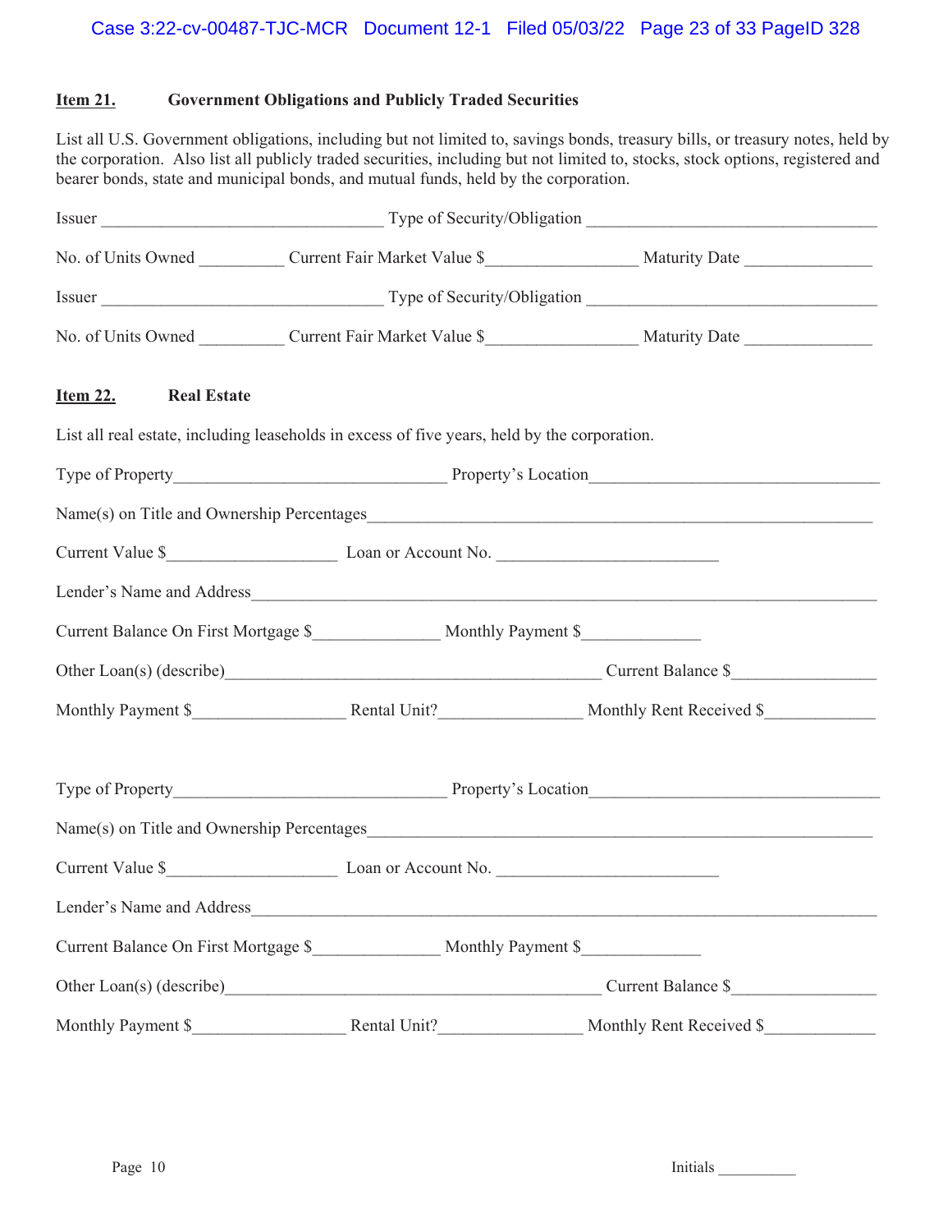**Item 21.** **Government Obligations and Publicly Traded Securities**

List all U.S. Government obligations, including but not limited to, savings bonds, treasury bills, or treasury notes, held by the corporation. Also list all publicly traded securities, including but not limited to, stocks, stock options, registered and bearer bonds, state and municipal bonds, and mutual funds, held by the corporation.

Issuer ________________________________ Type of Security/Obligation ________________________________

No. of Units Owned __________ Current Fair Market Value $_________________ Maturity Date _______________

Issuer ________________________________ Type of Security/Obligation ________________________________

No. of Units Owned __________ Current Fair Market Value $_________________ Maturity Date _______________

**Item 22.** **Real Estate**

List all real estate, including leaseholds in excess of five years, held by the corporation.

Type of Property_______________________________ Property's Location________________________________

Name(s) on Title and Ownership Percentages__________________________________________________________

Current Value $___________________ Loan or Account No. _________________________

Lender's Name and Address______________________________________________________________________

Current Balance On First Mortgage $______________ Monthly Payment $_____________

Other Loan(s) (describe)___________________________________________ Current Balance $________________

Monthly Payment $_________________ Rental Unit?________________ Monthly Rent Received $____________

Type of Property_______________________________ Property's Location________________________________

Name(s) on Title and Ownership Percentages__________________________________________________________

Current Value $___________________ Loan or Account No. _________________________

Lender's Name and Address______________________________________________________________________

Current Balance On First Mortgage $______________ Monthly Payment $_____________

Other Loan(s) (describe)___________________________________________ Current Balance $________________

Monthly Payment $_________________ Rental Unit?________________ Monthly Rent Received $____________

Initials __________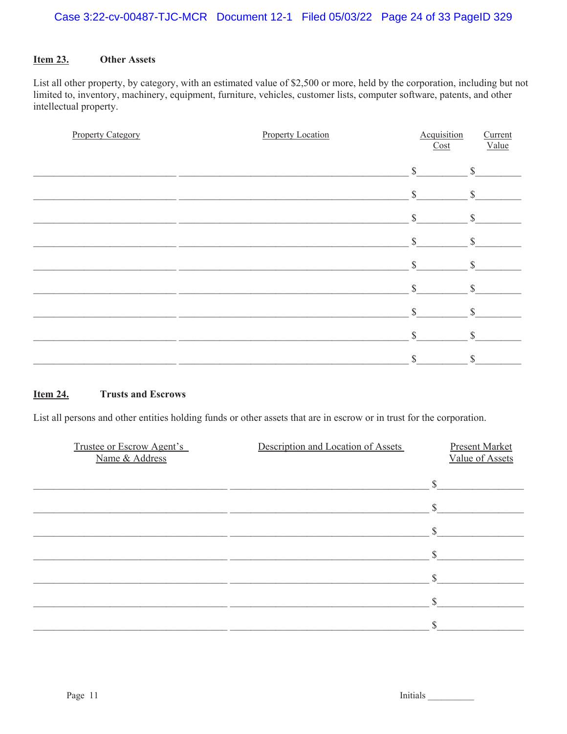**Item 23.** **Other Assets**

List all other property, by category, with an estimated value of $2,500 or more, held by the corporation, including but not limited to, inventory, machinery, equipment, furniture, vehicles, customer lists, computer software, patents, and other intellectual property.

| Property Category | Property Location | Acquisition Cost | Current Value |
|---|---|---|---|
| | | $ | $ |
| | | $ | $ |
| | | $ | $ |
| | | $ | $ |
| | | $ | $ |
| | | $ | $ |
| | | $ | $ |
| | | $ | $ |
| | | $ | $ |

**Item 24.** **Trusts and Escrows**

List all persons and other entities holding funds or other assets that are in escrow or in trust for the corporation.

| Trustee or Escrow Agent's Name & Address | Description and Location of Assets | Present Market Value of Assets |
|---|---|---|
| | | $ |
| | | $ |
| | | $ |
| | | $ |
| | | $ |
| | | $ |
| | | $ |

Initials __________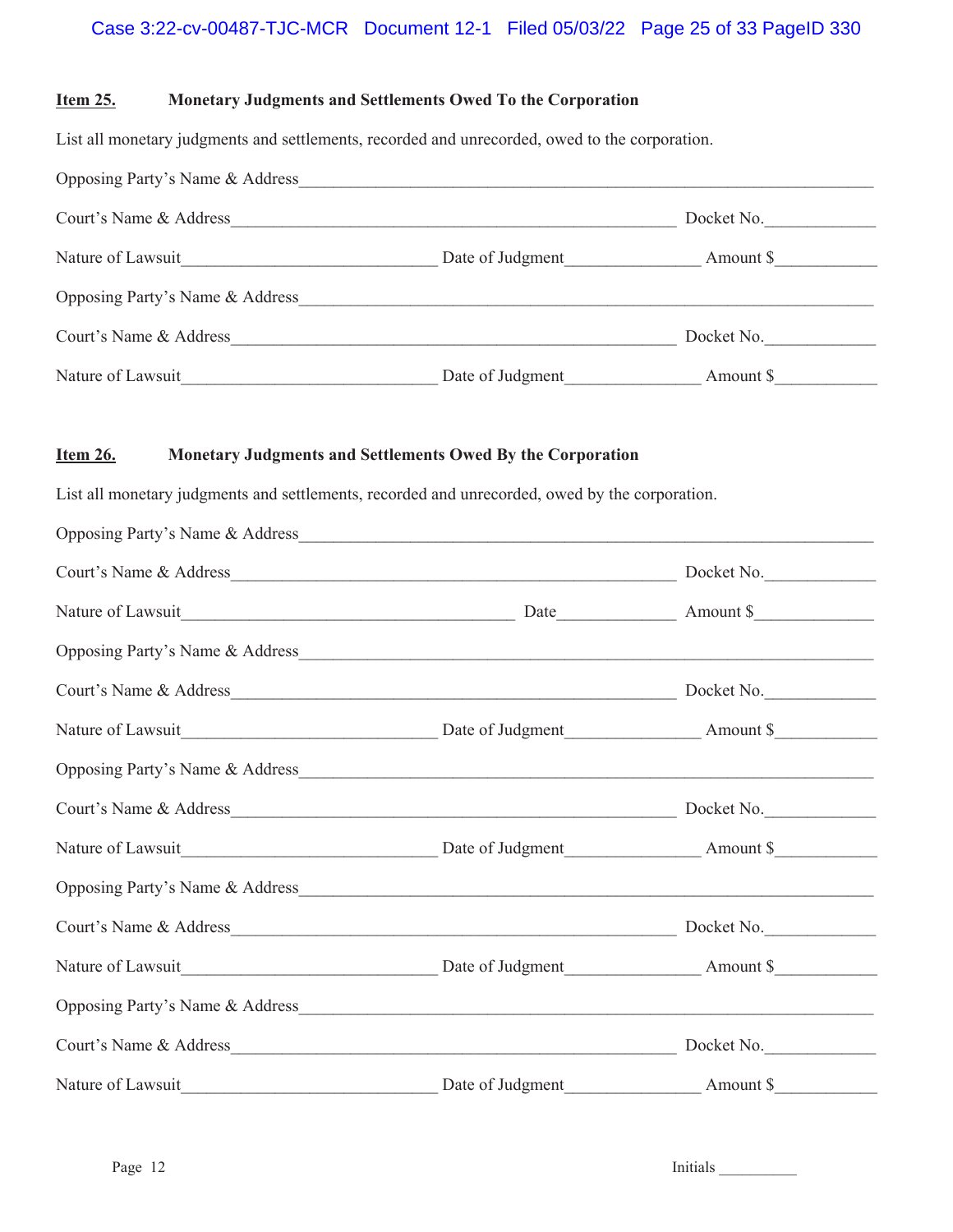**Item 25.** **Monetary Judgments and Settlements Owed To the Corporation**

List all monetary judgments and settlements, recorded and unrecorded, owed to the corporation.

Opposing Party's Name & Address____________________________________________________________

Court's Name & Address_____________________________________________ Docket No.____________

Nature of Lawsuit___________________________ Date of Judgment______________ Amount $___________

Opposing Party's Name & Address____________________________________________________________

Court's Name & Address_____________________________________________ Docket No.____________

Nature of Lawsuit___________________________ Date of Judgment______________ Amount $___________

**Item 26.** **Monetary Judgments and Settlements Owed By the Corporation**

List all monetary judgments and settlements, recorded and unrecorded, owed by the corporation.

Opposing Party's Name & Address____________________________________________________________

Court's Name & Address_____________________________________________ Docket No.____________

Nature of Lawsuit___________________________________ Date_____________ Amount $_____________

Opposing Party's Name & Address____________________________________________________________

Court's Name & Address_____________________________________________ Docket No.____________

Nature of Lawsuit___________________________ Date of Judgment______________ Amount $___________

Opposing Party's Name & Address____________________________________________________________

Court's Name & Address_____________________________________________ Docket No.____________

Nature of Lawsuit___________________________ Date of Judgment______________ Amount $___________

Opposing Party's Name & Address____________________________________________________________

Court's Name & Address_____________________________________________ Docket No.____________

Nature of Lawsuit___________________________ Date of Judgment______________ Amount $___________

Opposing Party's Name & Address____________________________________________________________

Court's Name & Address_____________________________________________ Docket No.____________

Nature of Lawsuit___________________________ Date of Judgment______________ Amount $___________

Initials __________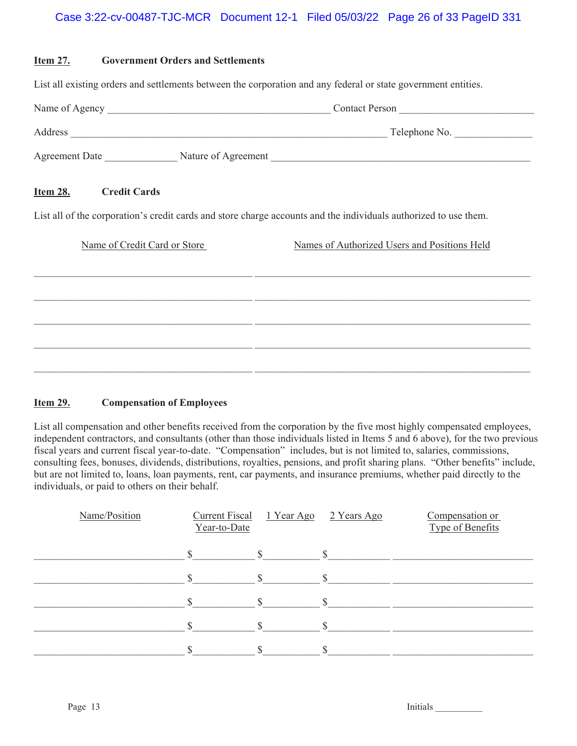**Item 27.** **Government Orders and Settlements**

List all existing orders and settlements between the corporation and any federal or state government entities.

Name of Agency ________________________________________ Contact Person ________________________

Address ________________________________________________________ Telephone No. ______________

Agreement Date _____________ Nature of Agreement ______________________________________________

**Item 28.** **Credit Cards**

List all of the corporation's credit cards and store charge accounts and the individuals authorized to use them.

| Name of Credit Card or Store | Names of Authorized Users and Positions Held |
|---|---|
| | |
| | |
| | |
| | |
| | |

**Item 29.** **Compensation of Employees**

List all compensation and other benefits received from the corporation by the five most highly compensated employees, independent contractors, and consultants (other than those individuals listed in Items 5 and 6 above), for the two previous fiscal years and current fiscal year-to-date. "Compensation" includes, but is not limited to, salaries, commissions, consulting fees, bonuses, dividends, distributions, royalties, pensions, and profit sharing plans. "Other benefits" include, but are not limited to, loans, loan payments, rent, car payments, and insurance premiums, whether paid directly to the individuals, or paid to others on their behalf.

| Name/Position | Current Fiscal Year-to-Date | 1 Year Ago | 2 Years Ago | Compensation or Type of Benefits |
|---|---|---|---|---|
| | $ | $ | $ | |
| | $ | $ | $ | |
| | $ | $ | $ | |
| | $ | $ | $ | |
| | $ | $ | $ | |

Initials __________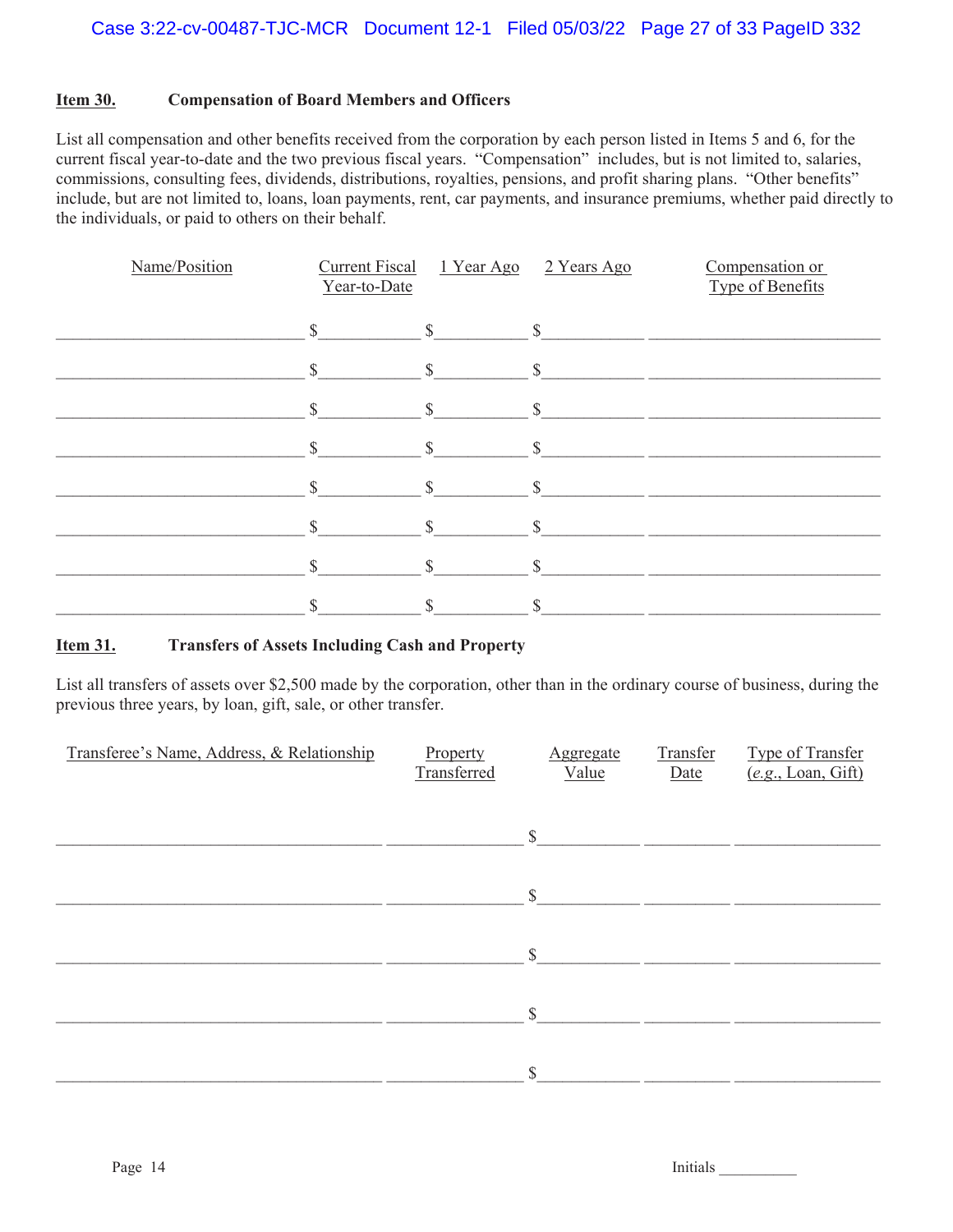**Item 30.** **Compensation of Board Members and Officers**

List all compensation and other benefits received from the corporation by each person listed in Items 5 and 6, for the current fiscal year-to-date and the two previous fiscal years. "Compensation" includes, but is not limited to, salaries, commissions, consulting fees, dividends, distributions, royalties, pensions, and profit sharing plans. "Other benefits" include, but are not limited to, loans, loan payments, rent, car payments, and insurance premiums, whether paid directly to the individuals, or paid to others on their behalf.

| Name/Position | Current Fiscal Year-to-Date | 1 Year Ago | 2 Years Ago | Compensation or Type of Benefits |
|---|---|---|---|---|
| | $ | $ | $ | |
| | $ | $ | $ | |
| | $ | $ | $ | |
| | $ | $ | $ | |
| | $ | $ | $ | |
| | $ | $ | $ | |
| | $ | $ | $ | |
| | $ | $ | $ | |

**Item 31.** **Transfers of Assets Including Cash and Property**

List all transfers of assets over $2,500 made by the corporation, other than in the ordinary course of business, during the previous three years, by loan, gift, sale, or other transfer.

| Transferee's Name, Address, & Relationship | Property Transferred | Aggregate Value | Transfer Date | Type of Transfer (*e.g.*, Loan, Gift) |
|---|---|---|---|---|
| | | $ | | |
| | | $ | | |
| | | $ | | |
| | | $ | | |
| | | $ | | |

Initials __________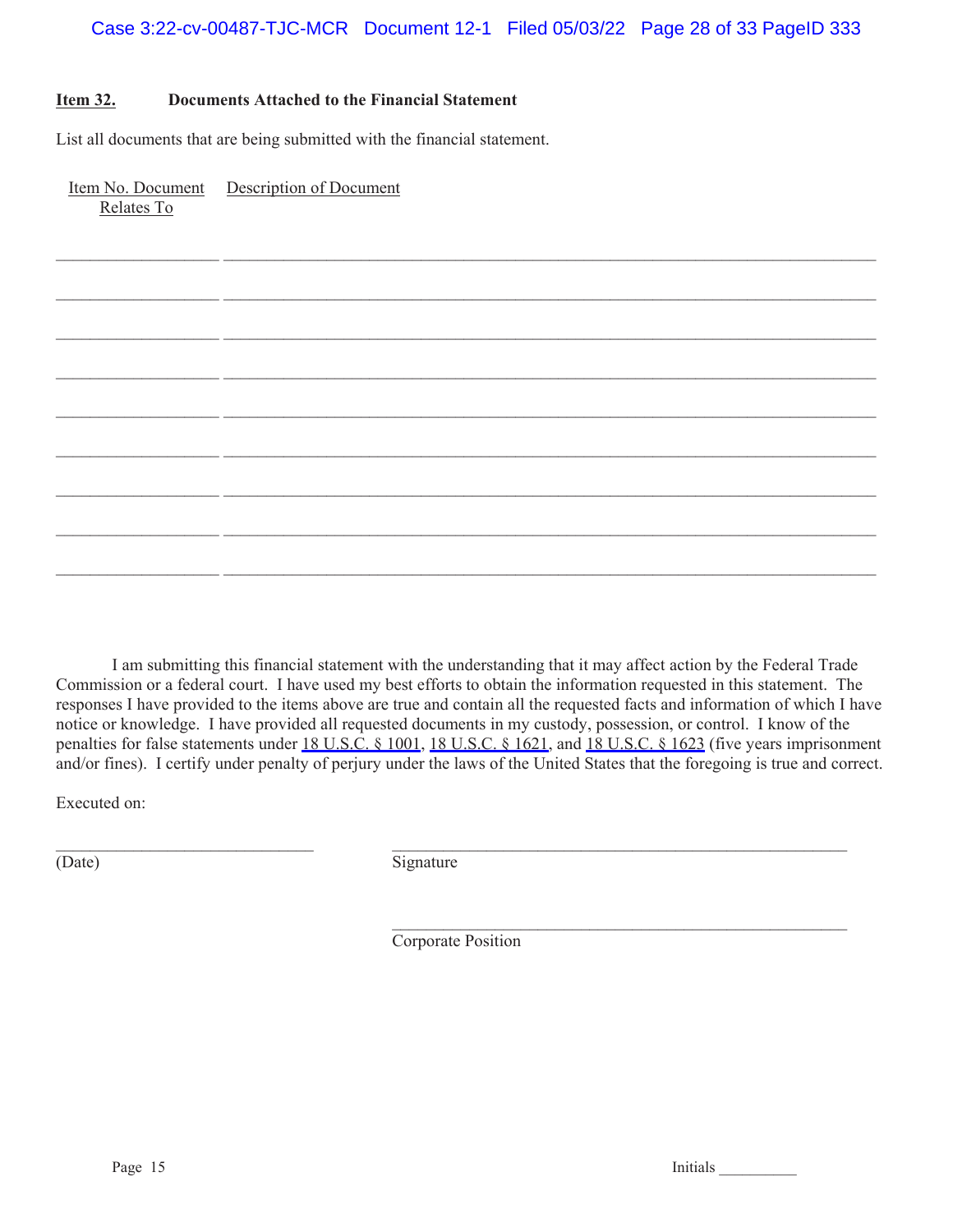**Item 32.** **Documents Attached to the Financial Statement**

List all documents that are being submitted with the financial statement.

| Item No. Document Relates To | Description of Document |
| --- | --- |
| | |
| | |
| | |
| | |
| | |
| | |
| | |
| | |
| | |

I am submitting this financial statement with the understanding that it may affect action by the Federal Trade Commission or a federal court. I have used my best efforts to obtain the information requested in this statement. The responses I have provided to the items above are true and contain all the requested facts and information of which I have notice or knowledge. I have provided all requested documents in my custody, possession, or control. I know of the penalties for false statements under 18 U.S.C. § 1001, 18 U.S.C. § 1621, and 18 U.S.C. § 1623 (five years imprisonment and/or fines). I certify under penalty of perjury under the laws of the United States that the foregoing is true and correct.

Executed on:

_______________________________ (Date)

_______________________________ Signature

_______________________________ Corporate Position

Initials __________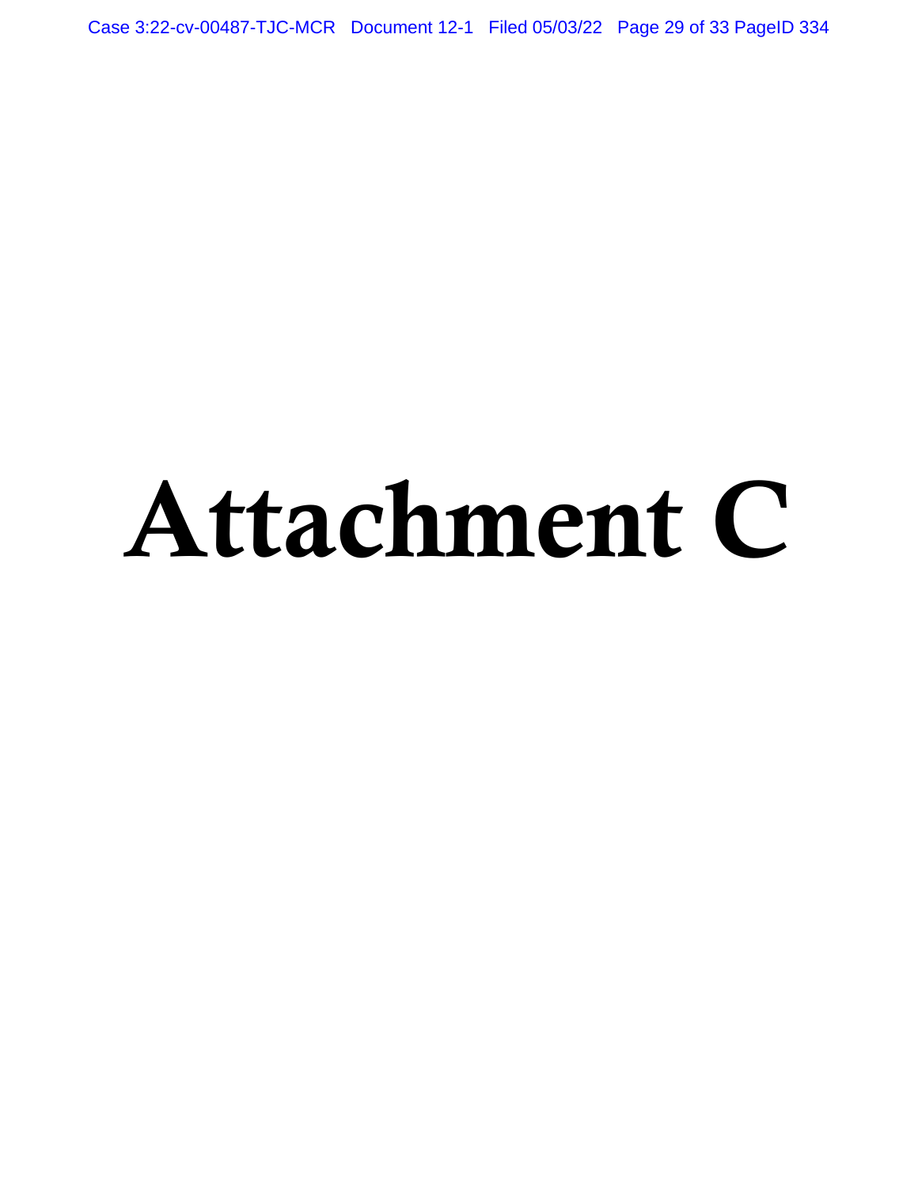# Attachment C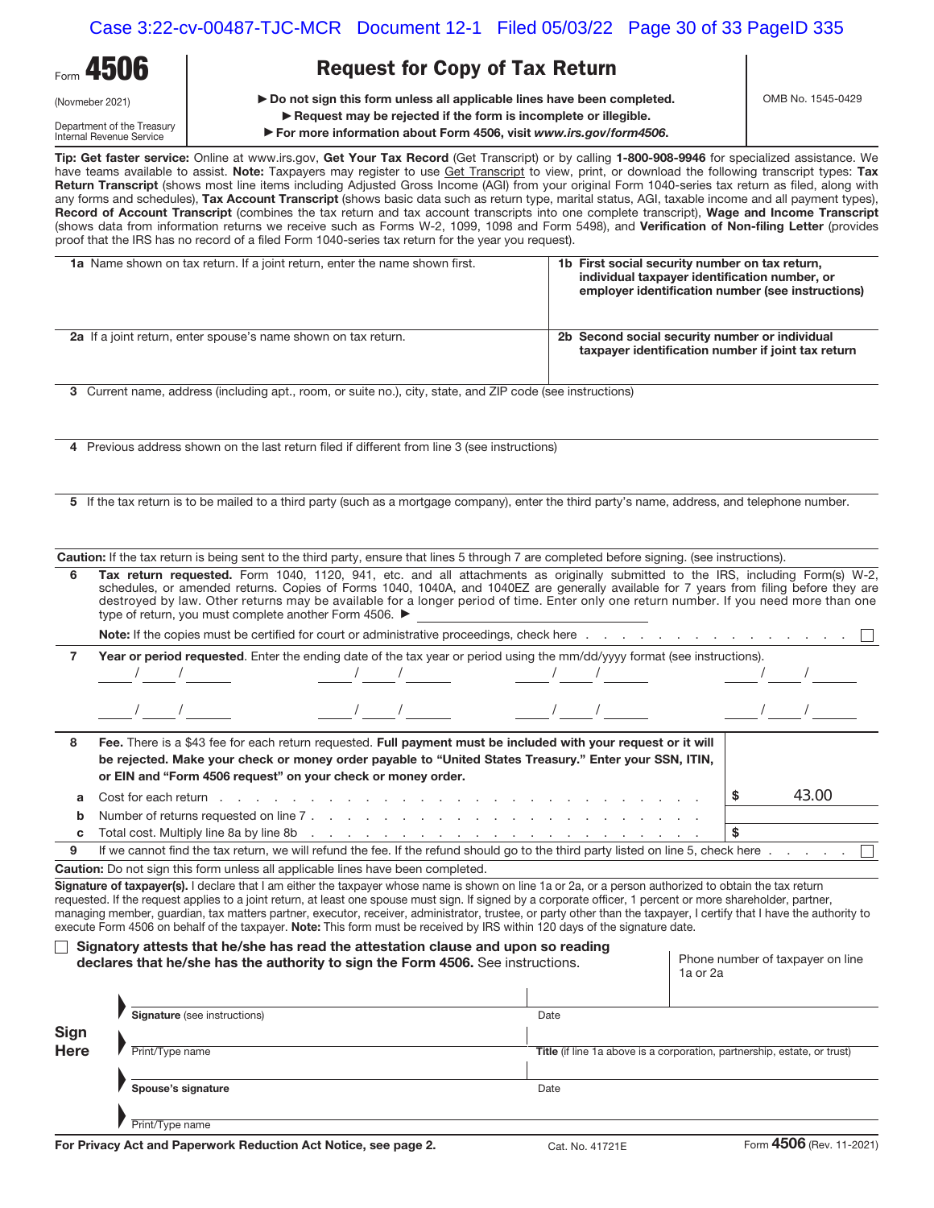Form **4506**

(Novmeber 2021)

Department of the Treasury
Internal Revenue Service

# Request for Copy of Tax Return

▶ **Do not sign this form unless all applicable lines have been completed.**

▶ **Request may be rejected if the form is incomplete or illegible.**

▶ **For more information about Form 4506, visit** ***www.irs.gov/form4506.***

OMB No. 1545-0429

**Tip: Get faster service:** Online at www.irs.gov, **Get Your Tax Record** (Get Transcript) or by calling **1-800-908-9946** for specialized assistance. We have teams available to assist. **Note:** Taxpayers may register to use Get Transcript to view, print, or download the following transcript types: **Tax Return Transcript** (shows most line items including Adjusted Gross Income (AGI) from your original Form 1040-series tax return as filed, along with any forms and schedules), **Tax Account Transcript** (shows basic data such as return type, marital status, AGI, taxable income and all payment types), **Record of Account Transcript** (combines the tax return and tax account transcripts into one complete transcript), **Wage and Income Transcript** (shows data from information returns we receive such as Forms W-2, 1099, 1098 and Form 5498), and **Verification of Non-filing Letter** (provides proof that the IRS has no record of a filed Form 1040-series tax return for the year you request).

| | |
|---|---|
| **1a** Name shown on tax return. If a joint return, enter the name shown first. | **1b First social security number on tax return, individual taxpayer identification number, or employer identification number (see instructions)** |
| **2a** If a joint return, enter spouse's name shown on tax return. | **2b Second social security number or individual taxpayer identification number if joint tax return** |

**3** Current name, address (including apt., room, or suite no.), city, state, and ZIP code (see instructions)

**4** Previous address shown on the last return filed if different from line 3 (see instructions)

**5** If the tax return is to be mailed to a third party (such as a mortgage company), enter the third party's name, address, and telephone number.

**Caution:** If the tax return is being sent to the third party, ensure that lines 5 through 7 are completed before signing. (see instructions).

**6** **Tax return requested.** Form 1040, 1120, 941, etc. and all attachments as originally submitted to the IRS, including Form(s) W-2, schedules, or amended returns. Copies of Forms 1040, 1040A, and 1040EZ are generally available for 7 years from filing before they are destroyed by law. Other returns may be available for a longer period of time. Enter only one return number. If you need more than one type of return, you must complete another Form 4506. ▶ ____________

**Note:** If the copies must be certified for court or administrative proceedings, check here . . . . . . . . . . . . . . . . . ☐

**7** **Year or period requested**. Enter the ending date of the tax year or period using the mm/dd/yyyy format (see instructions).

____/____/______ ____/____/______ ____/____/______ ____/____/______

____/____/______ ____/____/______ ____/____/______ ____/____/______

**8** **Fee.** There is a $43 fee for each return requested. **Full payment must be included with your request or it will be rejected. Make your check or money order payable to "United States Treasury." Enter your SSN, ITIN, or EIN and "Form 4506 request" on your check or money order.**

| | | |
|---|---|---|
| **a** | Cost for each return . . . . . . . . . . . . . . . . . . . . . . . . . . . . . | $ 43.00 |
| **b** | Number of returns requested on line 7 . . . . . . . . . . . . . . . . . . . . . . . . . | |
| **c** | Total cost. Multiply line 8a by line 8b . . . . . . . . . . . . . . . . . . . . . . . . | $ |

**9** If we cannot find the tax return, we will refund the fee. If the refund should go to the third party listed on line 5, check here . . . . . ☐

**Caution:** Do not sign this form unless all applicable lines have been completed.

**Signature of taxpayer(s).** I declare that I am either the taxpayer whose name is shown on line 1a or 2a, or a person authorized to obtain the tax return requested. If the request applies to a joint return, at least one spouse must sign. If signed by a corporate officer, 1 percent or more shareholder, partner, managing member, guardian, tax matters partner, executor, receiver, administrator, trustee, or party other than the taxpayer, I certify that I have the authority to execute Form 4506 on behalf of the taxpayer. **Note:** This form must be received by IRS within 120 days of the signature date.

☐ **Signatory attests that he/she has read the attestation clause and upon so reading declares that he/she has the authority to sign the Form 4506.** See instructions.

Phone number of taxpayer on line 1a or 2a

**Sign Here**

| | |
|---|---|
| ▶ **Signature** (see instructions) | Date |
| ▶ Print/Type name | **Title** (if line 1a above is a corporation, partnership, estate, or trust) |
| ▶ **Spouse's signature** | Date |
| ▶ Print/Type name | |

**For Privacy Act and Paperwork Reduction Act Notice, see page 2.** Cat. No. 41721E Form **4506** (Rev. 11-2021)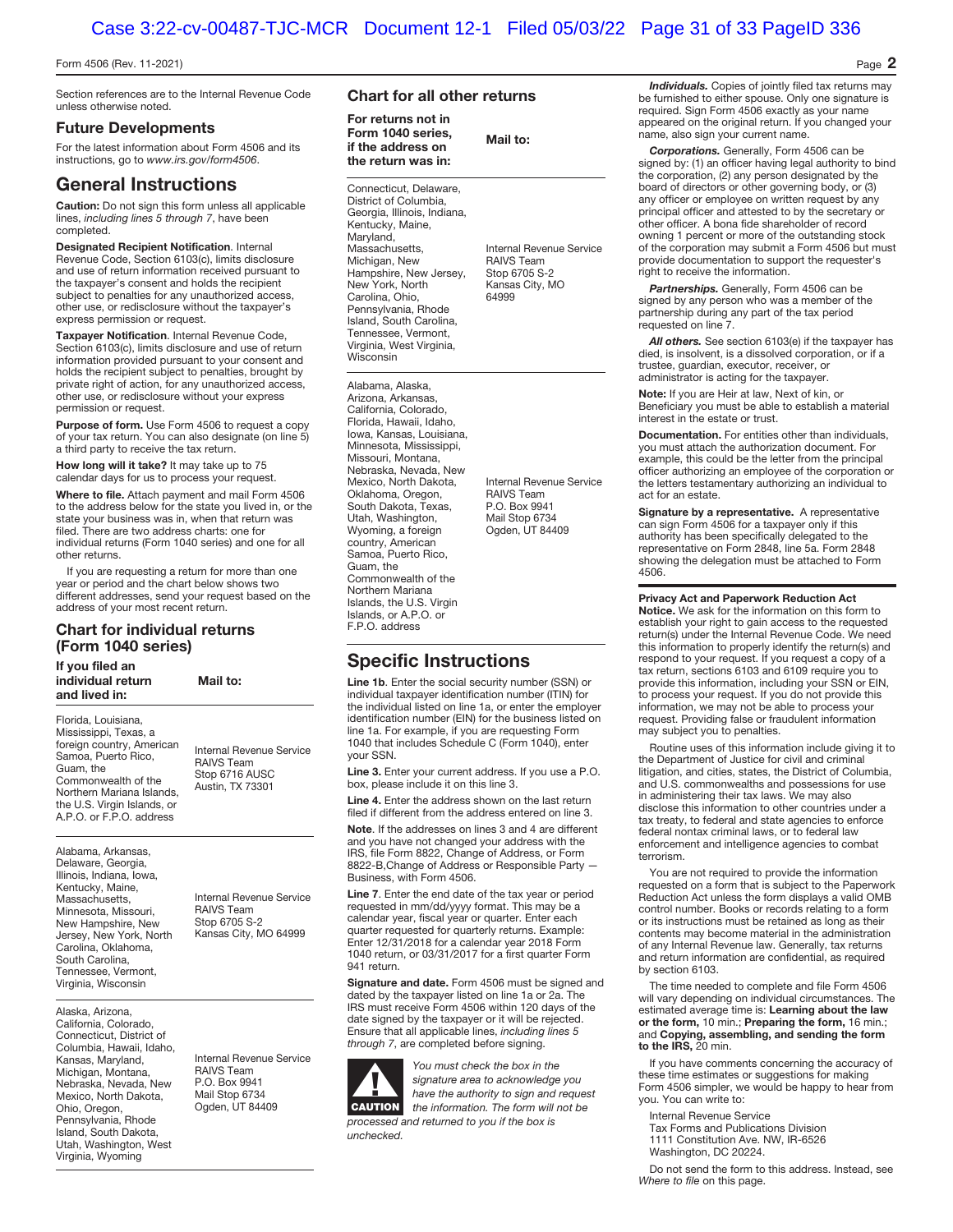Section references are to the Internal Revenue Code unless otherwise noted.

## Future Developments

For the latest information about Form 4506 and its instructions, go to *www.irs.gov/form4506*.

# General Instructions

**Caution:** Do not sign this form unless all applicable lines, *including lines 5 through 7*, have been completed.

**Designated Recipient Notification**. Internal Revenue Code, Section 6103(c), limits disclosure and use of return information received pursuant to the taxpayer's consent and holds the recipient subject to penalties for any unauthorized access, other use, or redisclosure without the taxpayer's express permission or request.

**Taxpayer Notification**. Internal Revenue Code, Section 6103(c), limits disclosure and use of return information provided pursuant to your consent and holds the recipient subject to penalties, brought by private right of action, for any unauthorized access, other use, or redisclosure without your express permission or request.

**Purpose of form.** Use Form 4506 to request a copy of your tax return. You can also designate (on line 5) a third party to receive the tax return.

**How long will it take?** It may take up to 75 calendar days for us to process your request.

**Where to file.** Attach payment and mail Form 4506 to the address below for the state you lived in, or the state your business was in, when that return was filed. There are two address charts: one for individual returns (Form 1040 series) and one for all other returns.

If you are requesting a return for more than one year or period and the chart below shows two different addresses, send your request based on the address of your most recent return.

## Chart for individual returns (Form 1040 series)

| If you filed an individual return and lived in: | Mail to: |
|---|---|
| Florida, Louisiana, Mississippi, Texas, a foreign country, American Samoa, Puerto Rico, Guam, the Commonwealth of the Northern Mariana Islands, the U.S. Virgin Islands, or A.P.O. or F.P.O. address | Internal Revenue Service RAIVS Team Stop 6716 AUSC Austin, TX 73301 |
| Alabama, Arkansas, Delaware, Georgia, Illinois, Indiana, Iowa, Kentucky, Maine, Massachusetts, Minnesota, Missouri, New Hampshire, New Jersey, New York, North Carolina, Oklahoma, South Carolina, Tennessee, Vermont, Virginia, Wisconsin | Internal Revenue Service RAIVS Team Stop 6705 S-2 Kansas City, MO 64999 |
| Alaska, Arizona, California, Colorado, Connecticut, District of Columbia, Hawaii, Idaho, Kansas, Maryland, Michigan, Montana, Nebraska, Nevada, New Mexico, North Dakota, Ohio, Oregon, Pennsylvania, Rhode Island, South Dakota, Utah, Washington, West Virginia, Wyoming | Internal Revenue Service RAIVS Team P.O. Box 9941 Mail Stop 6734 Ogden, UT 84409 |

## Chart for all other returns

| For returns not in Form 1040 series, if the address on the return was in: | Mail to: |
|---|---|
| Connecticut, Delaware, District of Columbia, Georgia, Illinois, Indiana, Kentucky, Maine, Maryland, Massachusetts, Michigan, New Hampshire, New Jersey, New York, North Carolina, Ohio, Pennsylvania, Rhode Island, South Carolina, Tennessee, Vermont, Virginia, West Virginia, Wisconsin | Internal Revenue Service RAIVS Team Stop 6705 S-2 Kansas City, MO 64999 |
| Alabama, Alaska, Arizona, Arkansas, California, Colorado, Florida, Hawaii, Idaho, Iowa, Kansas, Louisiana, Minnesota, Mississippi, Missouri, Montana, Nebraska, Nevada, New Mexico, North Dakota, Oklahoma, Oregon, South Dakota, Texas, Utah, Washington, Wyoming, a foreign country, American Samoa, Puerto Rico, Guam, the Commonwealth of the Northern Mariana Islands, the U.S. Virgin Islands, or A.P.O. or F.P.O. address | Internal Revenue Service RAIVS Team P.O. Box 9941 Mail Stop 6734 Ogden, UT 84409 |

# Specific Instructions

**Line 1b**. Enter the social security number (SSN) or individual taxpayer identification number (ITIN) for the individual listed on line 1a, or enter the employer identification number (EIN) for the business listed on line 1a. For example, if you are requesting Form 1040 that includes Schedule C (Form 1040), enter your SSN.

**Line 3.** Enter your current address. If you use a P.O. box, please include it on this line 3.

**Line 4.** Enter the address shown on the last return filed if different from the address entered on line 3.

**Note**. If the addresses on lines 3 and 4 are different and you have not changed your address with the IRS, file Form 8822, Change of Address, or Form 8822-B,Change of Address or Responsible Party — Business, with Form 4506.

**Line 7**. Enter the end date of the tax year or period requested in mm/dd/yyyy format. This may be a calendar year, fiscal year or quarter. Enter each quarter requested for quarterly returns. Example: Enter 12/31/2018 for a calendar year 2018 Form 1040 return, or 03/31/2017 for a first quarter Form 941 return.

**Signature and date.** Form 4506 must be signed and dated by the taxpayer listed on line 1a or 2a. The IRS must receive Form 4506 within 120 days of the date signed by the taxpayer or it will be rejected. Ensure that all applicable lines, *including lines 5 through 7*, are completed before signing.

**CAUTION** *You must check the box in the signature area to acknowledge you have the authority to sign and request the information. The form will not be processed and returned to you if the box is unchecked.*

***Individuals.*** Copies of jointly filed tax returns may be furnished to either spouse. Only one signature is required. Sign Form 4506 exactly as your name appeared on the original return. If you changed your name, also sign your current name.

***Corporations.*** Generally, Form 4506 can be signed by: (1) an officer having legal authority to bind the corporation, (2) any person designated by the board of directors or other governing body, or (3) any officer or employee on written request by any principal officer and attested to by the secretary or other officer. A bona fide shareholder of record owning 1 percent or more of the outstanding stock of the corporation may submit a Form 4506 but must provide documentation to support the requester's right to receive the information.

***Partnerships.*** Generally, Form 4506 can be signed by any person who was a member of the partnership during any part of the tax period requested on line 7.

***All others.*** See section 6103(e) if the taxpayer has died, is insolvent, is a dissolved corporation, or if a trustee, guardian, executor, receiver, or administrator is acting for the taxpayer.

**Note:** If you are Heir at law, Next of kin, or Beneficiary you must be able to establish a material interest in the estate or trust.

**Documentation.** For entities other than individuals, you must attach the authorization document. For example, this could be the letter from the principal officer authorizing an employee of the corporation or the letters testamentary authorizing an individual to act for an estate.

**Signature by a representative.** A representative can sign Form 4506 for a taxpayer only if this authority has been specifically delegated to the representative on Form 2848, line 5a. Form 2848 showing the delegation must be attached to Form 4506.

**Privacy Act and Paperwork Reduction Act Notice.** We ask for the information on this form to establish your right to gain access to the requested return(s) under the Internal Revenue Code. We need this information to properly identify the return(s) and respond to your request. If you request a copy of a tax return, sections 6103 and 6109 require you to provide this information, including your SSN or EIN, to process your request. If you do not provide this information, we may not be able to process your request. Providing false or fraudulent information may subject you to penalties.

Routine uses of this information include giving it to the Department of Justice for civil and criminal litigation, and cities, states, the District of Columbia, and U.S. commonwealths and possessions for use in administering their tax laws. We may also disclose this information to other countries under a tax treaty, to federal and state agencies to enforce federal nontax criminal laws, or to federal law enforcement and intelligence agencies to combat terrorism.

You are not required to provide the information requested on a form that is subject to the Paperwork Reduction Act unless the form displays a valid OMB control number. Books or records relating to a form or its instructions must be retained as long as their contents may become material in the administration of any Internal Revenue law. Generally, tax returns and return information are confidential, as required by section 6103.

The time needed to complete and file Form 4506 will vary depending on individual circumstances. The estimated average time is: **Learning about the law or the form,** 10 min.; **Preparing the form,** 16 min.; and **Copying, assembling, and sending the form to the IRS,** 20 min.

If you have comments concerning the accuracy of these time estimates or suggestions for making Form 4506 simpler, we would be happy to hear from you. You can write to:

Internal Revenue Service
Tax Forms and Publications Division
1111 Constitution Ave. NW, IR-6526
Washington, DC 20224.

Do not send the form to this address. Instead, see *Where to file* on this page.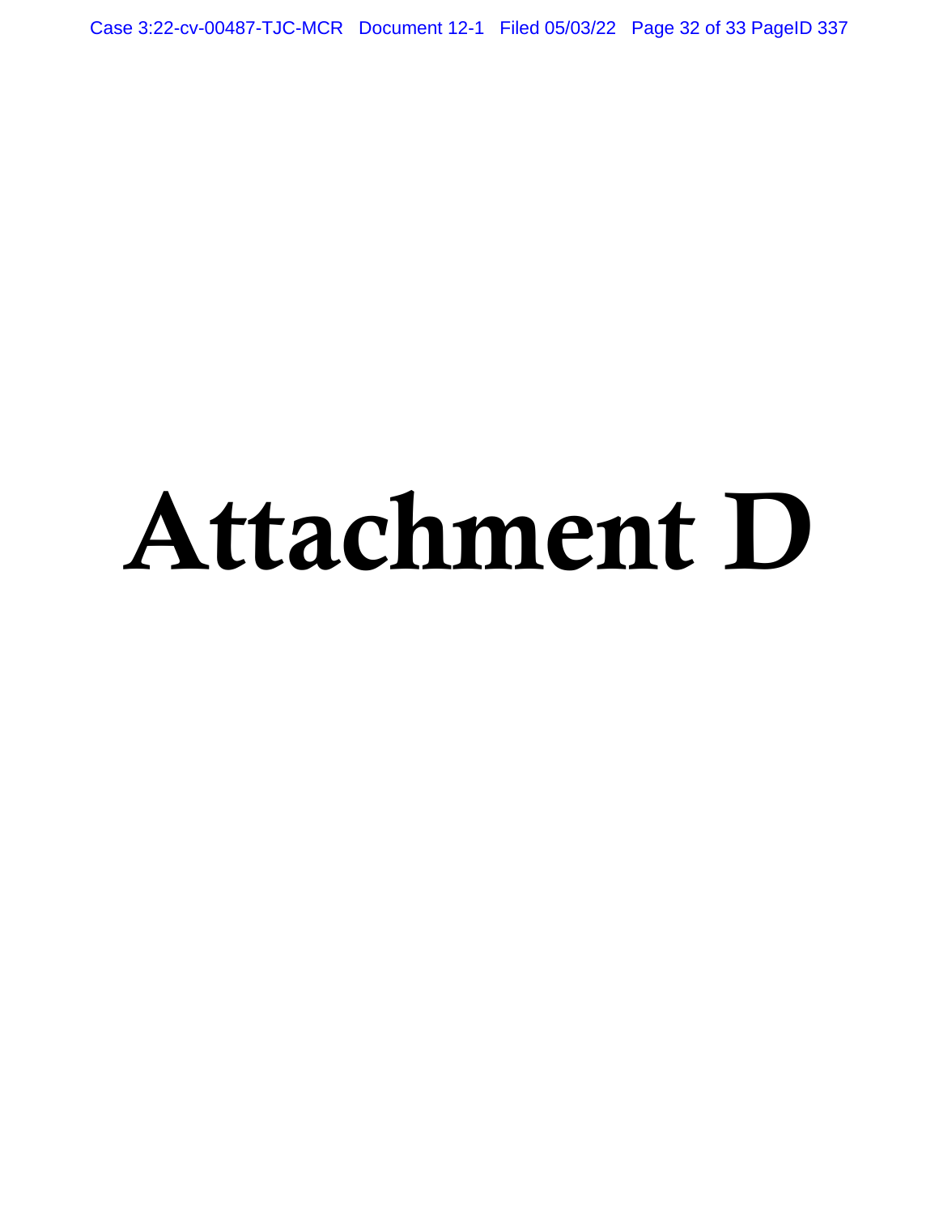# Attachment D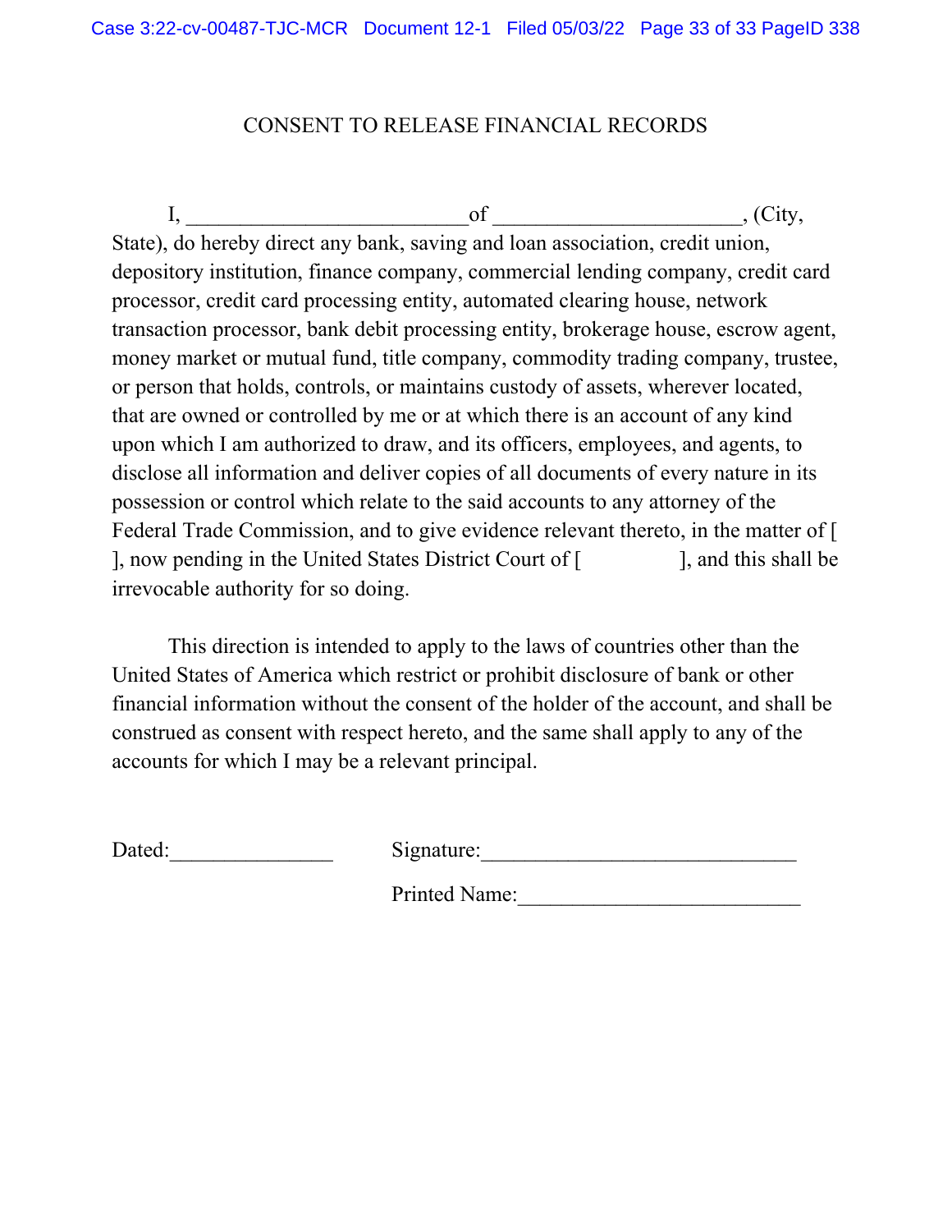# CONSENT TO RELEASE FINANCIAL RECORDS

I, _________________________ of _____________________, (City, State), do hereby direct any bank, saving and loan association, credit union, depository institution, finance company, commercial lending company, credit card processor, credit card processing entity, automated clearing house, network transaction processor, bank debit processing entity, brokerage house, escrow agent, money market or mutual fund, title company, commodity trading company, trustee, or person that holds, controls, or maintains custody of assets, wherever located, that are owned or controlled by me or at which there is an account of any kind upon which I am authorized to draw, and its officers, employees, and agents, to disclose all information and deliver copies of all documents of every nature in its possession or control which relate to the said accounts to any attorney of the Federal Trade Commission, and to give evidence relevant thereto, in the matter of [ ], now pending in the United States District Court of [ ], and this shall be irrevocable authority for so doing.

This direction is intended to apply to the laws of countries other than the United States of America which restrict or prohibit disclosure of bank or other financial information without the consent of the holder of the account, and shall be construed as consent with respect hereto, and the same shall apply to any of the accounts for which I may be a relevant principal.

Dated:_______________ Signature:____________________________

Printed Name:_________________________